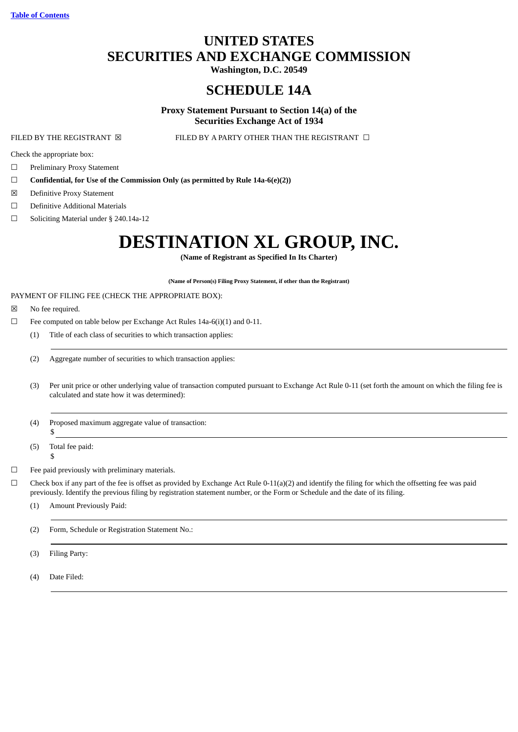[Table of Contents](#)

# UNITED STATES
# SECURITIES AND EXCHANGE COMMISSION

**Washington, D.C. 20549**

## SCHEDULE 14A

**Proxy Statement Pursuant to Section 14(a) of the Securities Exchange Act of 1934**

FILED BY THE REGISTRANT ☒ FILED BY A PARTY OTHER THAN THE REGISTRANT ☐

Check the appropriate box:

☐ Preliminary Proxy Statement

☐ **Confidential, for Use of the Commission Only (as permitted by Rule 14a-6(e)(2))**

☒ Definitive Proxy Statement

☐ Definitive Additional Materials

☐ Soliciting Material under § 240.14a-12

# DESTINATION XL GROUP, INC.

**(Name of Registrant as Specified In Its Charter)**

**(Name of Person(s) Filing Proxy Statement, if other than the Registrant)**

PAYMENT OF FILING FEE (CHECK THE APPROPRIATE BOX):

☒ No fee required.

☐ Fee computed on table below per Exchange Act Rules 14a-6(i)(1) and 0-11.

(1) Title of each class of securities to which transaction applies:

(2) Aggregate number of securities to which transaction applies:

(3) Per unit price or other underlying value of transaction computed pursuant to Exchange Act Rule 0-11 (set forth the amount on which the filing fee is calculated and state how it was determined):

(4) Proposed maximum aggregate value of transaction:
$

(5) Total fee paid:
$

☐ Fee paid previously with preliminary materials.

☐ Check box if any part of the fee is offset as provided by Exchange Act Rule 0-11(a)(2) and identify the filing for which the offsetting fee was paid previously. Identify the previous filing by registration statement number, or the Form or Schedule and the date of its filing.

(1) Amount Previously Paid:

(2) Form, Schedule or Registration Statement No.:

(3) Filing Party:

(4) Date Filed: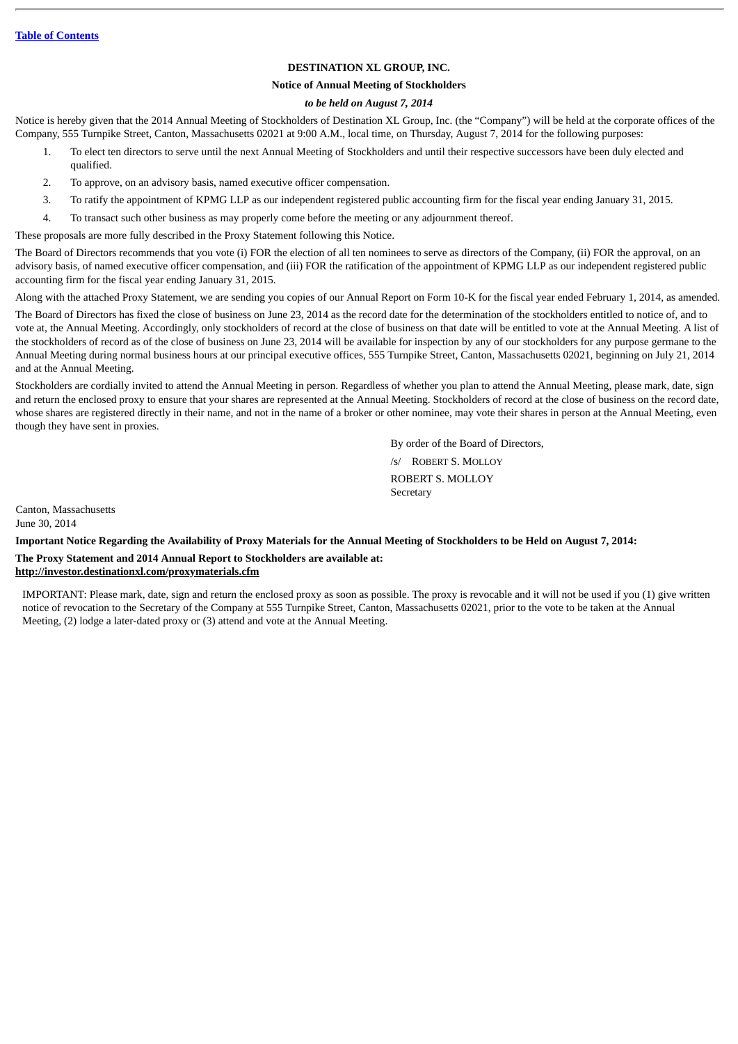Table of Contents

# DESTINATION XL GROUP, INC.

## Notice of Annual Meeting of Stockholders

***to be held on August 7, 2014***

Notice is hereby given that the 2014 Annual Meeting of Stockholders of Destination XL Group, Inc. (the "Company") will be held at the corporate offices of the Company, 555 Turnpike Street, Canton, Massachusetts 02021 at 9:00 A.M., local time, on Thursday, August 7, 2014 for the following purposes:

1. To elect ten directors to serve until the next Annual Meeting of Stockholders and until their respective successors have been duly elected and qualified.
2. To approve, on an advisory basis, named executive officer compensation.
3. To ratify the appointment of KPMG LLP as our independent registered public accounting firm for the fiscal year ending January 31, 2015.
4. To transact such other business as may properly come before the meeting or any adjournment thereof.

These proposals are more fully described in the Proxy Statement following this Notice.

The Board of Directors recommends that you vote (i) FOR the election of all ten nominees to serve as directors of the Company, (ii) FOR the approval, on an advisory basis, of named executive officer compensation, and (iii) FOR the ratification of the appointment of KPMG LLP as our independent registered public accounting firm for the fiscal year ending January 31, 2015.

Along with the attached Proxy Statement, we are sending you copies of our Annual Report on Form 10-K for the fiscal year ended February 1, 2014, as amended.

The Board of Directors has fixed the close of business on June 23, 2014 as the record date for the determination of the stockholders entitled to notice of, and to vote at, the Annual Meeting. Accordingly, only stockholders of record at the close of business on that date will be entitled to vote at the Annual Meeting. A list of the stockholders of record as of the close of business on June 23, 2014 will be available for inspection by any of our stockholders for any purpose germane to the Annual Meeting during normal business hours at our principal executive offices, 555 Turnpike Street, Canton, Massachusetts 02021, beginning on July 21, 2014 and at the Annual Meeting.

Stockholders are cordially invited to attend the Annual Meeting in person. Regardless of whether you plan to attend the Annual Meeting, please mark, date, sign and return the enclosed proxy to ensure that your shares are represented at the Annual Meeting. Stockholders of record at the close of business on the record date, whose shares are registered directly in their name, and not in the name of a broker or other nominee, may vote their shares in person at the Annual Meeting, even though they have sent in proxies.

By order of the Board of Directors,

/s/ ROBERT S. MOLLOY

ROBERT S. MOLLOY
Secretary

Canton, Massachusetts
June 30, 2014

**Important Notice Regarding the Availability of Proxy Materials for the Annual Meeting of Stockholders to be Held on August 7, 2014:**

**The Proxy Statement and 2014 Annual Report to Stockholders are available at:**
**http://investor.destinationxl.com/proxymaterials.cfm**

IMPORTANT: Please mark, date, sign and return the enclosed proxy as soon as possible. The proxy is revocable and it will not be used if you (1) give written notice of revocation to the Secretary of the Company at 555 Turnpike Street, Canton, Massachusetts 02021, prior to the vote to be taken at the Annual Meeting, (2) lodge a later-dated proxy or (3) attend and vote at the Annual Meeting.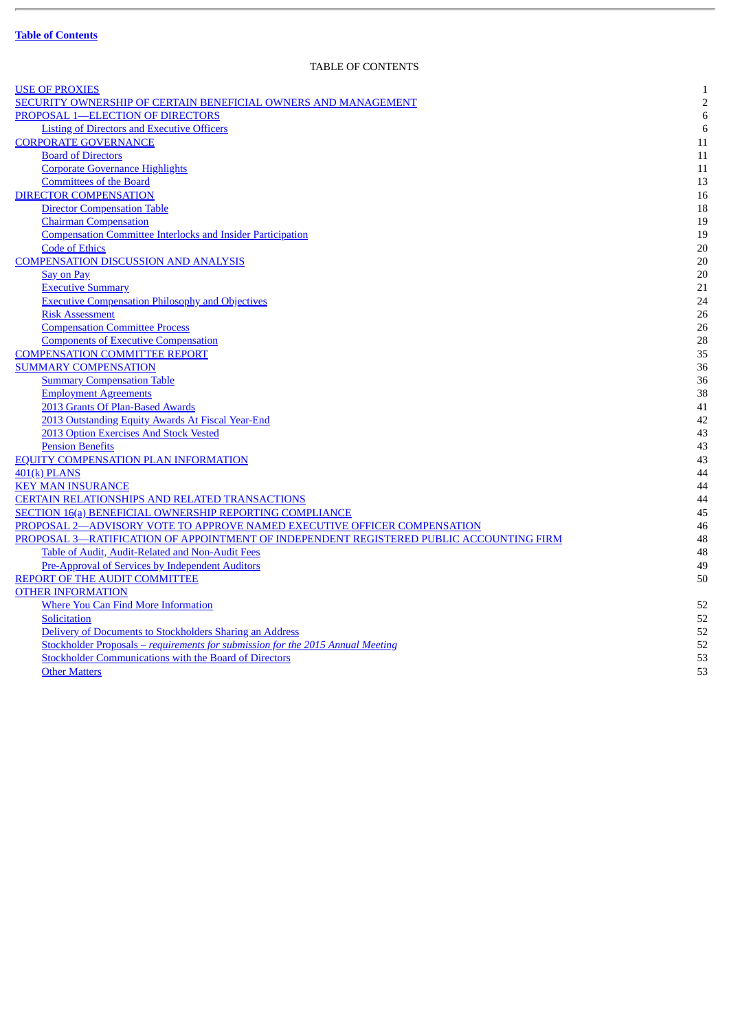**Table of Contents**

TABLE OF CONTENTS

| | |
|---|---|
| USE OF PROXIES | 1 |
| SECURITY OWNERSHIP OF CERTAIN BENEFICIAL OWNERS AND MANAGEMENT | 2 |
| PROPOSAL 1—ELECTION OF DIRECTORS | 6 |
| Listing of Directors and Executive Officers | 6 |
| CORPORATE GOVERNANCE | 11 |
| Board of Directors | 11 |
| Corporate Governance Highlights | 11 |
| Committees of the Board | 13 |
| DIRECTOR COMPENSATION | 16 |
| Director Compensation Table | 18 |
| Chairman Compensation | 19 |
| Compensation Committee Interlocks and Insider Participation | 19 |
| Code of Ethics | 20 |
| COMPENSATION DISCUSSION AND ANALYSIS | 20 |
| Say on Pay | 20 |
| Executive Summary | 21 |
| Executive Compensation Philosophy and Objectives | 24 |
| Risk Assessment | 26 |
| Compensation Committee Process | 26 |
| Components of Executive Compensation | 28 |
| COMPENSATION COMMITTEE REPORT | 35 |
| SUMMARY COMPENSATION | 36 |
| Summary Compensation Table | 36 |
| Employment Agreements | 38 |
| 2013 Grants Of Plan-Based Awards | 41 |
| 2013 Outstanding Equity Awards At Fiscal Year-End | 42 |
| 2013 Option Exercises And Stock Vested | 43 |
| Pension Benefits | 43 |
| EQUITY COMPENSATION PLAN INFORMATION | 43 |
| 401(k) PLANS | 44 |
| KEY MAN INSURANCE | 44 |
| CERTAIN RELATIONSHIPS AND RELATED TRANSACTIONS | 44 |
| SECTION 16(a) BENEFICIAL OWNERSHIP REPORTING COMPLIANCE | 45 |
| PROPOSAL 2—ADVISORY VOTE TO APPROVE NAMED EXECUTIVE OFFICER COMPENSATION | 46 |
| PROPOSAL 3—RATIFICATION OF APPOINTMENT OF INDEPENDENT REGISTERED PUBLIC ACCOUNTING FIRM | 48 |
| Table of Audit, Audit-Related and Non-Audit Fees | 48 |
| Pre-Approval of Services by Independent Auditors | 49 |
| REPORT OF THE AUDIT COMMITTEE | 50 |
| OTHER INFORMATION | |
| Where You Can Find More Information | 52 |
| Solicitation | 52 |
| Delivery of Documents to Stockholders Sharing an Address | 52 |
| Stockholder Proposals – *requirements for submission for the 2015 Annual Meeting* | 52 |
| Stockholder Communications with the Board of Directors | 53 |
| Other Matters | 53 |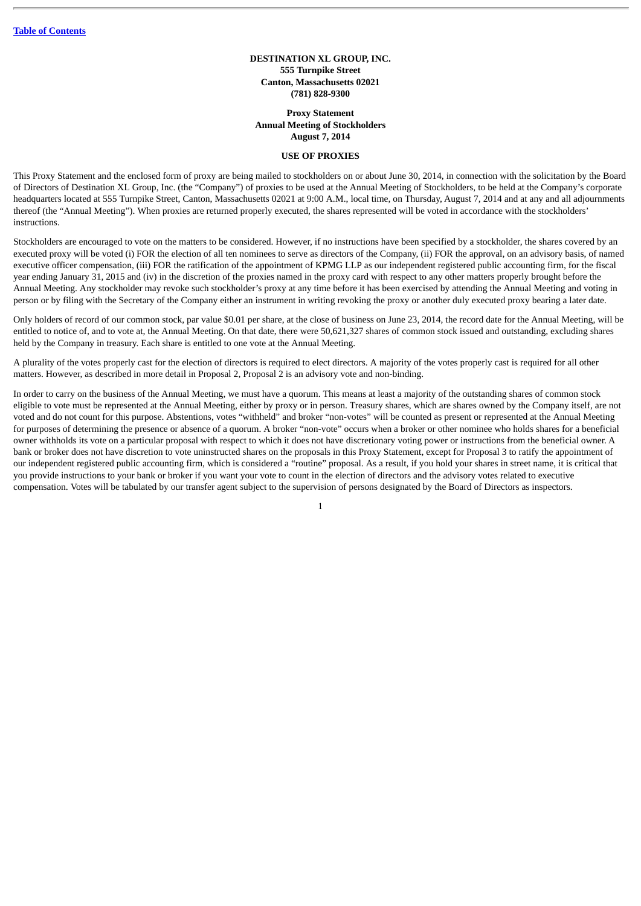**DESTINATION XL GROUP, INC.**
**555 Turnpike Street**
**Canton, Massachusetts 02021**
**(781) 828-9300**

**Proxy Statement**
**Annual Meeting of Stockholders**
**August 7, 2014**

## USE OF PROXIES

This Proxy Statement and the enclosed form of proxy are being mailed to stockholders on or about June 30, 2014, in connection with the solicitation by the Board of Directors of Destination XL Group, Inc. (the "Company") of proxies to be used at the Annual Meeting of Stockholders, to be held at the Company's corporate headquarters located at 555 Turnpike Street, Canton, Massachusetts 02021 at 9:00 A.M., local time, on Thursday, August 7, 2014 and at any and all adjournments thereof (the "Annual Meeting"). When proxies are returned properly executed, the shares represented will be voted in accordance with the stockholders' instructions.

Stockholders are encouraged to vote on the matters to be considered. However, if no instructions have been specified by a stockholder, the shares covered by an executed proxy will be voted (i) FOR the election of all ten nominees to serve as directors of the Company, (ii) FOR the approval, on an advisory basis, of named executive officer compensation, (iii) FOR the ratification of the appointment of KPMG LLP as our independent registered public accounting firm, for the fiscal year ending January 31, 2015 and (iv) in the discretion of the proxies named in the proxy card with respect to any other matters properly brought before the Annual Meeting. Any stockholder may revoke such stockholder's proxy at any time before it has been exercised by attending the Annual Meeting and voting in person or by filing with the Secretary of the Company either an instrument in writing revoking the proxy or another duly executed proxy bearing a later date.

Only holders of record of our common stock, par value $0.01 per share, at the close of business on June 23, 2014, the record date for the Annual Meeting, will be entitled to notice of, and to vote at, the Annual Meeting. On that date, there were 50,621,327 shares of common stock issued and outstanding, excluding shares held by the Company in treasury. Each share is entitled to one vote at the Annual Meeting.

A plurality of the votes properly cast for the election of directors is required to elect directors. A majority of the votes properly cast is required for all other matters. However, as described in more detail in Proposal 2, Proposal 2 is an advisory vote and non-binding.

In order to carry on the business of the Annual Meeting, we must have a quorum. This means at least a majority of the outstanding shares of common stock eligible to vote must be represented at the Annual Meeting, either by proxy or in person. Treasury shares, which are shares owned by the Company itself, are not voted and do not count for this purpose. Abstentions, votes "withheld" and broker "non-votes" will be counted as present or represented at the Annual Meeting for purposes of determining the presence or absence of a quorum. A broker "non-vote" occurs when a broker or other nominee who holds shares for a beneficial owner withholds its vote on a particular proposal with respect to which it does not have discretionary voting power or instructions from the beneficial owner. A bank or broker does not have discretion to vote uninstructed shares on the proposals in this Proxy Statement, except for Proposal 3 to ratify the appointment of our independent registered public accounting firm, which is considered a "routine" proposal. As a result, if you hold your shares in street name, it is critical that you provide instructions to your bank or broker if you want your vote to count in the election of directors and the advisory votes related to executive compensation. Votes will be tabulated by our transfer agent subject to the supervision of persons designated by the Board of Directors as inspectors.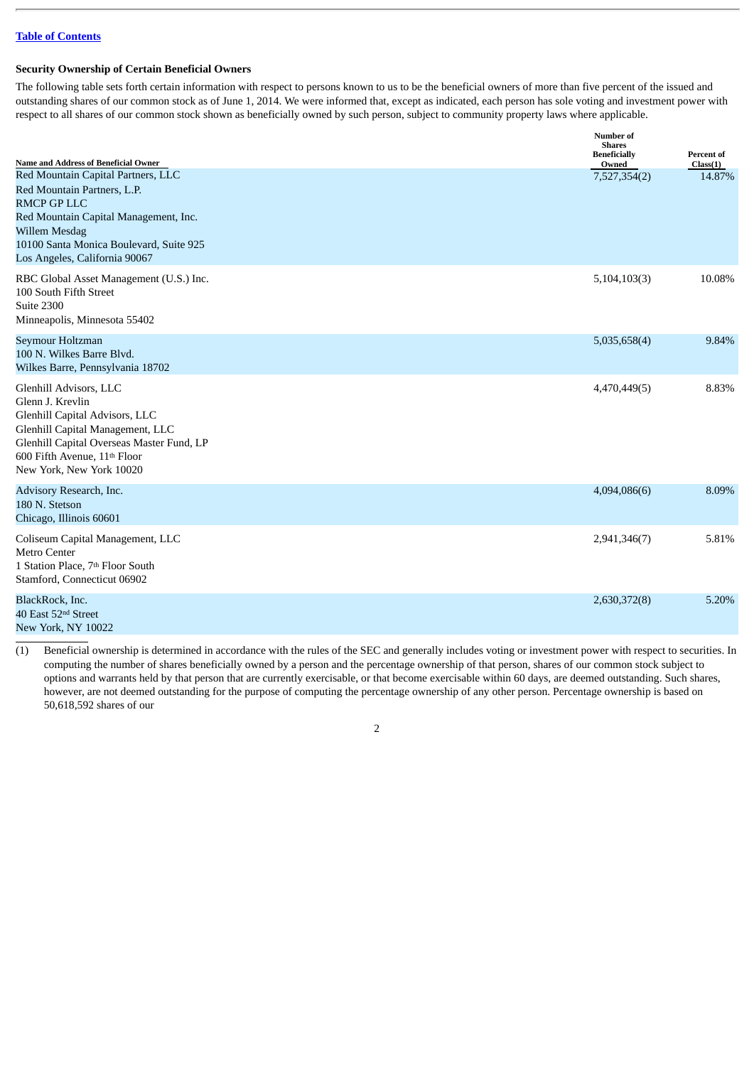[Table of Contents](#)

### Security Ownership of Certain Beneficial Owners

The following table sets forth certain information with respect to persons known to us to be the beneficial owners of more than five percent of the issued and outstanding shares of our common stock as of June 1, 2014. We were informed that, except as indicated, each person has sole voting and investment power with respect to all shares of our common stock shown as beneficially owned by such person, subject to community property laws where applicable.

| Name and Address of Beneficial Owner | Number of Shares Beneficially Owned | Percent of Class(1) |
|---|---|---|
| Red Mountain Capital Partners, LLC<br>Red Mountain Partners, L.P.<br>RMCP GP LLC<br>Red Mountain Capital Management, Inc.<br>Willem Mesdag<br>10100 Santa Monica Boulevard, Suite 925<br>Los Angeles, California 90067 | 7,527,354(2) | 14.87% |
| RBC Global Asset Management (U.S.) Inc.<br>100 South Fifth Street<br>Suite 2300<br>Minneapolis, Minnesota 55402 | 5,104,103(3) | 10.08% |
| Seymour Holtzman<br>100 N. Wilkes Barre Blvd.<br>Wilkes Barre, Pennsylvania 18702 | 5,035,658(4) | 9.84% |
| Glenhill Advisors, LLC<br>Glenn J. Krevlin<br>Glenhill Capital Advisors, LLC<br>Glenhill Capital Management, LLC<br>Glenhill Capital Overseas Master Fund, LP<br>600 Fifth Avenue, 11th Floor<br>New York, New York 10020 | 4,470,449(5) | 8.83% |
| Advisory Research, Inc.<br>180 N. Stetson<br>Chicago, Illinois 60601 | 4,094,086(6) | 8.09% |
| Coliseum Capital Management, LLC<br>Metro Center<br>1 Station Place, 7th Floor South<br>Stamford, Connecticut 06902 | 2,941,346(7) | 5.81% |
| BlackRock, Inc.<br>40 East 52nd Street<br>New York, NY 10022 | 2,630,372(8) | 5.20% |

(1) Beneficial ownership is determined in accordance with the rules of the SEC and generally includes voting or investment power with respect to securities. In computing the number of shares beneficially owned by a person and the percentage ownership of that person, shares of our common stock subject to options and warrants held by that person that are currently exercisable, or that become exercisable within 60 days, are deemed outstanding. Such shares, however, are not deemed outstanding for the purpose of computing the percentage ownership of any other person. Percentage ownership is based on 50,618,592 shares of our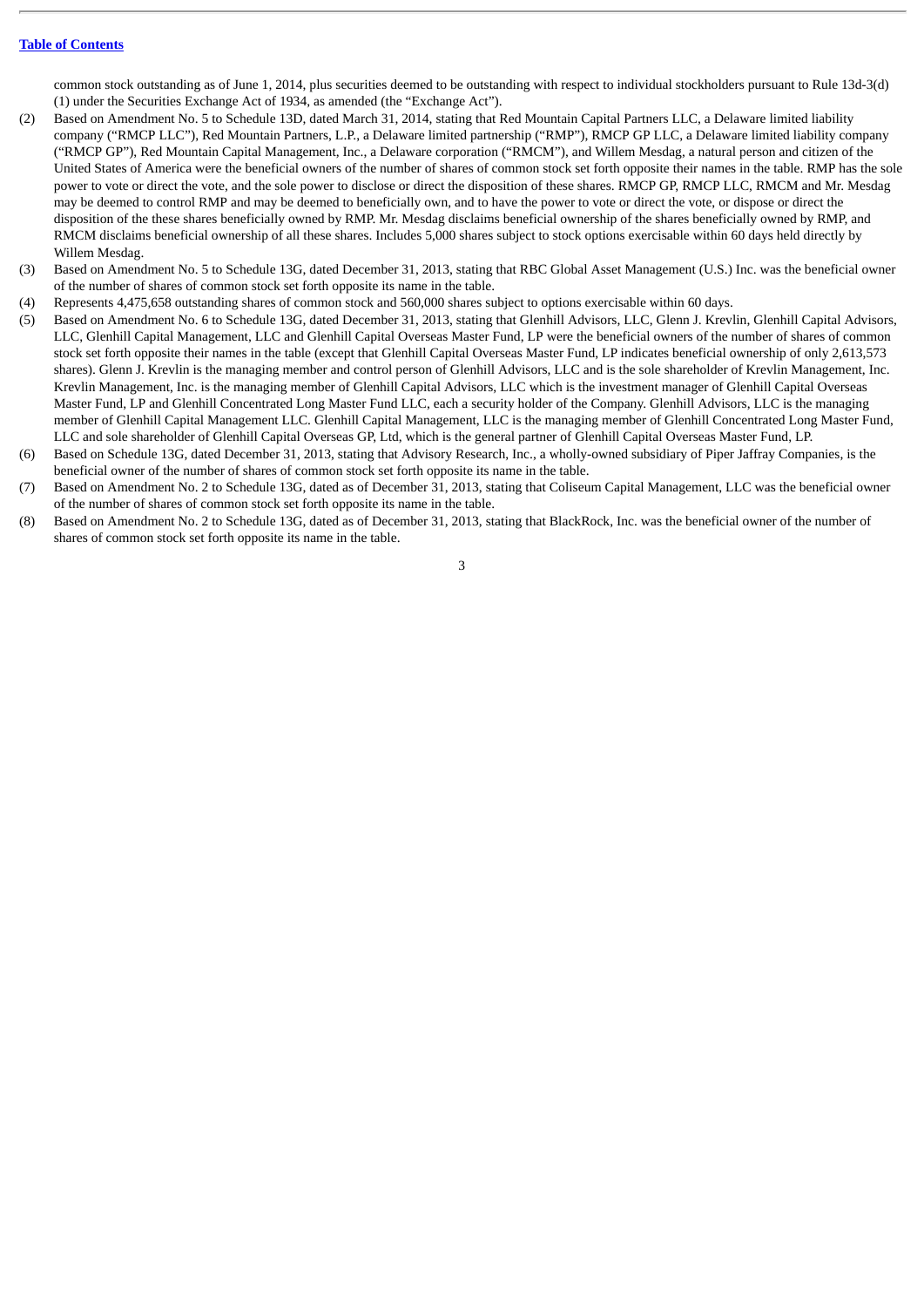common stock outstanding as of June 1, 2014, plus securities deemed to be outstanding with respect to individual stockholders pursuant to Rule 13d-3(d)(1) under the Securities Exchange Act of 1934, as amended (the "Exchange Act").

(2) Based on Amendment No. 5 to Schedule 13D, dated March 31, 2014, stating that Red Mountain Capital Partners LLC, a Delaware limited liability company ("RMCP LLC"), Red Mountain Partners, L.P., a Delaware limited partnership ("RMP"), RMCP GP LLC, a Delaware limited liability company ("RMCP GP"), Red Mountain Capital Management, Inc., a Delaware corporation ("RMCM"), and Willem Mesdag, a natural person and citizen of the United States of America were the beneficial owners of the number of shares of common stock set forth opposite their names in the table. RMP has the sole power to vote or direct the vote, and the sole power to disclose or direct the disposition of these shares. RMCP GP, RMCP LLC, RMCM and Mr. Mesdag may be deemed to control RMP and may be deemed to beneficially own, and to have the power to vote or direct the vote, or dispose or direct the disposition of the these shares beneficially owned by RMP. Mr. Mesdag disclaims beneficial ownership of the shares beneficially owned by RMP, and RMCM disclaims beneficial ownership of all these shares. Includes 5,000 shares subject to stock options exercisable within 60 days held directly by Willem Mesdag.

(3) Based on Amendment No. 5 to Schedule 13G, dated December 31, 2013, stating that RBC Global Asset Management (U.S.) Inc. was the beneficial owner of the number of shares of common stock set forth opposite its name in the table.

(4) Represents 4,475,658 outstanding shares of common stock and 560,000 shares subject to options exercisable within 60 days.

(5) Based on Amendment No. 6 to Schedule 13G, dated December 31, 2013, stating that Glenhill Advisors, LLC, Glenn J. Krevlin, Glenhill Capital Advisors, LLC, Glenhill Capital Management, LLC and Glenhill Capital Overseas Master Fund, LP were the beneficial owners of the number of shares of common stock set forth opposite their names in the table (except that Glenhill Capital Overseas Master Fund, LP indicates beneficial ownership of only 2,613,573 shares). Glenn J. Krevlin is the managing member and control person of Glenhill Advisors, LLC and is the sole shareholder of Krevlin Management, Inc. Krevlin Management, Inc. is the managing member of Glenhill Capital Advisors, LLC which is the investment manager of Glenhill Capital Overseas Master Fund, LP and Glenhill Concentrated Long Master Fund LLC, each a security holder of the Company. Glenhill Advisors, LLC is the managing member of Glenhill Capital Management LLC. Glenhill Capital Management, LLC is the managing member of Glenhill Concentrated Long Master Fund, LLC and sole shareholder of Glenhill Capital Overseas GP, Ltd, which is the general partner of Glenhill Capital Overseas Master Fund, LP.

(6) Based on Schedule 13G, dated December 31, 2013, stating that Advisory Research, Inc., a wholly-owned subsidiary of Piper Jaffray Companies, is the beneficial owner of the number of shares of common stock set forth opposite its name in the table.

(7) Based on Amendment No. 2 to Schedule 13G, dated as of December 31, 2013, stating that Coliseum Capital Management, LLC was the beneficial owner of the number of shares of common stock set forth opposite its name in the table.

(8) Based on Amendment No. 2 to Schedule 13G, dated as of December 31, 2013, stating that BlackRock, Inc. was the beneficial owner of the number of shares of common stock set forth opposite its name in the table.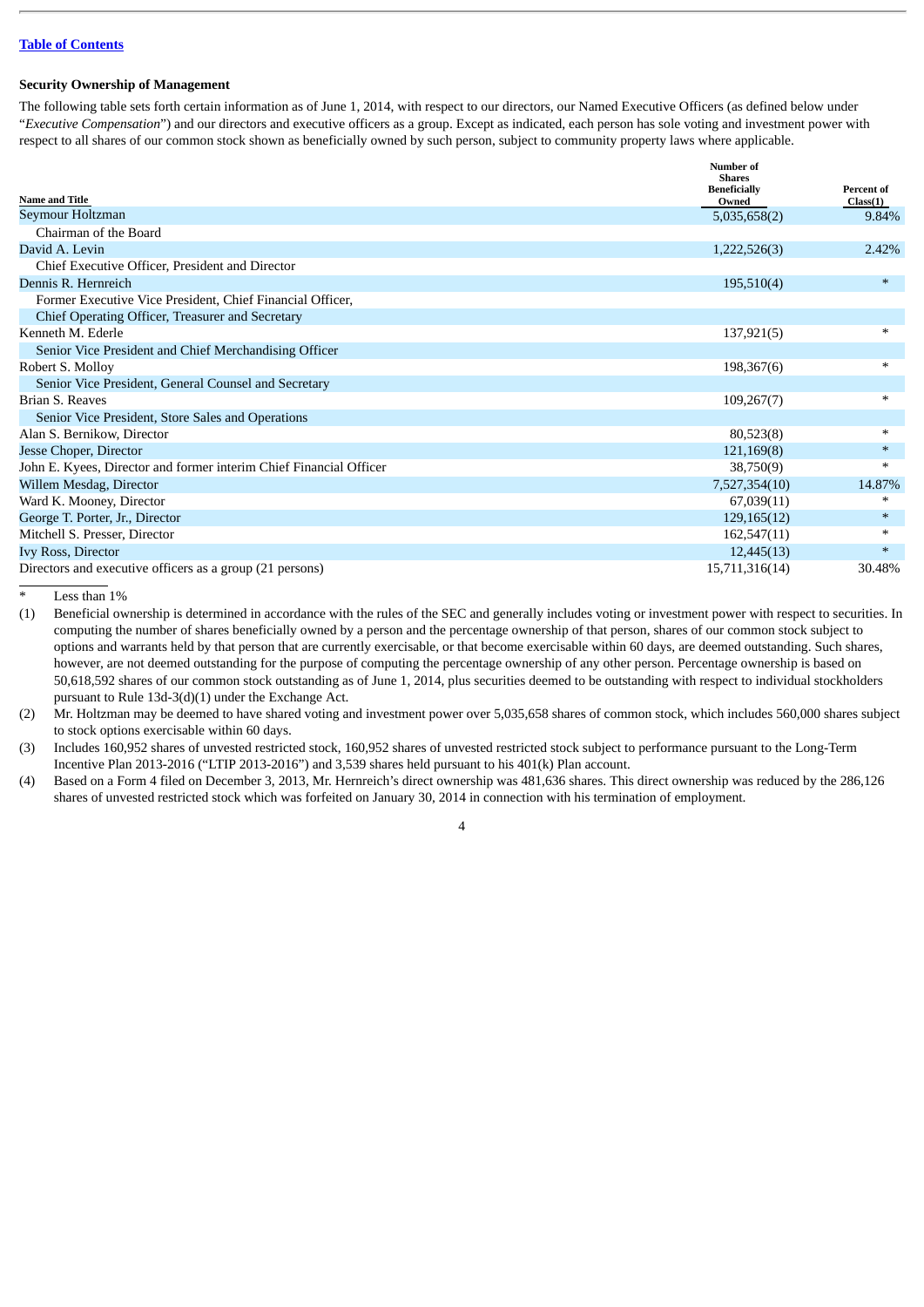[Table of Contents](#)

### Security Ownership of Management

The following table sets forth certain information as of June 1, 2014, with respect to our directors, our Named Executive Officers (as defined below under "*Executive Compensation*") and our directors and executive officers as a group. Except as indicated, each person has sole voting and investment power with respect to all shares of our common stock shown as beneficially owned by such person, subject to community property laws where applicable.

| Name and Title | Number of Shares Beneficially Owned | Percent of Class(1) |
|---|---|---|
| Seymour Holtzman<br>Chairman of the Board | 5,035,658(2) | 9.84% |
| David A. Levin<br>Chief Executive Officer, President and Director | 1,222,526(3) | 2.42% |
| Dennis R. Hernreich<br>Former Executive Vice President, Chief Financial Officer, Chief Operating Officer, Treasurer and Secretary | 195,510(4) | * |
| Kenneth M. Ederle<br>Senior Vice President and Chief Merchandising Officer | 137,921(5) | * |
| Robert S. Molloy<br>Senior Vice President, General Counsel and Secretary | 198,367(6) | * |
| Brian S. Reaves<br>Senior Vice President, Store Sales and Operations | 109,267(7) | * |
| Alan S. Bernikow, Director | 80,523(8) | * |
| Jesse Choper, Director | 121,169(8) | * |
| John E. Kyees, Director and former interim Chief Financial Officer | 38,750(9) | * |
| Willem Mesdag, Director | 7,527,354(10) | 14.87% |
| Ward K. Mooney, Director | 67,039(11) | * |
| George T. Porter, Jr., Director | 129,165(12) | * |
| Mitchell S. Presser, Director | 162,547(11) | * |
| Ivy Ross, Director | 12,445(13) | * |
| Directors and executive officers as a group (21 persons) | 15,711,316(14) | 30.48% |

\* Less than 1%

(1) Beneficial ownership is determined in accordance with the rules of the SEC and generally includes voting or investment power with respect to securities. In computing the number of shares beneficially owned by a person and the percentage ownership of that person, shares of our common stock subject to options and warrants held by that person that are currently exercisable, or that become exercisable within 60 days, are deemed outstanding. Such shares, however, are not deemed outstanding for the purpose of computing the percentage ownership of any other person. Percentage ownership is based on 50,618,592 shares of our common stock outstanding as of June 1, 2014, plus securities deemed to be outstanding with respect to individual stockholders pursuant to Rule 13d-3(d)(1) under the Exchange Act.

(2) Mr. Holtzman may be deemed to have shared voting and investment power over 5,035,658 shares of common stock, which includes 560,000 shares subject to stock options exercisable within 60 days.

(3) Includes 160,952 shares of unvested restricted stock, 160,952 shares of unvested restricted stock subject to performance pursuant to the Long-Term Incentive Plan 2013-2016 ("LTIP 2013-2016") and 3,539 shares held pursuant to his 401(k) Plan account.

(4) Based on a Form 4 filed on December 3, 2013, Mr. Hernreich's direct ownership was 481,636 shares. This direct ownership was reduced by the 286,126 shares of unvested restricted stock which was forfeited on January 30, 2014 in connection with his termination of employment.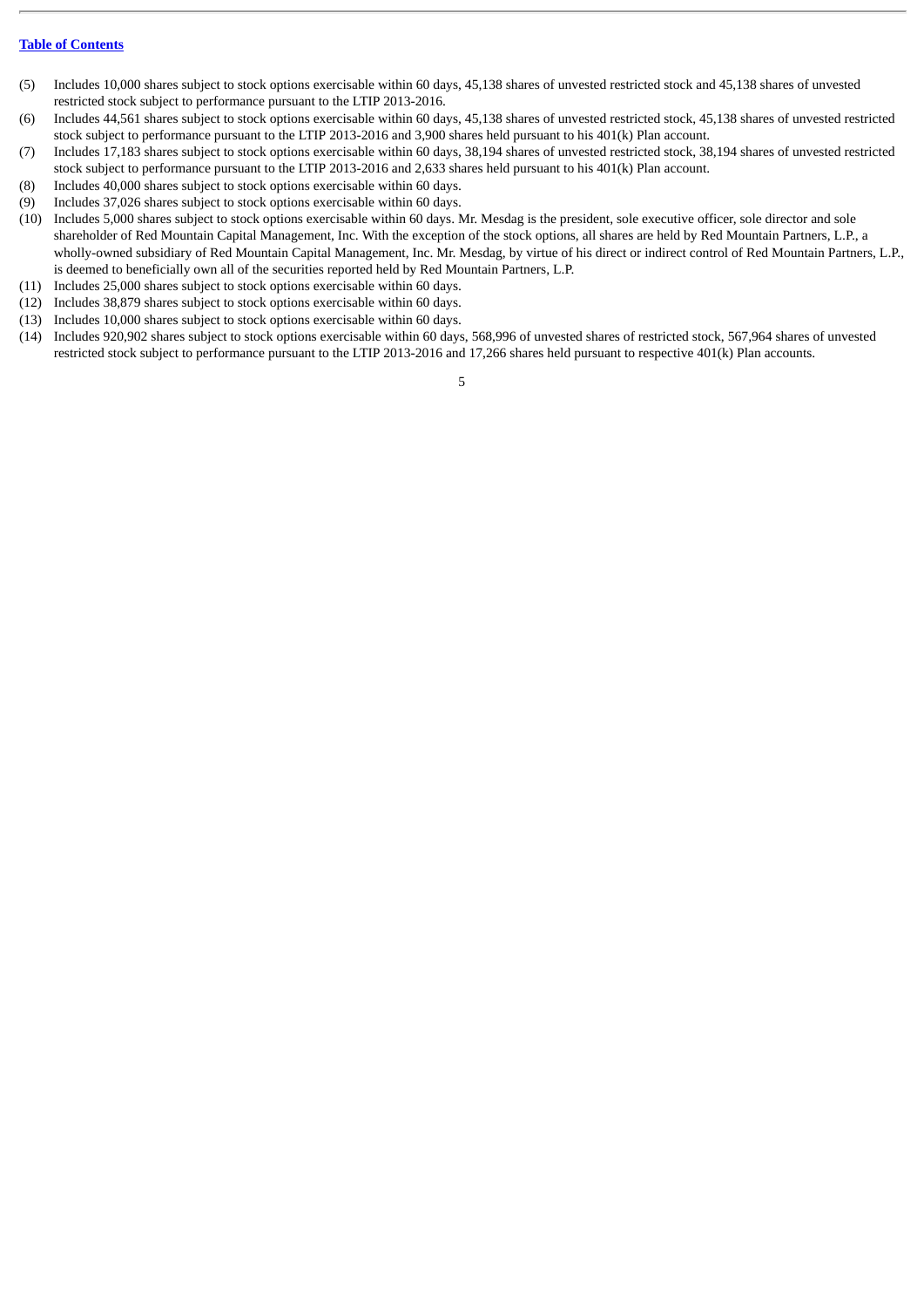(5) Includes 10,000 shares subject to stock options exercisable within 60 days, 45,138 shares of unvested restricted stock and 45,138 shares of unvested restricted stock subject to performance pursuant to the LTIP 2013-2016.

(6) Includes 44,561 shares subject to stock options exercisable within 60 days, 45,138 shares of unvested restricted stock, 45,138 shares of unvested restricted stock subject to performance pursuant to the LTIP 2013-2016 and 3,900 shares held pursuant to his 401(k) Plan account.

(7) Includes 17,183 shares subject to stock options exercisable within 60 days, 38,194 shares of unvested restricted stock, 38,194 shares of unvested restricted stock subject to performance pursuant to the LTIP 2013-2016 and 2,633 shares held pursuant to his 401(k) Plan account.

(8) Includes 40,000 shares subject to stock options exercisable within 60 days.

(9) Includes 37,026 shares subject to stock options exercisable within 60 days.

(10) Includes 5,000 shares subject to stock options exercisable within 60 days. Mr. Mesdag is the president, sole executive officer, sole director and sole shareholder of Red Mountain Capital Management, Inc. With the exception of the stock options, all shares are held by Red Mountain Partners, L.P., a wholly-owned subsidiary of Red Mountain Capital Management, Inc. Mr. Mesdag, by virtue of his direct or indirect control of Red Mountain Partners, L.P., is deemed to beneficially own all of the securities reported held by Red Mountain Partners, L.P.

(11) Includes 25,000 shares subject to stock options exercisable within 60 days.

(12) Includes 38,879 shares subject to stock options exercisable within 60 days.

(13) Includes 10,000 shares subject to stock options exercisable within 60 days.

(14) Includes 920,902 shares subject to stock options exercisable within 60 days, 568,996 of unvested shares of restricted stock, 567,964 shares of unvested restricted stock subject to performance pursuant to the LTIP 2013-2016 and 17,266 shares held pursuant to respective 401(k) Plan accounts.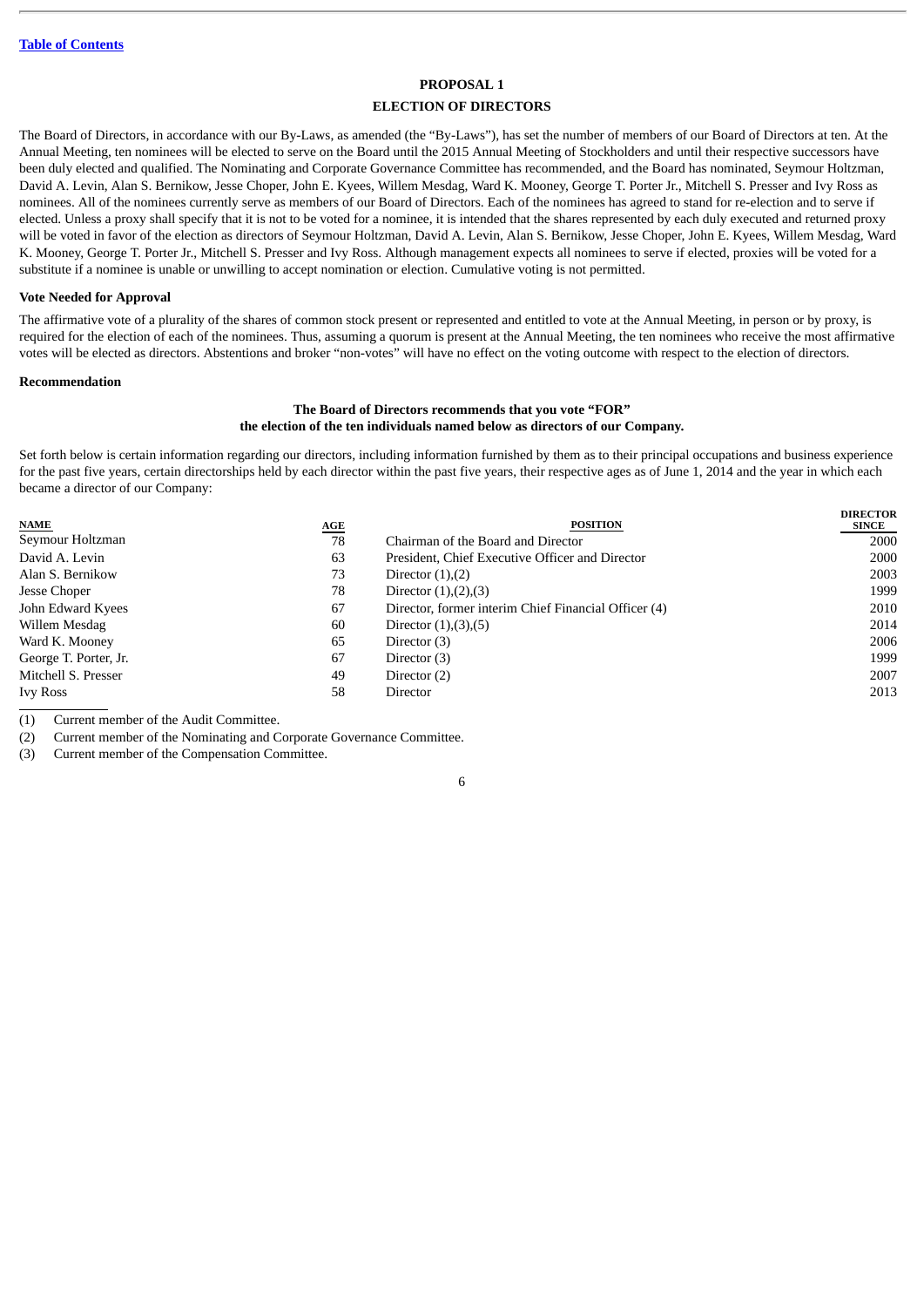[Table of Contents](#)

## PROPOSAL 1

## ELECTION OF DIRECTORS

The Board of Directors, in accordance with our By-Laws, as amended (the "By-Laws"), has set the number of members of our Board of Directors at ten. At the Annual Meeting, ten nominees will be elected to serve on the Board until the 2015 Annual Meeting of Stockholders and until their respective successors have been duly elected and qualified. The Nominating and Corporate Governance Committee has recommended, and the Board has nominated, Seymour Holtzman, David A. Levin, Alan S. Bernikow, Jesse Choper, John E. Kyees, Willem Mesdag, Ward K. Mooney, George T. Porter Jr., Mitchell S. Presser and Ivy Ross as nominees. All of the nominees currently serve as members of our Board of Directors. Each of the nominees has agreed to stand for re-election and to serve if elected. Unless a proxy shall specify that it is not to be voted for a nominee, it is intended that the shares represented by each duly executed and returned proxy will be voted in favor of the election as directors of Seymour Holtzman, David A. Levin, Alan S. Bernikow, Jesse Choper, John E. Kyees, Willem Mesdag, Ward K. Mooney, George T. Porter Jr., Mitchell S. Presser and Ivy Ross. Although management expects all nominees to serve if elected, proxies will be voted for a substitute if a nominee is unable or unwilling to accept nomination or election. Cumulative voting is not permitted.

### Vote Needed for Approval

The affirmative vote of a plurality of the shares of common stock present or represented and entitled to vote at the Annual Meeting, in person or by proxy, is required for the election of each of the nominees. Thus, assuming a quorum is present at the Annual Meeting, the ten nominees who receive the most affirmative votes will be elected as directors. Abstentions and broker "non-votes" will have no effect on the voting outcome with respect to the election of directors.

### Recommendation

**The Board of Directors recommends that you vote "FOR" the election of the ten individuals named below as directors of our Company.**

Set forth below is certain information regarding our directors, including information furnished by them as to their principal occupations and business experience for the past five years, certain directorships held by each director within the past five years, their respective ages as of June 1, 2014 and the year in which each became a director of our Company:

| NAME | AGE | POSITION | DIRECTOR SINCE |
|---|---|---|---|
| Seymour Holtzman | 78 | Chairman of the Board and Director | 2000 |
| David A. Levin | 63 | President, Chief Executive Officer and Director | 2000 |
| Alan S. Bernikow | 73 | Director (1),(2) | 2003 |
| Jesse Choper | 78 | Director (1),(2),(3) | 1999 |
| John Edward Kyees | 67 | Director, former interim Chief Financial Officer (4) | 2010 |
| Willem Mesdag | 60 | Director (1),(3),(5) | 2014 |
| Ward K. Mooney | 65 | Director (3) | 2006 |
| George T. Porter, Jr. | 67 | Director (3) | 1999 |
| Mitchell S. Presser | 49 | Director (2) | 2007 |
| Ivy Ross | 58 | Director | 2013 |

(1) Current member of the Audit Committee.

(2) Current member of the Nominating and Corporate Governance Committee.

(3) Current member of the Compensation Committee.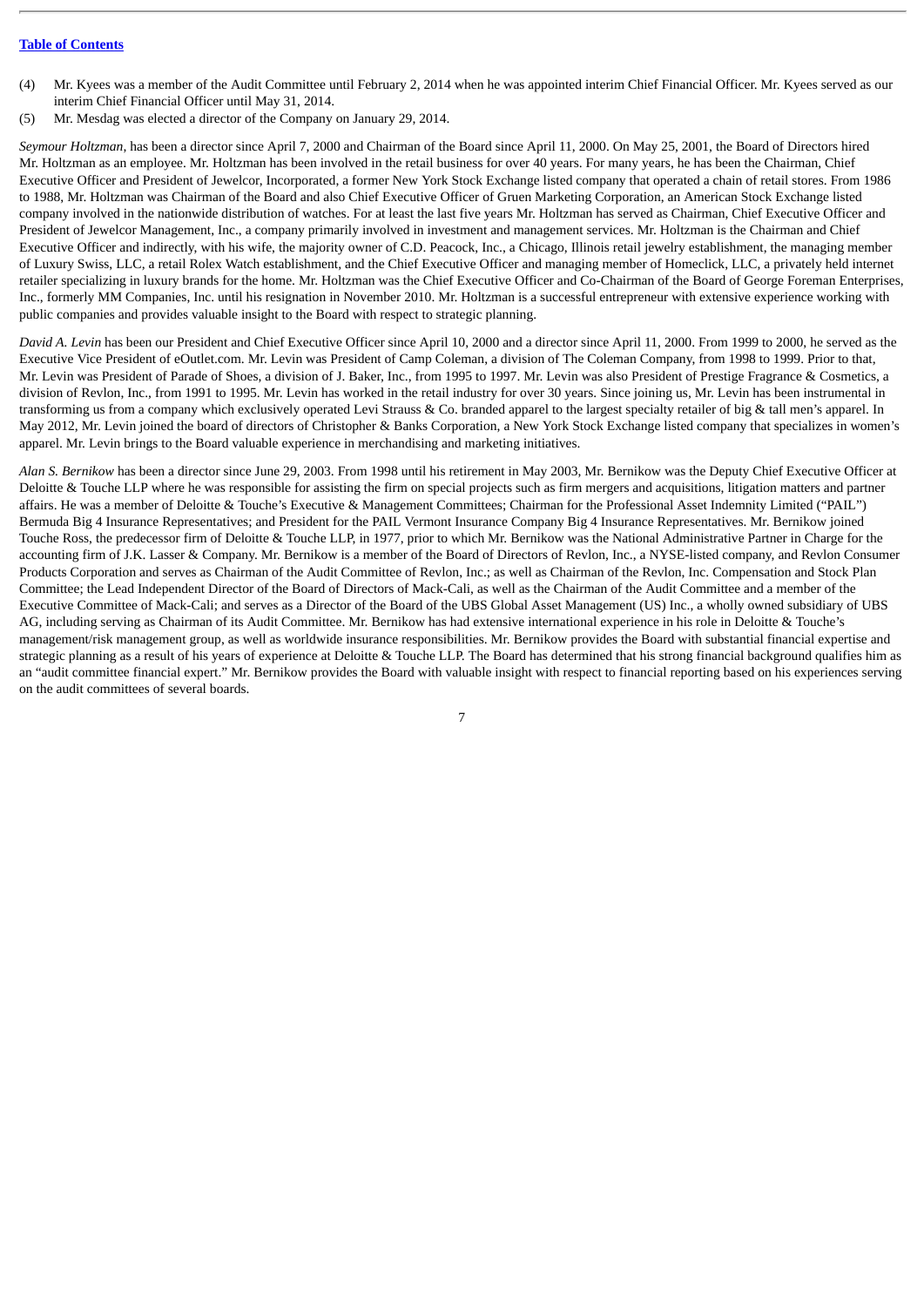(4) Mr. Kyees was a member of the Audit Committee until February 2, 2014 when he was appointed interim Chief Financial Officer. Mr. Kyees served as our interim Chief Financial Officer until May 31, 2014.

(5) Mr. Mesdag was elected a director of the Company on January 29, 2014.

*Seymour Holtzman*, has been a director since April 7, 2000 and Chairman of the Board since April 11, 2000. On May 25, 2001, the Board of Directors hired Mr. Holtzman as an employee. Mr. Holtzman has been involved in the retail business for over 40 years. For many years, he has been the Chairman, Chief Executive Officer and President of Jewelcor, Incorporated, a former New York Stock Exchange listed company that operated a chain of retail stores. From 1986 to 1988, Mr. Holtzman was Chairman of the Board and also Chief Executive Officer of Gruen Marketing Corporation, an American Stock Exchange listed company involved in the nationwide distribution of watches. For at least the last five years Mr. Holtzman has served as Chairman, Chief Executive Officer and President of Jewelcor Management, Inc., a company primarily involved in investment and management services. Mr. Holtzman is the Chairman and Chief Executive Officer and indirectly, with his wife, the majority owner of C.D. Peacock, Inc., a Chicago, Illinois retail jewelry establishment, the managing member of Luxury Swiss, LLC, a retail Rolex Watch establishment, and the Chief Executive Officer and managing member of Homeclick, LLC, a privately held internet retailer specializing in luxury brands for the home. Mr. Holtzman was the Chief Executive Officer and Co-Chairman of the Board of George Foreman Enterprises, Inc., formerly MM Companies, Inc. until his resignation in November 2010. Mr. Holtzman is a successful entrepreneur with extensive experience working with public companies and provides valuable insight to the Board with respect to strategic planning.

*David A. Levin* has been our President and Chief Executive Officer since April 10, 2000 and a director since April 11, 2000. From 1999 to 2000, he served as the Executive Vice President of eOutlet.com. Mr. Levin was President of Camp Coleman, a division of The Coleman Company, from 1998 to 1999. Prior to that, Mr. Levin was President of Parade of Shoes, a division of J. Baker, Inc., from 1995 to 1997. Mr. Levin was also President of Prestige Fragrance & Cosmetics, a division of Revlon, Inc., from 1991 to 1995. Mr. Levin has worked in the retail industry for over 30 years. Since joining us, Mr. Levin has been instrumental in transforming us from a company which exclusively operated Levi Strauss & Co. branded apparel to the largest specialty retailer of big & tall men's apparel. In May 2012, Mr. Levin joined the board of directors of Christopher & Banks Corporation, a New York Stock Exchange listed company that specializes in women's apparel. Mr. Levin brings to the Board valuable experience in merchandising and marketing initiatives.

*Alan S. Bernikow* has been a director since June 29, 2003. From 1998 until his retirement in May 2003, Mr. Bernikow was the Deputy Chief Executive Officer at Deloitte & Touche LLP where he was responsible for assisting the firm on special projects such as firm mergers and acquisitions, litigation matters and partner affairs. He was a member of Deloitte & Touche's Executive & Management Committees; Chairman for the Professional Asset Indemnity Limited ("PAIL") Bermuda Big 4 Insurance Representatives; and President for the PAIL Vermont Insurance Company Big 4 Insurance Representatives. Mr. Bernikow joined Touche Ross, the predecessor firm of Deloitte & Touche LLP, in 1977, prior to which Mr. Bernikow was the National Administrative Partner in Charge for the accounting firm of J.K. Lasser & Company. Mr. Bernikow is a member of the Board of Directors of Revlon, Inc., a NYSE-listed company, and Revlon Consumer Products Corporation and serves as Chairman of the Audit Committee of Revlon, Inc.; as well as Chairman of the Revlon, Inc. Compensation and Stock Plan Committee; the Lead Independent Director of the Board of Directors of Mack-Cali, as well as the Chairman of the Audit Committee and a member of the Executive Committee of Mack-Cali; and serves as a Director of the Board of the UBS Global Asset Management (US) Inc., a wholly owned subsidiary of UBS AG, including serving as Chairman of its Audit Committee. Mr. Bernikow has had extensive international experience in his role in Deloitte & Touche's management/risk management group, as well as worldwide insurance responsibilities. Mr. Bernikow provides the Board with substantial financial expertise and strategic planning as a result of his years of experience at Deloitte & Touche LLP. The Board has determined that his strong financial background qualifies him as an "audit committee financial expert." Mr. Bernikow provides the Board with valuable insight with respect to financial reporting based on his experiences serving on the audit committees of several boards.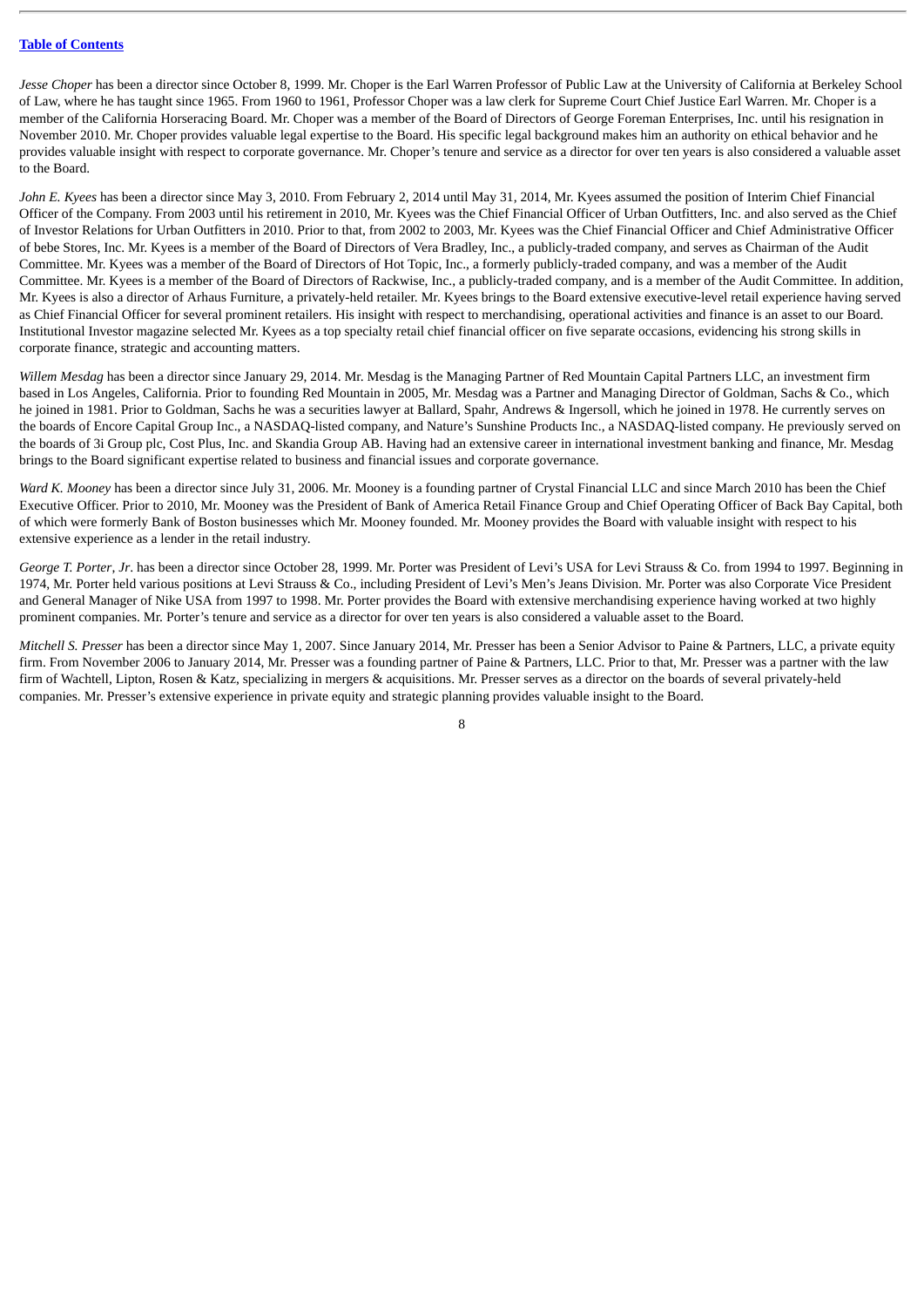*Jesse Choper* has been a director since October 8, 1999. Mr. Choper is the Earl Warren Professor of Public Law at the University of California at Berkeley School of Law, where he has taught since 1965. From 1960 to 1961, Professor Choper was a law clerk for Supreme Court Chief Justice Earl Warren. Mr. Choper is a member of the California Horseracing Board. Mr. Choper was a member of the Board of Directors of George Foreman Enterprises, Inc. until his resignation in November 2010. Mr. Choper provides valuable legal expertise to the Board. His specific legal background makes him an authority on ethical behavior and he provides valuable insight with respect to corporate governance. Mr. Choper's tenure and service as a director for over ten years is also considered a valuable asset to the Board.

*John E. Kyees* has been a director since May 3, 2010. From February 2, 2014 until May 31, 2014, Mr. Kyees assumed the position of Interim Chief Financial Officer of the Company. From 2003 until his retirement in 2010, Mr. Kyees was the Chief Financial Officer of Urban Outfitters, Inc. and also served as the Chief of Investor Relations for Urban Outfitters in 2010. Prior to that, from 2002 to 2003, Mr. Kyees was the Chief Financial Officer and Chief Administrative Officer of bebe Stores, Inc. Mr. Kyees is a member of the Board of Directors of Vera Bradley, Inc., a publicly-traded company, and serves as Chairman of the Audit Committee. Mr. Kyees was a member of the Board of Directors of Hot Topic, Inc., a formerly publicly-traded company, and was a member of the Audit Committee. Mr. Kyees is a member of the Board of Directors of Rackwise, Inc., a publicly-traded company, and is a member of the Audit Committee. In addition, Mr. Kyees is also a director of Arhaus Furniture, a privately-held retailer. Mr. Kyees brings to the Board extensive executive-level retail experience having served as Chief Financial Officer for several prominent retailers. His insight with respect to merchandising, operational activities and finance is an asset to our Board. Institutional Investor magazine selected Mr. Kyees as a top specialty retail chief financial officer on five separate occasions, evidencing his strong skills in corporate finance, strategic and accounting matters.

*Willem Mesdag* has been a director since January 29, 2014. Mr. Mesdag is the Managing Partner of Red Mountain Capital Partners LLC, an investment firm based in Los Angeles, California. Prior to founding Red Mountain in 2005, Mr. Mesdag was a Partner and Managing Director of Goldman, Sachs & Co., which he joined in 1981. Prior to Goldman, Sachs he was a securities lawyer at Ballard, Spahr, Andrews & Ingersoll, which he joined in 1978. He currently serves on the boards of Encore Capital Group Inc., a NASDAQ-listed company, and Nature's Sunshine Products Inc., a NASDAQ-listed company. He previously served on the boards of 3i Group plc, Cost Plus, Inc. and Skandia Group AB. Having had an extensive career in international investment banking and finance, Mr. Mesdag brings to the Board significant expertise related to business and financial issues and corporate governance.

*Ward K. Mooney* has been a director since July 31, 2006. Mr. Mooney is a founding partner of Crystal Financial LLC and since March 2010 has been the Chief Executive Officer. Prior to 2010, Mr. Mooney was the President of Bank of America Retail Finance Group and Chief Operating Officer of Back Bay Capital, both of which were formerly Bank of Boston businesses which Mr. Mooney founded. Mr. Mooney provides the Board with valuable insight with respect to his extensive experience as a lender in the retail industry.

*George T. Porter, Jr*. has been a director since October 28, 1999. Mr. Porter was President of Levi's USA for Levi Strauss & Co. from 1994 to 1997. Beginning in 1974, Mr. Porter held various positions at Levi Strauss & Co., including President of Levi's Men's Jeans Division. Mr. Porter was also Corporate Vice President and General Manager of Nike USA from 1997 to 1998. Mr. Porter provides the Board with extensive merchandising experience having worked at two highly prominent companies. Mr. Porter's tenure and service as a director for over ten years is also considered a valuable asset to the Board.

*Mitchell S. Presser* has been a director since May 1, 2007. Since January 2014, Mr. Presser has been a Senior Advisor to Paine & Partners, LLC, a private equity firm. From November 2006 to January 2014, Mr. Presser was a founding partner of Paine & Partners, LLC. Prior to that, Mr. Presser was a partner with the law firm of Wachtell, Lipton, Rosen & Katz, specializing in mergers & acquisitions. Mr. Presser serves as a director on the boards of several privately-held companies. Mr. Presser's extensive experience in private equity and strategic planning provides valuable insight to the Board.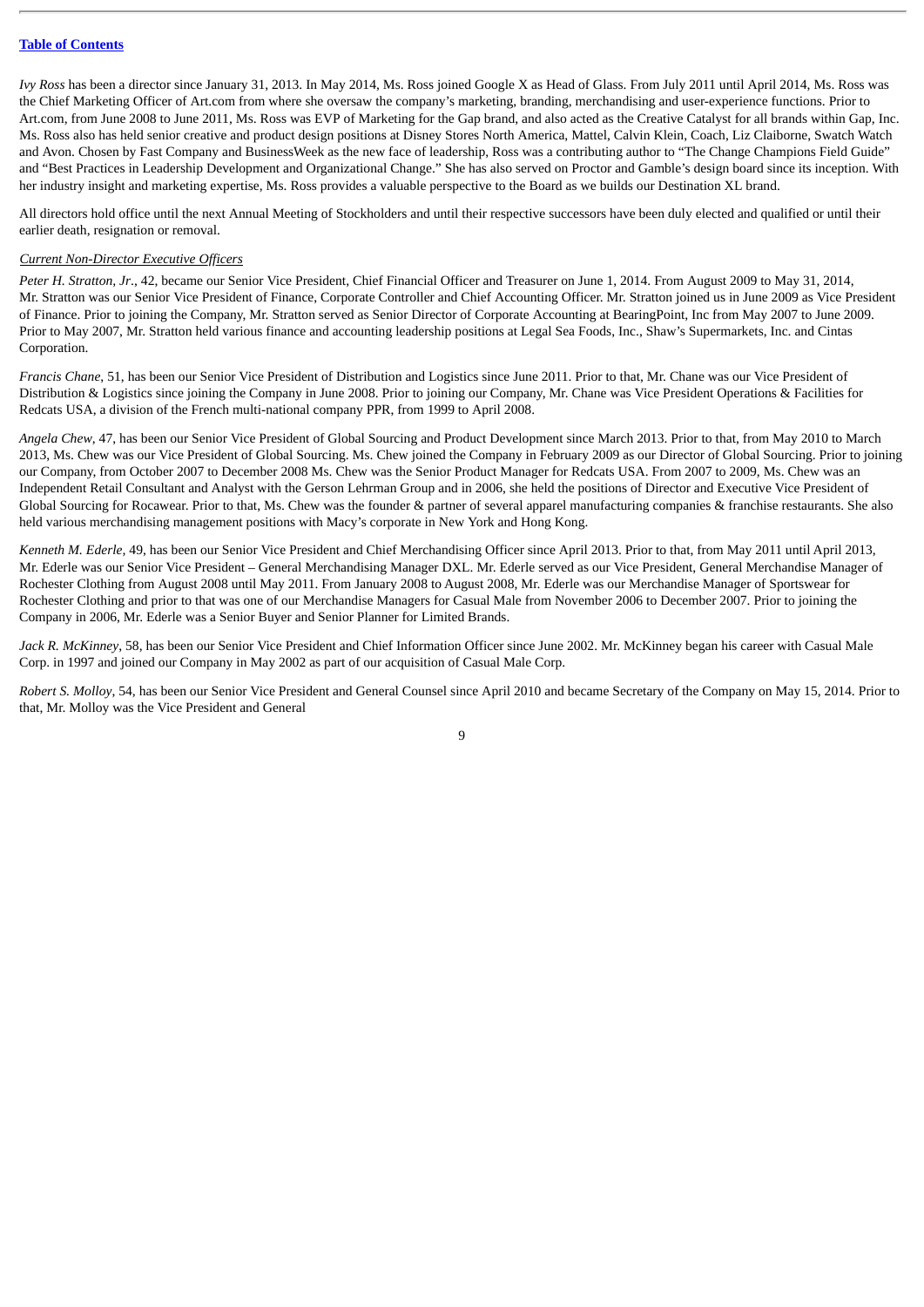*Ivy Ross* has been a director since January 31, 2013. In May 2014, Ms. Ross joined Google X as Head of Glass. From July 2011 until April 2014, Ms. Ross was the Chief Marketing Officer of Art.com from where she oversaw the company's marketing, branding, merchandising and user-experience functions. Prior to Art.com, from June 2008 to June 2011, Ms. Ross was EVP of Marketing for the Gap brand, and also acted as the Creative Catalyst for all brands within Gap, Inc. Ms. Ross also has held senior creative and product design positions at Disney Stores North America, Mattel, Calvin Klein, Coach, Liz Claiborne, Swatch Watch and Avon. Chosen by Fast Company and BusinessWeek as the new face of leadership, Ross was a contributing author to "The Change Champions Field Guide" and "Best Practices in Leadership Development and Organizational Change." She has also served on Proctor and Gamble's design board since its inception. With her industry insight and marketing expertise, Ms. Ross provides a valuable perspective to the Board as we builds our Destination XL brand.

All directors hold office until the next Annual Meeting of Stockholders and until their respective successors have been duly elected and qualified or until their earlier death, resignation or removal.

*Current Non-Director Executive Officers*

*Peter H. Stratton, Jr.*, 42, became our Senior Vice President, Chief Financial Officer and Treasurer on June 1, 2014. From August 2009 to May 31, 2014, Mr. Stratton was our Senior Vice President of Finance, Corporate Controller and Chief Accounting Officer. Mr. Stratton joined us in June 2009 as Vice President of Finance. Prior to joining the Company, Mr. Stratton served as Senior Director of Corporate Accounting at BearingPoint, Inc from May 2007 to June 2009. Prior to May 2007, Mr. Stratton held various finance and accounting leadership positions at Legal Sea Foods, Inc., Shaw's Supermarkets, Inc. and Cintas Corporation.

*Francis Chane*, 51, has been our Senior Vice President of Distribution and Logistics since June 2011. Prior to that, Mr. Chane was our Vice President of Distribution & Logistics since joining the Company in June 2008. Prior to joining our Company, Mr. Chane was Vice President Operations & Facilities for Redcats USA, a division of the French multi-national company PPR, from 1999 to April 2008.

*Angela Chew*, 47, has been our Senior Vice President of Global Sourcing and Product Development since March 2013. Prior to that, from May 2010 to March 2013, Ms. Chew was our Vice President of Global Sourcing. Ms. Chew joined the Company in February 2009 as our Director of Global Sourcing. Prior to joining our Company, from October 2007 to December 2008 Ms. Chew was the Senior Product Manager for Redcats USA. From 2007 to 2009, Ms. Chew was an Independent Retail Consultant and Analyst with the Gerson Lehrman Group and in 2006, she held the positions of Director and Executive Vice President of Global Sourcing for Rocawear. Prior to that, Ms. Chew was the founder & partner of several apparel manufacturing companies & franchise restaurants. She also held various merchandising management positions with Macy's corporate in New York and Hong Kong.

*Kenneth M. Ederle*, 49, has been our Senior Vice President and Chief Merchandising Officer since April 2013. Prior to that, from May 2011 until April 2013, Mr. Ederle was our Senior Vice President – General Merchandising Manager DXL. Mr. Ederle served as our Vice President, General Merchandise Manager of Rochester Clothing from August 2008 until May 2011. From January 2008 to August 2008, Mr. Ederle was our Merchandise Manager of Sportswear for Rochester Clothing and prior to that was one of our Merchandise Managers for Casual Male from November 2006 to December 2007. Prior to joining the Company in 2006, Mr. Ederle was a Senior Buyer and Senior Planner for Limited Brands.

*Jack R. McKinney*, 58, has been our Senior Vice President and Chief Information Officer since June 2002. Mr. McKinney began his career with Casual Male Corp. in 1997 and joined our Company in May 2002 as part of our acquisition of Casual Male Corp.

*Robert S. Molloy*, 54, has been our Senior Vice President and General Counsel since April 2010 and became Secretary of the Company on May 15, 2014. Prior to that, Mr. Molloy was the Vice President and General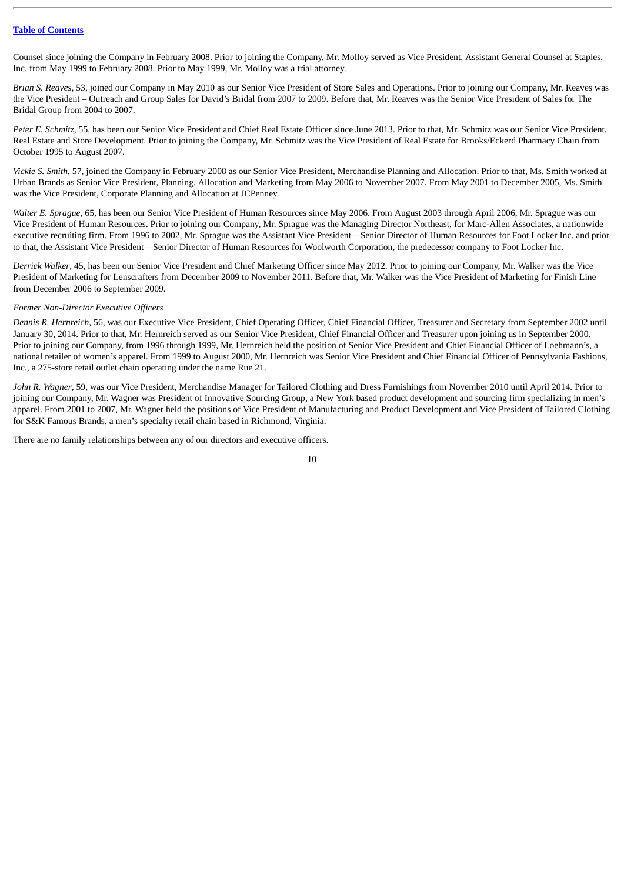Counsel since joining the Company in February 2008. Prior to joining the Company, Mr. Molloy served as Vice President, Assistant General Counsel at Staples, Inc. from May 1999 to February 2008. Prior to May 1999, Mr. Molloy was a trial attorney.

*Brian S. Reaves*, 53, joined our Company in May 2010 as our Senior Vice President of Store Sales and Operations. Prior to joining our Company, Mr. Reaves was the Vice President – Outreach and Group Sales for David's Bridal from 2007 to 2009. Before that, Mr. Reaves was the Senior Vice President of Sales for The Bridal Group from 2004 to 2007.

*Peter E. Schmitz*, 55, has been our Senior Vice President and Chief Real Estate Officer since June 2013. Prior to that, Mr. Schmitz was our Senior Vice President, Real Estate and Store Development. Prior to joining the Company, Mr. Schmitz was the Vice President of Real Estate for Brooks/Eckerd Pharmacy Chain from October 1995 to August 2007.

*Vickie S. Smith*, 57, joined the Company in February 2008 as our Senior Vice President, Merchandise Planning and Allocation. Prior to that, Ms. Smith worked at Urban Brands as Senior Vice President, Planning, Allocation and Marketing from May 2006 to November 2007. From May 2001 to December 2005, Ms. Smith was the Vice President, Corporate Planning and Allocation at JCPenney.

*Walter E. Sprague*, 65, has been our Senior Vice President of Human Resources since May 2006. From August 2003 through April 2006, Mr. Sprague was our Vice President of Human Resources. Prior to joining our Company, Mr. Sprague was the Managing Director Northeast, for Marc-Allen Associates, a nationwide executive recruiting firm. From 1996 to 2002, Mr. Sprague was the Assistant Vice President—Senior Director of Human Resources for Foot Locker Inc. and prior to that, the Assistant Vice President—Senior Director of Human Resources for Woolworth Corporation, the predecessor company to Foot Locker Inc.

*Derrick Walker*, 45, has been our Senior Vice President and Chief Marketing Officer since May 2012. Prior to joining our Company, Mr. Walker was the Vice President of Marketing for Lenscrafters from December 2009 to November 2011. Before that, Mr. Walker was the Vice President of Marketing for Finish Line from December 2006 to September 2009.

*Former Non-Director Executive Officers*

*Dennis R. Hernreich*, 56, was our Executive Vice President, Chief Operating Officer, Chief Financial Officer, Treasurer and Secretary from September 2002 until January 30, 2014. Prior to that, Mr. Hernreich served as our Senior Vice President, Chief Financial Officer and Treasurer upon joining us in September 2000. Prior to joining our Company, from 1996 through 1999, Mr. Hernreich held the position of Senior Vice President and Chief Financial Officer of Loehmann's, a national retailer of women's apparel. From 1999 to August 2000, Mr. Hernreich was Senior Vice President and Chief Financial Officer of Pennsylvania Fashions, Inc., a 275-store retail outlet chain operating under the name Rue 21.

*John R. Wagner*, 59, was our Vice President, Merchandise Manager for Tailored Clothing and Dress Furnishings from November 2010 until April 2014. Prior to joining our Company, Mr. Wagner was President of Innovative Sourcing Group, a New York based product development and sourcing firm specializing in men's apparel. From 2001 to 2007, Mr. Wagner held the positions of Vice President of Manufacturing and Product Development and Vice President of Tailored Clothing for S&K Famous Brands, a men's specialty retail chain based in Richmond, Virginia.

There are no family relationships between any of our directors and executive officers.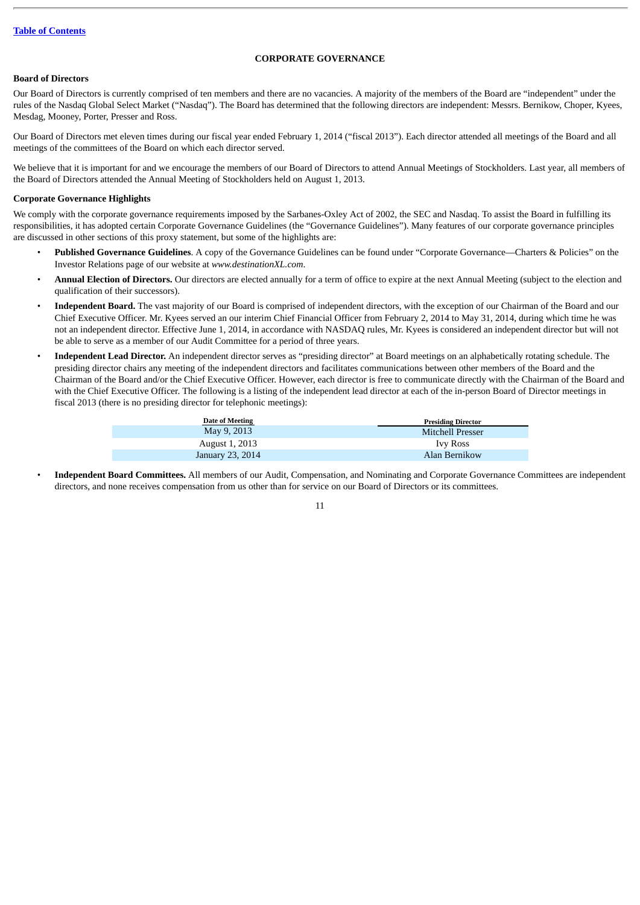## CORPORATE GOVERNANCE

### Board of Directors

Our Board of Directors is currently comprised of ten members and there are no vacancies. A majority of the members of the Board are "independent" under the rules of the Nasdaq Global Select Market ("Nasdaq"). The Board has determined that the following directors are independent: Messrs. Bernikow, Choper, Kyees, Mesdag, Mooney, Porter, Presser and Ross.

Our Board of Directors met eleven times during our fiscal year ended February 1, 2014 ("fiscal 2013"). Each director attended all meetings of the Board and all meetings of the committees of the Board on which each director served.

We believe that it is important for and we encourage the members of our Board of Directors to attend Annual Meetings of Stockholders. Last year, all members of the Board of Directors attended the Annual Meeting of Stockholders held on August 1, 2013.

### Corporate Governance Highlights

We comply with the corporate governance requirements imposed by the Sarbanes-Oxley Act of 2002, the SEC and Nasdaq. To assist the Board in fulfilling its responsibilities, it has adopted certain Corporate Governance Guidelines (the "Governance Guidelines"). Many features of our corporate governance principles are discussed in other sections of this proxy statement, but some of the highlights are:

- **Published Governance Guidelines**. A copy of the Governance Guidelines can be found under "Corporate Governance—Charters & Policies" on the Investor Relations page of our website at *www.destinationXL.com*.
- **Annual Election of Directors.** Our directors are elected annually for a term of office to expire at the next Annual Meeting (subject to the election and qualification of their successors).
- **Independent Board.** The vast majority of our Board is comprised of independent directors, with the exception of our Chairman of the Board and our Chief Executive Officer. Mr. Kyees served an our interim Chief Financial Officer from February 2, 2014 to May 31, 2014, during which time he was not an independent director. Effective June 1, 2014, in accordance with NASDAQ rules, Mr. Kyees is considered an independent director but will not be able to serve as a member of our Audit Committee for a period of three years.
- **Independent Lead Director.** An independent director serves as "presiding director" at Board meetings on an alphabetically rotating schedule. The presiding director chairs any meeting of the independent directors and facilitates communications between other members of the Board and the Chairman of the Board and/or the Chief Executive Officer. However, each director is free to communicate directly with the Chairman of the Board and with the Chief Executive Officer. The following is a listing of the independent lead director at each of the in-person Board of Director meetings in fiscal 2013 (there is no presiding director for telephonic meetings):

| Date of Meeting | Presiding Director |
|---|---|
| May 9, 2013 | Mitchell Presser |
| August 1, 2013 | Ivy Ross |
| January 23, 2014 | Alan Bernikow |

- **Independent Board Committees.** All members of our Audit, Compensation, and Nominating and Corporate Governance Committees are independent directors, and none receives compensation from us other than for service on our Board of Directors or its committees.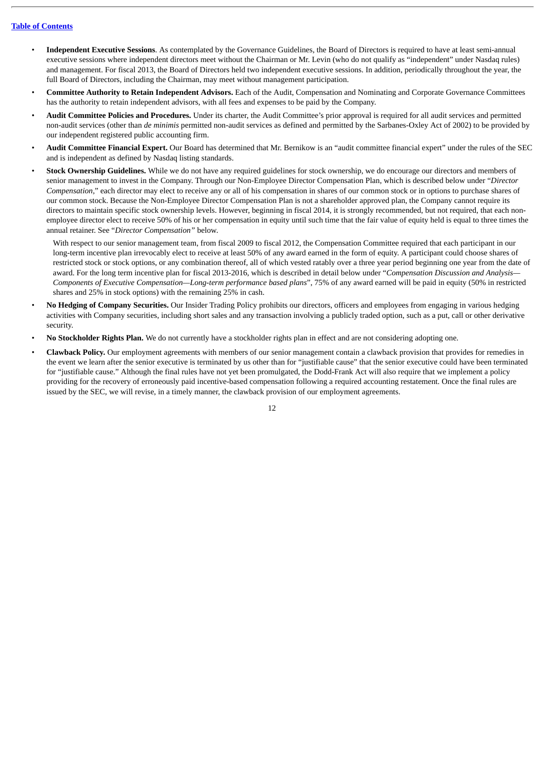- **Independent Executive Sessions**. As contemplated by the Governance Guidelines, the Board of Directors is required to have at least semi-annual executive sessions where independent directors meet without the Chairman or Mr. Levin (who do not qualify as "independent" under Nasdaq rules) and management. For fiscal 2013, the Board of Directors held two independent executive sessions. In addition, periodically throughout the year, the full Board of Directors, including the Chairman, may meet without management participation.
- **Committee Authority to Retain Independent Advisors.** Each of the Audit, Compensation and Nominating and Corporate Governance Committees has the authority to retain independent advisors, with all fees and expenses to be paid by the Company.
- **Audit Committee Policies and Procedures.** Under its charter, the Audit Committee's prior approval is required for all audit services and permitted non-audit services (other than *de minimis* permitted non-audit services as defined and permitted by the Sarbanes-Oxley Act of 2002) to be provided by our independent registered public accounting firm.
- **Audit Committee Financial Expert.** Our Board has determined that Mr. Bernikow is an "audit committee financial expert" under the rules of the SEC and is independent as defined by Nasdaq listing standards.
- **Stock Ownership Guidelines.** While we do not have any required guidelines for stock ownership, we do encourage our directors and members of senior management to invest in the Company. Through our Non-Employee Director Compensation Plan, which is described below under "*Director Compensation*," each director may elect to receive any or all of his compensation in shares of our common stock or in options to purchase shares of our common stock. Because the Non-Employee Director Compensation Plan is not a shareholder approved plan, the Company cannot require its directors to maintain specific stock ownership levels. However, beginning in fiscal 2014, it is strongly recommended, but not required, that each non-employee director elect to receive 50% of his or her compensation in equity until such time that the fair value of equity held is equal to three times the annual retainer. See "*Director Compensation"* below.

  With respect to our senior management team, from fiscal 2009 to fiscal 2012, the Compensation Committee required that each participant in our long-term incentive plan irrevocably elect to receive at least 50% of any award earned in the form of equity. A participant could choose shares of restricted stock or stock options, or any combination thereof, all of which vested ratably over a three year period beginning one year from the date of award. For the long term incentive plan for fiscal 2013-2016, which is described in detail below under "*Compensation Discussion and Analysis—Components of Executive Compensation—Long-term performance based plans*", 75% of any award earned will be paid in equity (50% in restricted shares and 25% in stock options) with the remaining 25% in cash.
- **No Hedging of Company Securities.** Our Insider Trading Policy prohibits our directors, officers and employees from engaging in various hedging activities with Company securities, including short sales and any transaction involving a publicly traded option, such as a put, call or other derivative security.
- **No Stockholder Rights Plan.** We do not currently have a stockholder rights plan in effect and are not considering adopting one.
- **Clawback Policy.** Our employment agreements with members of our senior management contain a clawback provision that provides for remedies in the event we learn after the senior executive is terminated by us other than for "justifiable cause" that the senior executive could have been terminated for "justifiable cause." Although the final rules have not yet been promulgated, the Dodd-Frank Act will also require that we implement a policy providing for the recovery of erroneously paid incentive-based compensation following a required accounting restatement. Once the final rules are issued by the SEC, we will revise, in a timely manner, the clawback provision of our employment agreements.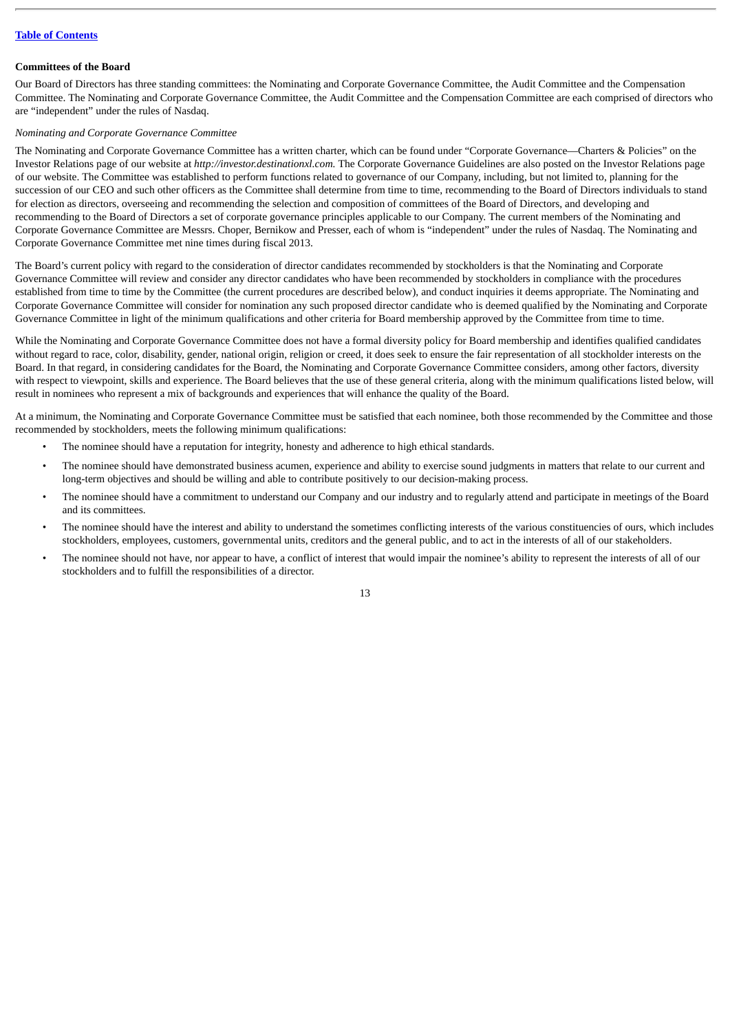**Committees of the Board**

Our Board of Directors has three standing committees: the Nominating and Corporate Governance Committee, the Audit Committee and the Compensation Committee. The Nominating and Corporate Governance Committee, the Audit Committee and the Compensation Committee are each comprised of directors who are "independent" under the rules of Nasdaq.

*Nominating and Corporate Governance Committee*

The Nominating and Corporate Governance Committee has a written charter, which can be found under "Corporate Governance—Charters & Policies" on the Investor Relations page of our website at *http://investor.destinationxl.com.* The Corporate Governance Guidelines are also posted on the Investor Relations page of our website. The Committee was established to perform functions related to governance of our Company, including, but not limited to, planning for the succession of our CEO and such other officers as the Committee shall determine from time to time, recommending to the Board of Directors individuals to stand for election as directors, overseeing and recommending the selection and composition of committees of the Board of Directors, and developing and recommending to the Board of Directors a set of corporate governance principles applicable to our Company. The current members of the Nominating and Corporate Governance Committee are Messrs. Choper, Bernikow and Presser, each of whom is "independent" under the rules of Nasdaq. The Nominating and Corporate Governance Committee met nine times during fiscal 2013.

The Board's current policy with regard to the consideration of director candidates recommended by stockholders is that the Nominating and Corporate Governance Committee will review and consider any director candidates who have been recommended by stockholders in compliance with the procedures established from time to time by the Committee (the current procedures are described below), and conduct inquiries it deems appropriate. The Nominating and Corporate Governance Committee will consider for nomination any such proposed director candidate who is deemed qualified by the Nominating and Corporate Governance Committee in light of the minimum qualifications and other criteria for Board membership approved by the Committee from time to time.

While the Nominating and Corporate Governance Committee does not have a formal diversity policy for Board membership and identifies qualified candidates without regard to race, color, disability, gender, national origin, religion or creed, it does seek to ensure the fair representation of all stockholder interests on the Board. In that regard, in considering candidates for the Board, the Nominating and Corporate Governance Committee considers, among other factors, diversity with respect to viewpoint, skills and experience. The Board believes that the use of these general criteria, along with the minimum qualifications listed below, will result in nominees who represent a mix of backgrounds and experiences that will enhance the quality of the Board.

At a minimum, the Nominating and Corporate Governance Committee must be satisfied that each nominee, both those recommended by the Committee and those recommended by stockholders, meets the following minimum qualifications:

- The nominee should have a reputation for integrity, honesty and adherence to high ethical standards.
- The nominee should have demonstrated business acumen, experience and ability to exercise sound judgments in matters that relate to our current and long-term objectives and should be willing and able to contribute positively to our decision-making process.
- The nominee should have a commitment to understand our Company and our industry and to regularly attend and participate in meetings of the Board and its committees.
- The nominee should have the interest and ability to understand the sometimes conflicting interests of the various constituencies of ours, which includes stockholders, employees, customers, governmental units, creditors and the general public, and to act in the interests of all of our stakeholders.
- The nominee should not have, nor appear to have, a conflict of interest that would impair the nominee's ability to represent the interests of all of our stockholders and to fulfill the responsibilities of a director.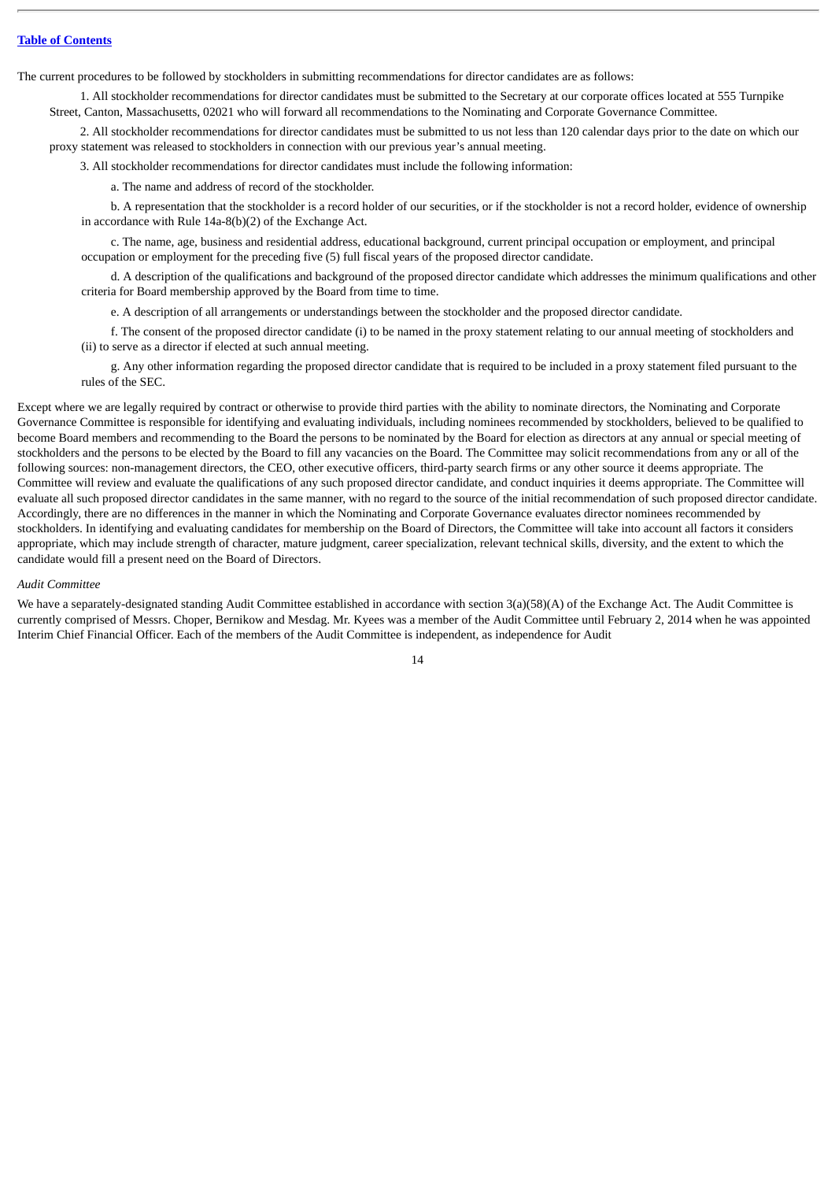The current procedures to be followed by stockholders in submitting recommendations for director candidates are as follows:

1. All stockholder recommendations for director candidates must be submitted to the Secretary at our corporate offices located at 555 Turnpike Street, Canton, Massachusetts, 02021 who will forward all recommendations to the Nominating and Corporate Governance Committee.

2. All stockholder recommendations for director candidates must be submitted to us not less than 120 calendar days prior to the date on which our proxy statement was released to stockholders in connection with our previous year's annual meeting.

3. All stockholder recommendations for director candidates must include the following information:

   a. The name and address of record of the stockholder.

   b. A representation that the stockholder is a record holder of our securities, or if the stockholder is not a record holder, evidence of ownership in accordance with Rule 14a-8(b)(2) of the Exchange Act.

   c. The name, age, business and residential address, educational background, current principal occupation or employment, and principal occupation or employment for the preceding five (5) full fiscal years of the proposed director candidate.

   d. A description of the qualifications and background of the proposed director candidate which addresses the minimum qualifications and other criteria for Board membership approved by the Board from time to time.

   e. A description of all arrangements or understandings between the stockholder and the proposed director candidate.

   f. The consent of the proposed director candidate (i) to be named in the proxy statement relating to our annual meeting of stockholders and (ii) to serve as a director if elected at such annual meeting.

   g. Any other information regarding the proposed director candidate that is required to be included in a proxy statement filed pursuant to the rules of the SEC.

Except where we are legally required by contract or otherwise to provide third parties with the ability to nominate directors, the Nominating and Corporate Governance Committee is responsible for identifying and evaluating individuals, including nominees recommended by stockholders, believed to be qualified to become Board members and recommending to the Board the persons to be nominated by the Board for election as directors at any annual or special meeting of stockholders and the persons to be elected by the Board to fill any vacancies on the Board. The Committee may solicit recommendations from any or all of the following sources: non-management directors, the CEO, other executive officers, third-party search firms or any other source it deems appropriate. The Committee will review and evaluate the qualifications of any such proposed director candidate, and conduct inquiries it deems appropriate. The Committee will evaluate all such proposed director candidates in the same manner, with no regard to the source of the initial recommendation of such proposed director candidate. Accordingly, there are no differences in the manner in which the Nominating and Corporate Governance evaluates director nominees recommended by stockholders. In identifying and evaluating candidates for membership on the Board of Directors, the Committee will take into account all factors it considers appropriate, which may include strength of character, mature judgment, career specialization, relevant technical skills, diversity, and the extent to which the candidate would fill a present need on the Board of Directors.

*Audit Committee*

We have a separately-designated standing Audit Committee established in accordance with section 3(a)(58)(A) of the Exchange Act. The Audit Committee is currently comprised of Messrs. Choper, Bernikow and Mesdag. Mr. Kyees was a member of the Audit Committee until February 2, 2014 when he was appointed Interim Chief Financial Officer. Each of the members of the Audit Committee is independent, as independence for Audit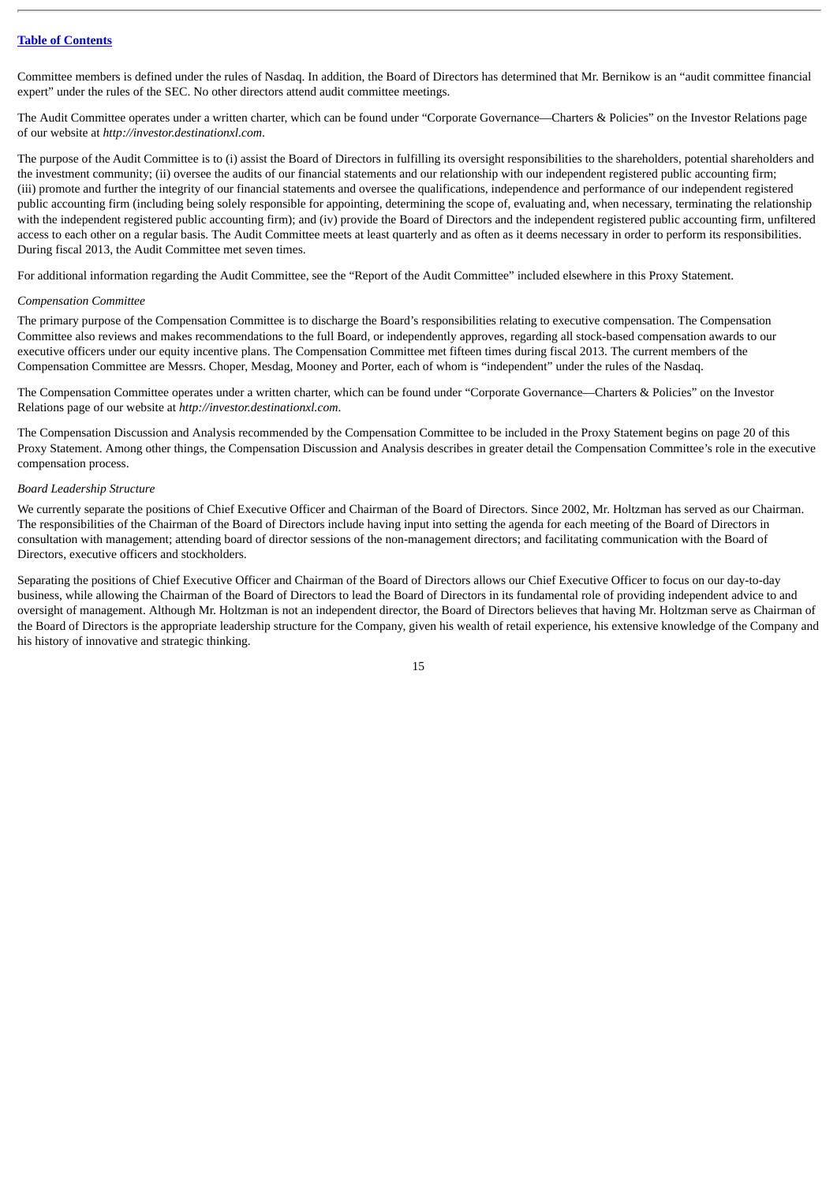Committee members is defined under the rules of Nasdaq. In addition, the Board of Directors has determined that Mr. Bernikow is an "audit committee financial expert" under the rules of the SEC. No other directors attend audit committee meetings.

The Audit Committee operates under a written charter, which can be found under "Corporate Governance—Charters & Policies" on the Investor Relations page of our website at *http://investor.destinationxl.com*.

The purpose of the Audit Committee is to (i) assist the Board of Directors in fulfilling its oversight responsibilities to the shareholders, potential shareholders and the investment community; (ii) oversee the audits of our financial statements and our relationship with our independent registered public accounting firm; (iii) promote and further the integrity of our financial statements and oversee the qualifications, independence and performance of our independent registered public accounting firm (including being solely responsible for appointing, determining the scope of, evaluating and, when necessary, terminating the relationship with the independent registered public accounting firm); and (iv) provide the Board of Directors and the independent registered public accounting firm, unfiltered access to each other on a regular basis. The Audit Committee meets at least quarterly and as often as it deems necessary in order to perform its responsibilities. During fiscal 2013, the Audit Committee met seven times.

For additional information regarding the Audit Committee, see the "Report of the Audit Committee" included elsewhere in this Proxy Statement.

*Compensation Committee*

The primary purpose of the Compensation Committee is to discharge the Board's responsibilities relating to executive compensation. The Compensation Committee also reviews and makes recommendations to the full Board, or independently approves, regarding all stock-based compensation awards to our executive officers under our equity incentive plans. The Compensation Committee met fifteen times during fiscal 2013. The current members of the Compensation Committee are Messrs. Choper, Mesdag, Mooney and Porter, each of whom is "independent" under the rules of the Nasdaq.

The Compensation Committee operates under a written charter, which can be found under "Corporate Governance—Charters & Policies" on the Investor Relations page of our website at *http://investor.destinationxl.com*.

The Compensation Discussion and Analysis recommended by the Compensation Committee to be included in the Proxy Statement begins on page 20 of this Proxy Statement. Among other things, the Compensation Discussion and Analysis describes in greater detail the Compensation Committee's role in the executive compensation process.

*Board Leadership Structure*

We currently separate the positions of Chief Executive Officer and Chairman of the Board of Directors. Since 2002, Mr. Holtzman has served as our Chairman. The responsibilities of the Chairman of the Board of Directors include having input into setting the agenda for each meeting of the Board of Directors in consultation with management; attending board of director sessions of the non-management directors; and facilitating communication with the Board of Directors, executive officers and stockholders.

Separating the positions of Chief Executive Officer and Chairman of the Board of Directors allows our Chief Executive Officer to focus on our day-to-day business, while allowing the Chairman of the Board of Directors to lead the Board of Directors in its fundamental role of providing independent advice to and oversight of management. Although Mr. Holtzman is not an independent director, the Board of Directors believes that having Mr. Holtzman serve as Chairman of the Board of Directors is the appropriate leadership structure for the Company, given his wealth of retail experience, his extensive knowledge of the Company and his history of innovative and strategic thinking.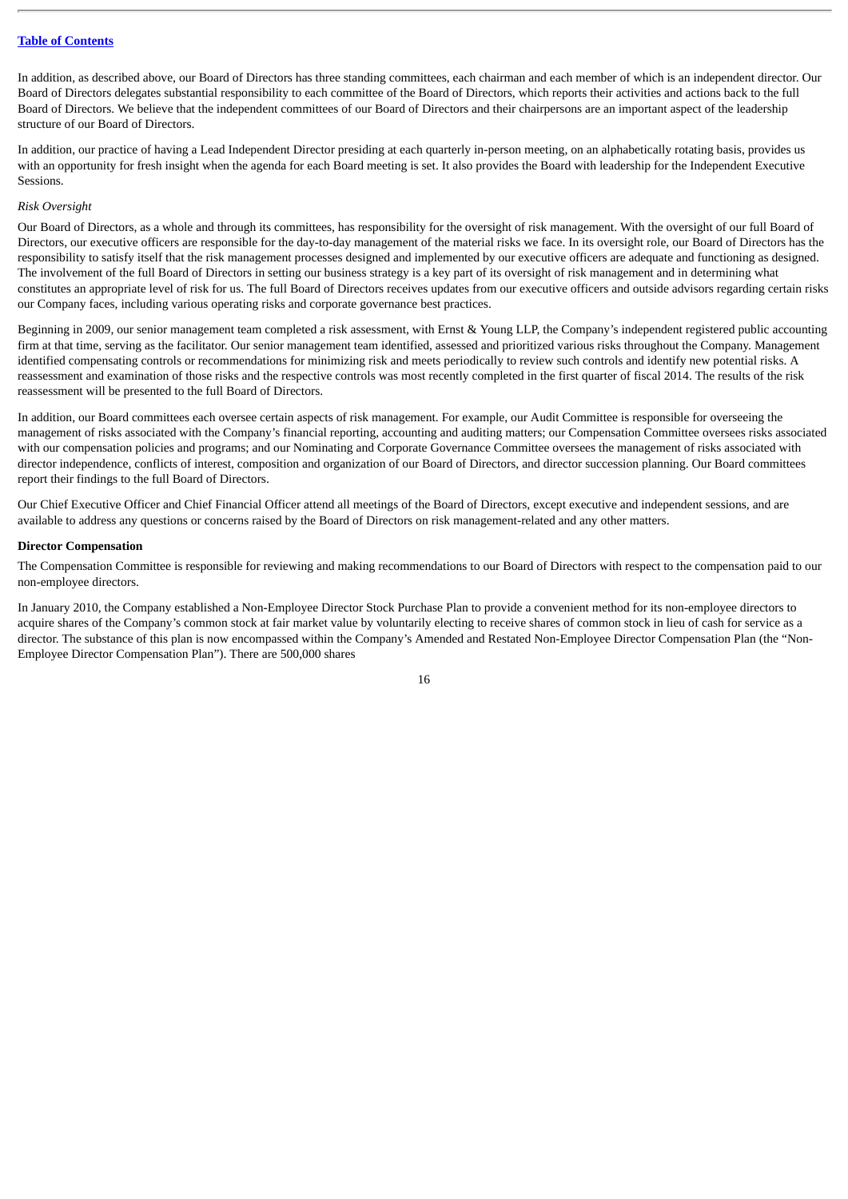In addition, as described above, our Board of Directors has three standing committees, each chairman and each member of which is an independent director. Our Board of Directors delegates substantial responsibility to each committee of the Board of Directors, which reports their activities and actions back to the full Board of Directors. We believe that the independent committees of our Board of Directors and their chairpersons are an important aspect of the leadership structure of our Board of Directors.

In addition, our practice of having a Lead Independent Director presiding at each quarterly in-person meeting, on an alphabetically rotating basis, provides us with an opportunity for fresh insight when the agenda for each Board meeting is set. It also provides the Board with leadership for the Independent Executive Sessions.

*Risk Oversight*

Our Board of Directors, as a whole and through its committees, has responsibility for the oversight of risk management. With the oversight of our full Board of Directors, our executive officers are responsible for the day-to-day management of the material risks we face. In its oversight role, our Board of Directors has the responsibility to satisfy itself that the risk management processes designed and implemented by our executive officers are adequate and functioning as designed. The involvement of the full Board of Directors in setting our business strategy is a key part of its oversight of risk management and in determining what constitutes an appropriate level of risk for us. The full Board of Directors receives updates from our executive officers and outside advisors regarding certain risks our Company faces, including various operating risks and corporate governance best practices.

Beginning in 2009, our senior management team completed a risk assessment, with Ernst & Young LLP, the Company's independent registered public accounting firm at that time, serving as the facilitator. Our senior management team identified, assessed and prioritized various risks throughout the Company. Management identified compensating controls or recommendations for minimizing risk and meets periodically to review such controls and identify new potential risks. A reassessment and examination of those risks and the respective controls was most recently completed in the first quarter of fiscal 2014. The results of the risk reassessment will be presented to the full Board of Directors.

In addition, our Board committees each oversee certain aspects of risk management. For example, our Audit Committee is responsible for overseeing the management of risks associated with the Company's financial reporting, accounting and auditing matters; our Compensation Committee oversees risks associated with our compensation policies and programs; and our Nominating and Corporate Governance Committee oversees the management of risks associated with director independence, conflicts of interest, composition and organization of our Board of Directors, and director succession planning. Our Board committees report their findings to the full Board of Directors.

Our Chief Executive Officer and Chief Financial Officer attend all meetings of the Board of Directors, except executive and independent sessions, and are available to address any questions or concerns raised by the Board of Directors on risk management-related and any other matters.

**Director Compensation**

The Compensation Committee is responsible for reviewing and making recommendations to our Board of Directors with respect to the compensation paid to our non-employee directors.

In January 2010, the Company established a Non-Employee Director Stock Purchase Plan to provide a convenient method for its non-employee directors to acquire shares of the Company's common stock at fair market value by voluntarily electing to receive shares of common stock in lieu of cash for service as a director. The substance of this plan is now encompassed within the Company's Amended and Restated Non-Employee Director Compensation Plan (the "Non-Employee Director Compensation Plan"). There are 500,000 shares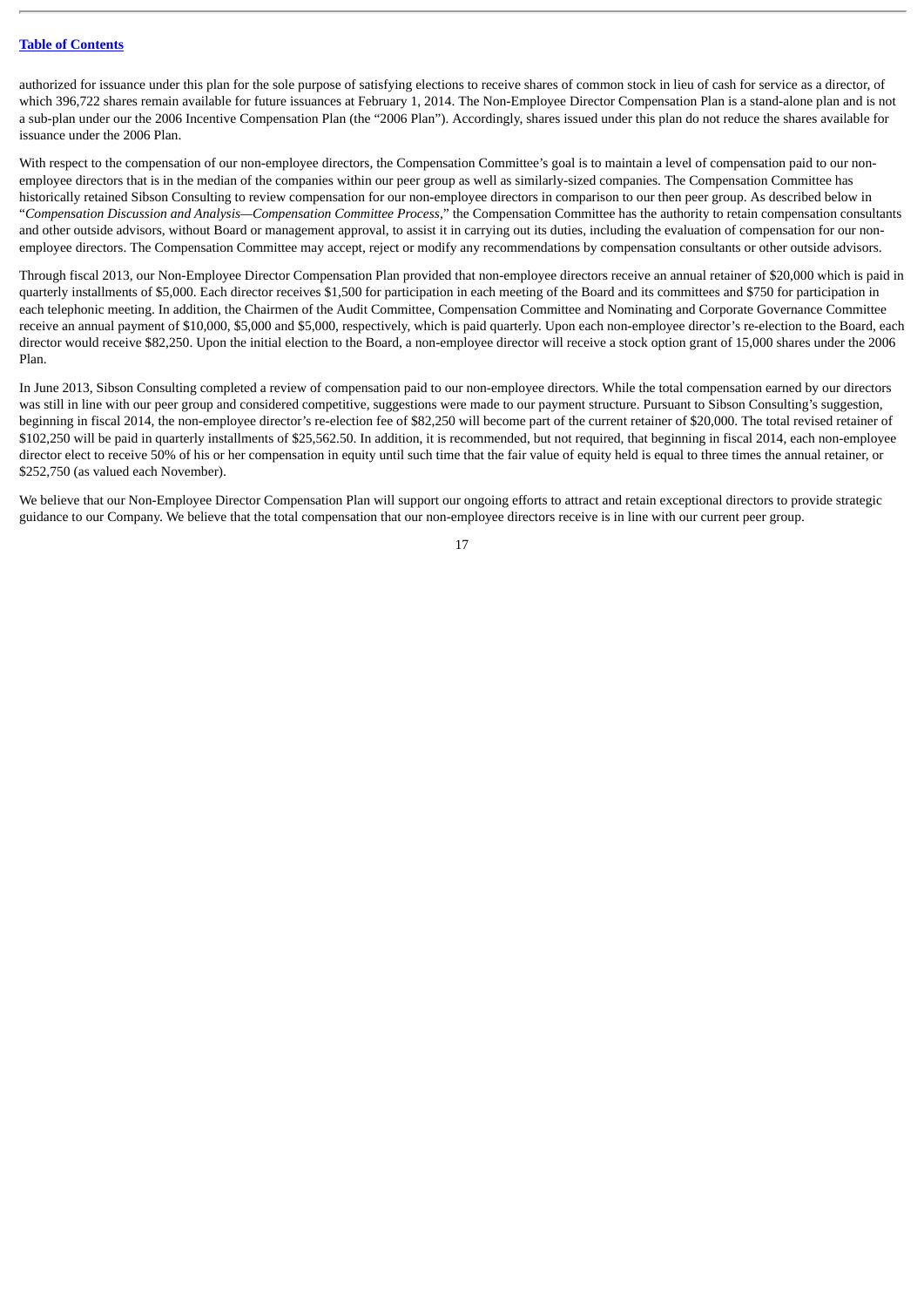authorized for issuance under this plan for the sole purpose of satisfying elections to receive shares of common stock in lieu of cash for service as a director, of which 396,722 shares remain available for future issuances at February 1, 2014. The Non-Employee Director Compensation Plan is a stand-alone plan and is not a sub-plan under our the 2006 Incentive Compensation Plan (the "2006 Plan"). Accordingly, shares issued under this plan do not reduce the shares available for issuance under the 2006 Plan.

With respect to the compensation of our non-employee directors, the Compensation Committee's goal is to maintain a level of compensation paid to our non-employee directors that is in the median of the companies within our peer group as well as similarly-sized companies. The Compensation Committee has historically retained Sibson Consulting to review compensation for our non-employee directors in comparison to our then peer group. As described below in "*Compensation Discussion and Analysis—Compensation Committee Process*," the Compensation Committee has the authority to retain compensation consultants and other outside advisors, without Board or management approval, to assist it in carrying out its duties, including the evaluation of compensation for our non-employee directors. The Compensation Committee may accept, reject or modify any recommendations by compensation consultants or other outside advisors.

Through fiscal 2013, our Non-Employee Director Compensation Plan provided that non-employee directors receive an annual retainer of $20,000 which is paid in quarterly installments of $5,000. Each director receives $1,500 for participation in each meeting of the Board and its committees and $750 for participation in each telephonic meeting. In addition, the Chairmen of the Audit Committee, Compensation Committee and Nominating and Corporate Governance Committee receive an annual payment of $10,000, $5,000 and $5,000, respectively, which is paid quarterly. Upon each non-employee director's re-election to the Board, each director would receive $82,250. Upon the initial election to the Board, a non-employee director will receive a stock option grant of 15,000 shares under the 2006 Plan.

In June 2013, Sibson Consulting completed a review of compensation paid to our non-employee directors. While the total compensation earned by our directors was still in line with our peer group and considered competitive, suggestions were made to our payment structure. Pursuant to Sibson Consulting's suggestion, beginning in fiscal 2014, the non-employee director's re-election fee of $82,250 will become part of the current retainer of $20,000. The total revised retainer of $102,250 will be paid in quarterly installments of $25,562.50. In addition, it is recommended, but not required, that beginning in fiscal 2014, each non-employee director elect to receive 50% of his or her compensation in equity until such time that the fair value of equity held is equal to three times the annual retainer, or $252,750 (as valued each November).

We believe that our Non-Employee Director Compensation Plan will support our ongoing efforts to attract and retain exceptional directors to provide strategic guidance to our Company. We believe that the total compensation that our non-employee directors receive is in line with our current peer group.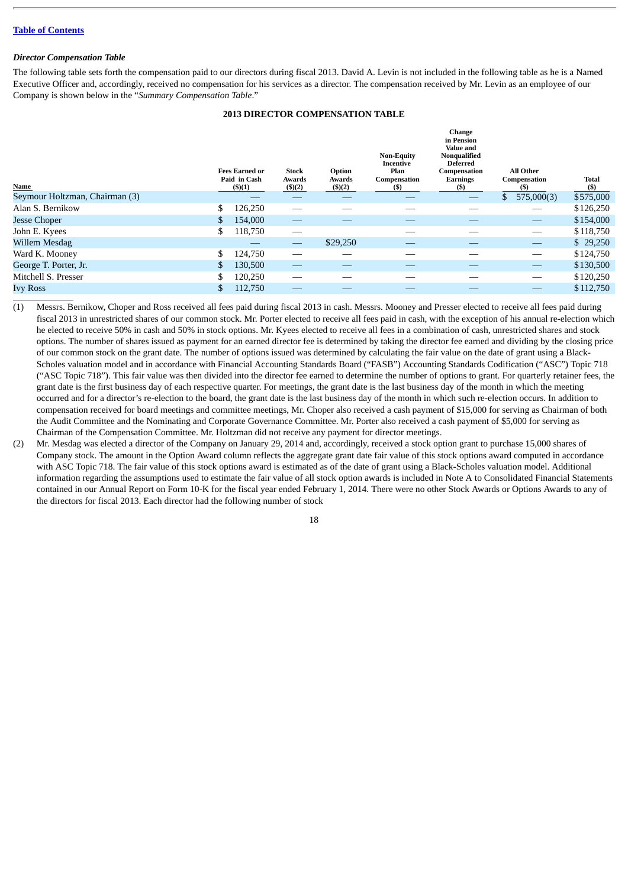[Table of Contents](#)

***Director Compensation Table***

The following table sets forth the compensation paid to our directors during fiscal 2013. David A. Levin is not included in the following table as he is a Named Executive Officer and, accordingly, received no compensation for his services as a director. The compensation received by Mr. Levin as an employee of our Company is shown below in the "*Summary Compensation Table*."

**2013 DIRECTOR COMPENSATION TABLE**

| Name | Fees Earned or Paid in Cash ($)(1) | Stock Awards ($)(2) | Option Awards ($)(2) | Non-Equity Incentive Plan Compensation ($) | Change in Pension Value and Nonqualified Deferred Compensation Earnings ($) | All Other Compensation ($) | Total ($) |
|---|---|---|---|---|---|---|---|
| Seymour Holtzman, Chairman (3) | — | — | — | — | — | $ 575,000(3) | $575,000 |
| Alan S. Bernikow | $ 126,250 | — | — | — | — | — | $126,250 |
| Jesse Choper | $ 154,000 | — | — | — | — | — | $154,000 |
| John E. Kyees | $ 118,750 | — | | — | — | — | $118,750 |
| Willem Mesdag | — | — | $29,250 | — | — | — | $ 29,250 |
| Ward K. Mooney | $ 124,750 | — | — | — | — | — | $124,750 |
| George T. Porter, Jr. | $ 130,500 | — | — | — | — | — | $130,500 |
| Mitchell S. Presser | $ 120,250 | — | — | — | — | — | $120,250 |
| Ivy Ross | $ 112,750 | — | — | — | — | — | $112,750 |

(1) Messrs. Bernikow, Choper and Ross received all fees paid during fiscal 2013 in cash. Messrs. Mooney and Presser elected to receive all fees paid during fiscal 2013 in unrestricted shares of our common stock. Mr. Porter elected to receive all fees paid in cash, with the exception of his annual re-election which he elected to receive 50% in cash and 50% in stock options. Mr. Kyees elected to receive all fees in a combination of cash, unrestricted shares and stock options. The number of shares issued as payment for an earned director fee is determined by taking the director fee earned and dividing by the closing price of our common stock on the grant date. The number of options issued was determined by calculating the fair value on the date of grant using a Black-Scholes valuation model and in accordance with Financial Accounting Standards Board ("FASB") Accounting Standards Codification ("ASC") Topic 718 ("ASC Topic 718"). This fair value was then divided into the director fee earned to determine the number of options to grant. For quarterly retainer fees, the grant date is the first business day of each respective quarter. For meetings, the grant date is the last business day of the month in which the meeting occurred and for a director's re-election to the board, the grant date is the last business day of the month in which such re-election occurs. In addition to compensation received for board meetings and committee meetings, Mr. Choper also received a cash payment of $15,000 for serving as Chairman of both the Audit Committee and the Nominating and Corporate Governance Committee. Mr. Porter also received a cash payment of $5,000 for serving as Chairman of the Compensation Committee. Mr. Holtzman did not receive any payment for director meetings.

(2) Mr. Mesdag was elected a director of the Company on January 29, 2014 and, accordingly, received a stock option grant to purchase 15,000 shares of Company stock. The amount in the Option Award column reflects the aggregate grant date fair value of this stock options award computed in accordance with ASC Topic 718. The fair value of this stock options award is estimated as of the date of grant using a Black-Scholes valuation model. Additional information regarding the assumptions used to estimate the fair value of all stock option awards is included in Note A to Consolidated Financial Statements contained in our Annual Report on Form 10-K for the fiscal year ended February 1, 2014. There were no other Stock Awards or Options Awards to any of the directors for fiscal 2013. Each director had the following number of stock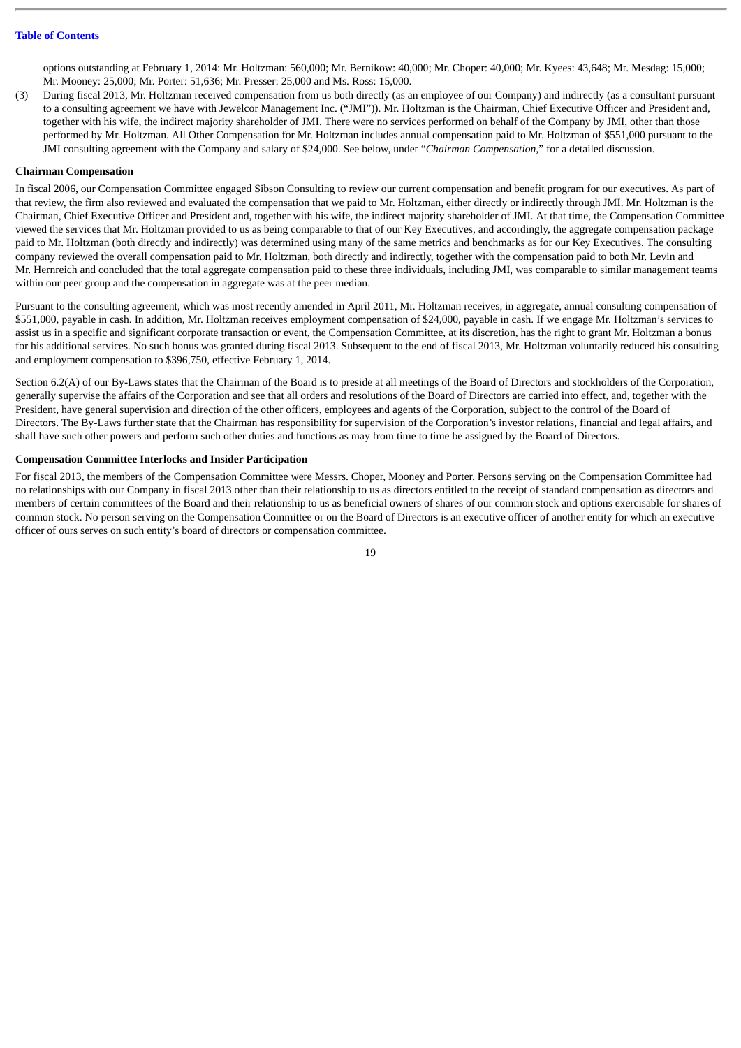options outstanding at February 1, 2014: Mr. Holtzman: 560,000; Mr. Bernikow: 40,000; Mr. Choper: 40,000; Mr. Kyees: 43,648; Mr. Mesdag: 15,000; Mr. Mooney: 25,000; Mr. Porter: 51,636; Mr. Presser: 25,000 and Ms. Ross: 15,000.

(3) During fiscal 2013, Mr. Holtzman received compensation from us both directly (as an employee of our Company) and indirectly (as a consultant pursuant to a consulting agreement we have with Jewelcor Management Inc. ("JMI")). Mr. Holtzman is the Chairman, Chief Executive Officer and President and, together with his wife, the indirect majority shareholder of JMI. There were no services performed on behalf of the Company by JMI, other than those performed by Mr. Holtzman. All Other Compensation for Mr. Holtzman includes annual compensation paid to Mr. Holtzman of $551,000 pursuant to the JMI consulting agreement with the Company and salary of $24,000. See below, under "*Chairman Compensation*," for a detailed discussion.

**Chairman Compensation**

In fiscal 2006, our Compensation Committee engaged Sibson Consulting to review our current compensation and benefit program for our executives. As part of that review, the firm also reviewed and evaluated the compensation that we paid to Mr. Holtzman, either directly or indirectly through JMI. Mr. Holtzman is the Chairman, Chief Executive Officer and President and, together with his wife, the indirect majority shareholder of JMI. At that time, the Compensation Committee viewed the services that Mr. Holtzman provided to us as being comparable to that of our Key Executives, and accordingly, the aggregate compensation package paid to Mr. Holtzman (both directly and indirectly) was determined using many of the same metrics and benchmarks as for our Key Executives. The consulting company reviewed the overall compensation paid to Mr. Holtzman, both directly and indirectly, together with the compensation paid to both Mr. Levin and Mr. Hernreich and concluded that the total aggregate compensation paid to these three individuals, including JMI, was comparable to similar management teams within our peer group and the compensation in aggregate was at the peer median.

Pursuant to the consulting agreement, which was most recently amended in April 2011, Mr. Holtzman receives, in aggregate, annual consulting compensation of $551,000, payable in cash. In addition, Mr. Holtzman receives employment compensation of $24,000, payable in cash. If we engage Mr. Holtzman's services to assist us in a specific and significant corporate transaction or event, the Compensation Committee, at its discretion, has the right to grant Mr. Holtzman a bonus for his additional services. No such bonus was granted during fiscal 2013. Subsequent to the end of fiscal 2013, Mr. Holtzman voluntarily reduced his consulting and employment compensation to $396,750, effective February 1, 2014.

Section 6.2(A) of our By-Laws states that the Chairman of the Board is to preside at all meetings of the Board of Directors and stockholders of the Corporation, generally supervise the affairs of the Corporation and see that all orders and resolutions of the Board of Directors are carried into effect, and, together with the President, have general supervision and direction of the other officers, employees and agents of the Corporation, subject to the control of the Board of Directors. The By-Laws further state that the Chairman has responsibility for supervision of the Corporation's investor relations, financial and legal affairs, and shall have such other powers and perform such other duties and functions as may from time to time be assigned by the Board of Directors.

**Compensation Committee Interlocks and Insider Participation**

For fiscal 2013, the members of the Compensation Committee were Messrs. Choper, Mooney and Porter. Persons serving on the Compensation Committee had no relationships with our Company in fiscal 2013 other than their relationship to us as directors entitled to the receipt of standard compensation as directors and members of certain committees of the Board and their relationship to us as beneficial owners of shares of our common stock and options exercisable for shares of common stock. No person serving on the Compensation Committee or on the Board of Directors is an executive officer of another entity for which an executive officer of ours serves on such entity's board of directors or compensation committee.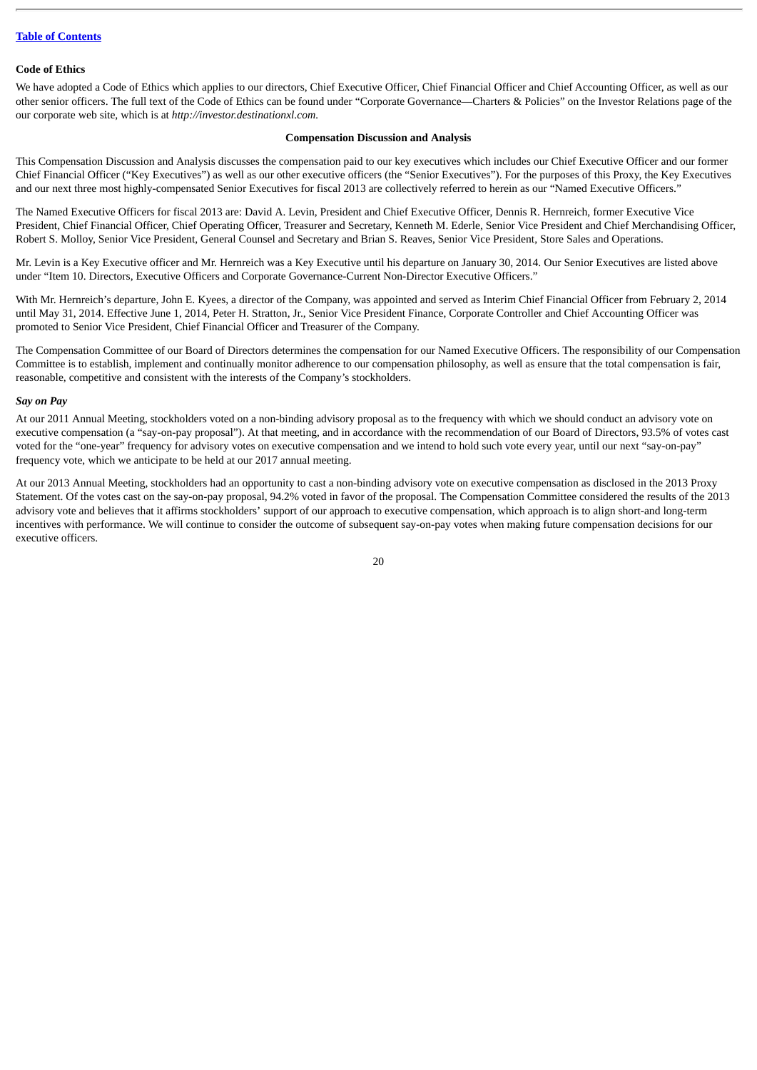**Code of Ethics**

We have adopted a Code of Ethics which applies to our directors, Chief Executive Officer, Chief Financial Officer and Chief Accounting Officer, as well as our other senior officers. The full text of the Code of Ethics can be found under "Corporate Governance—Charters & Policies" on the Investor Relations page of the our corporate web site, which is at *http://investor.destinationxl.com*.

## Compensation Discussion and Analysis

This Compensation Discussion and Analysis discusses the compensation paid to our key executives which includes our Chief Executive Officer and our former Chief Financial Officer ("Key Executives") as well as our other executive officers (the "Senior Executives"). For the purposes of this Proxy, the Key Executives and our next three most highly-compensated Senior Executives for fiscal 2013 are collectively referred to herein as our "Named Executive Officers."

The Named Executive Officers for fiscal 2013 are: David A. Levin, President and Chief Executive Officer, Dennis R. Hernreich, former Executive Vice President, Chief Financial Officer, Chief Operating Officer, Treasurer and Secretary, Kenneth M. Ederle, Senior Vice President and Chief Merchandising Officer, Robert S. Molloy, Senior Vice President, General Counsel and Secretary and Brian S. Reaves, Senior Vice President, Store Sales and Operations.

Mr. Levin is a Key Executive officer and Mr. Hernreich was a Key Executive until his departure on January 30, 2014. Our Senior Executives are listed above under "Item 10. Directors, Executive Officers and Corporate Governance-Current Non-Director Executive Officers."

With Mr. Hernreich's departure, John E. Kyees, a director of the Company, was appointed and served as Interim Chief Financial Officer from February 2, 2014 until May 31, 2014. Effective June 1, 2014, Peter H. Stratton, Jr., Senior Vice President Finance, Corporate Controller and Chief Accounting Officer was promoted to Senior Vice President, Chief Financial Officer and Treasurer of the Company.

The Compensation Committee of our Board of Directors determines the compensation for our Named Executive Officers. The responsibility of our Compensation Committee is to establish, implement and continually monitor adherence to our compensation philosophy, as well as ensure that the total compensation is fair, reasonable, competitive and consistent with the interests of the Company's stockholders.

***Say on Pay***

At our 2011 Annual Meeting, stockholders voted on a non-binding advisory proposal as to the frequency with which we should conduct an advisory vote on executive compensation (a "say-on-pay proposal"). At that meeting, and in accordance with the recommendation of our Board of Directors, 93.5% of votes cast voted for the "one-year" frequency for advisory votes on executive compensation and we intend to hold such vote every year, until our next "say-on-pay" frequency vote, which we anticipate to be held at our 2017 annual meeting.

At our 2013 Annual Meeting, stockholders had an opportunity to cast a non-binding advisory vote on executive compensation as disclosed in the 2013 Proxy Statement. Of the votes cast on the say-on-pay proposal, 94.2% voted in favor of the proposal. The Compensation Committee considered the results of the 2013 advisory vote and believes that it affirms stockholders' support of our approach to executive compensation, which approach is to align short-and long-term incentives with performance. We will continue to consider the outcome of subsequent say-on-pay votes when making future compensation decisions for our executive officers.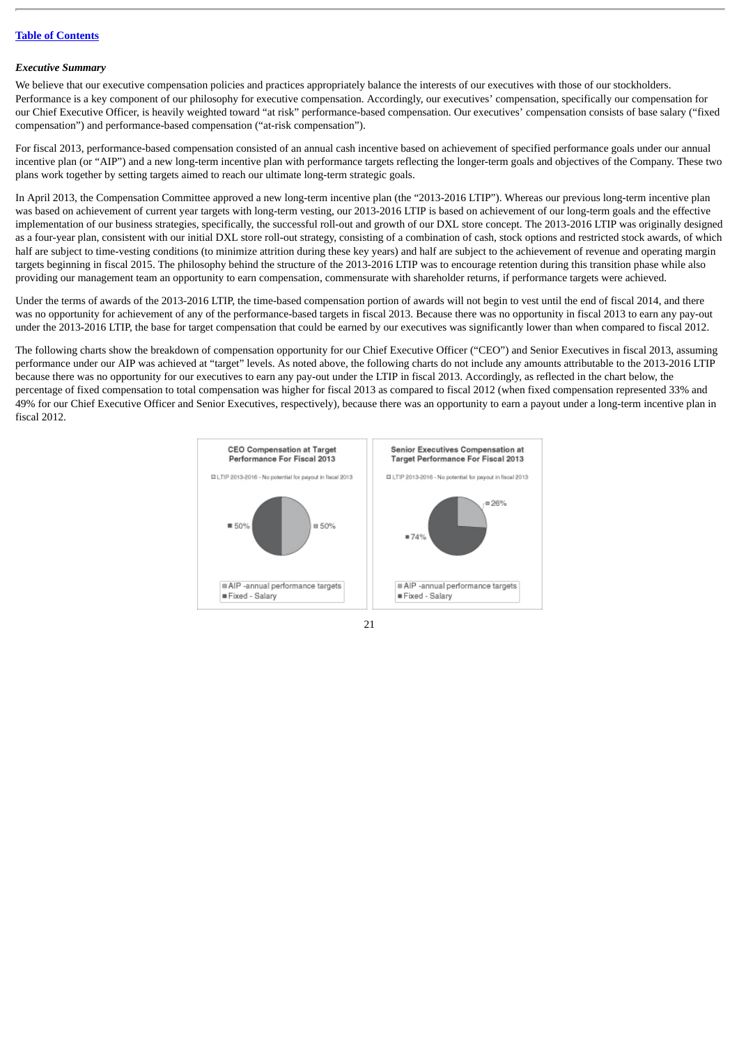*Executive Summary*

We believe that our executive compensation policies and practices appropriately balance the interests of our executives with those of our stockholders. Performance is a key component of our philosophy for executive compensation. Accordingly, our executives' compensation, specifically our compensation for our Chief Executive Officer, is heavily weighted toward "at risk" performance-based compensation. Our executives' compensation consists of base salary ("fixed compensation") and performance-based compensation ("at-risk compensation").

For fiscal 2013, performance-based compensation consisted of an annual cash incentive based on achievement of specified performance goals under our annual incentive plan (or "AIP") and a new long-term incentive plan with performance targets reflecting the longer-term goals and objectives of the Company. These two plans work together by setting targets aimed to reach our ultimate long-term strategic goals.

In April 2013, the Compensation Committee approved a new long-term incentive plan (the "2013-2016 LTIP"). Whereas our previous long-term incentive plan was based on achievement of current year targets with long-term vesting, our 2013-2016 LTIP is based on achievement of our long-term goals and the effective implementation of our business strategies, specifically, the successful roll-out and growth of our DXL store concept. The 2013-2016 LTIP was originally designed as a four-year plan, consistent with our initial DXL store roll-out strategy, consisting of a combination of cash, stock options and restricted stock awards, of which half are subject to time-vesting conditions (to minimize attrition during these key years) and half are subject to the achievement of revenue and operating margin targets beginning in fiscal 2015. The philosophy behind the structure of the 2013-2016 LTIP was to encourage retention during this transition phase while also providing our management team an opportunity to earn compensation, commensurate with shareholder returns, if performance targets were achieved.

Under the terms of awards of the 2013-2016 LTIP, the time-based compensation portion of awards will not begin to vest until the end of fiscal 2014, and there was no opportunity for achievement of any of the performance-based targets in fiscal 2013. Because there was no opportunity in fiscal 2013 to earn any pay-out under the 2013-2016 LTIP, the base for target compensation that could be earned by our executives was significantly lower than when compared to fiscal 2012.

The following charts show the breakdown of compensation opportunity for our Chief Executive Officer ("CEO") and Senior Executives in fiscal 2013, assuming performance under our AIP was achieved at "target" levels. As noted above, the following charts do not include any amounts attributable to the 2013-2016 LTIP because there was no opportunity for our executives to earn any pay-out under the LTIP in fiscal 2013. Accordingly, as reflected in the chart below, the percentage of fixed compensation to total compensation was higher for fiscal 2013 as compared to fiscal 2012 (when fixed compensation represented 33% and 49% for our Chief Executive Officer and Senior Executives, respectively), because there was an opportunity to earn a payout under a long-term incentive plan in fiscal 2012.

**CEO Compensation at Target Performance For Fiscal 2013**

LTIP 2013-2016 - No potential for payout in fiscal 2013

| Component | Percentage |
| --- | --- |
| AIP -annual performance targets | 50% |
| Fixed - Salary | 50% |

**Senior Executives Compensation at Target Performance For Fiscal 2013**

LTIP 2013-2016 - No potential for payout in fiscal 2013

| Component | Percentage |
| --- | --- |
| AIP -annual performance targets | 26% |
| Fixed - Salary | 74% |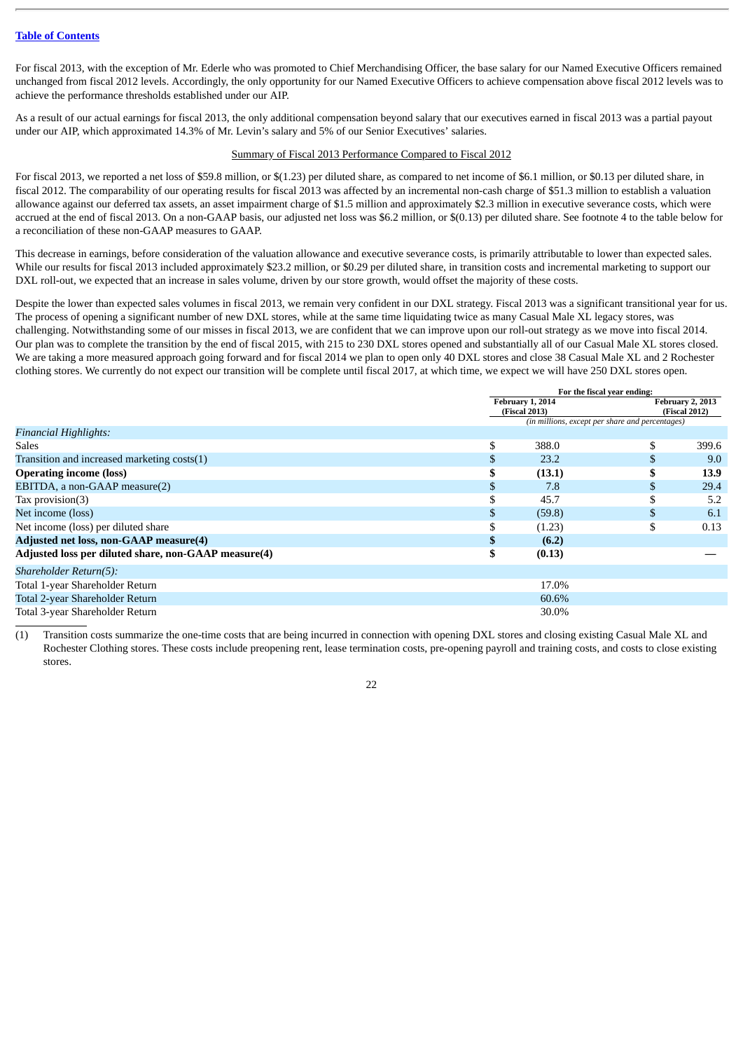For fiscal 2013, with the exception of Mr. Ederle who was promoted to Chief Merchandising Officer, the base salary for our Named Executive Officers remained unchanged from fiscal 2012 levels. Accordingly, the only opportunity for our Named Executive Officers to achieve compensation above fiscal 2012 levels was to achieve the performance thresholds established under our AIP.

As a result of our actual earnings for fiscal 2013, the only additional compensation beyond salary that our executives earned in fiscal 2013 was a partial payout under our AIP, which approximated 14.3% of Mr. Levin's salary and 5% of our Senior Executives' salaries.

Summary of Fiscal 2013 Performance Compared to Fiscal 2012

For fiscal 2013, we reported a net loss of $59.8 million, or $(1.23) per diluted share, as compared to net income of $6.1 million, or $0.13 per diluted share, in fiscal 2012. The comparability of our operating results for fiscal 2013 was affected by an incremental non-cash charge of $51.3 million to establish a valuation allowance against our deferred tax assets, an asset impairment charge of $1.5 million and approximately $2.3 million in executive severance costs, which were accrued at the end of fiscal 2013. On a non-GAAP basis, our adjusted net loss was $6.2 million, or $(0.13) per diluted share. See footnote 4 to the table below for a reconciliation of these non-GAAP measures to GAAP.

This decrease in earnings, before consideration of the valuation allowance and executive severance costs, is primarily attributable to lower than expected sales. While our results for fiscal 2013 included approximately $23.2 million, or $0.29 per diluted share, in transition costs and incremental marketing to support our DXL roll-out, we expected that an increase in sales volume, driven by our store growth, would offset the majority of these costs.

Despite the lower than expected sales volumes in fiscal 2013, we remain very confident in our DXL strategy. Fiscal 2013 was a significant transitional year for us. The process of opening a significant number of new DXL stores, while at the same time liquidating twice as many Casual Male XL legacy stores, was challenging. Notwithstanding some of our misses in fiscal 2013, we are confident that we can improve upon our roll-out strategy as we move into fiscal 2014. Our plan was to complete the transition by the end of fiscal 2015, with 215 to 230 DXL stores opened and substantially all of our Casual Male XL stores closed. We are taking a more measured approach going forward and for fiscal 2014 we plan to open only 40 DXL stores and close 38 Casual Male XL and 2 Rochester clothing stores. We currently do not expect our transition will be complete until fiscal 2017, at which time, we expect we will have 250 DXL stores open.

| | For the fiscal year ending: | |
|---|---|---|
| | February 1, 2014 (Fiscal 2013) | February 2, 2013 (Fiscal 2012) |
| | (in millions, except per share and percentages) | |
| *Financial Highlights:* | | |
| Sales | $ 388.0 | $ 399.6 |
| Transition and increased marketing costs(1) | $ 23.2 | $ 9.0 |
| **Operating income (loss)** | **$ (13.1)** | **$ 13.9** |
| EBITDA, a non-GAAP measure(2) | $ 7.8 | $ 29.4 |
| Tax provision(3) | $ 45.7 | $ 5.2 |
| Net income (loss) | $ (59.8) | $ 6.1 |
| Net income (loss) per diluted share | $ (1.23) | $ 0.13 |
| **Adjusted net loss, non-GAAP measure(4)** | **$ (6.2)** | |
| **Adjusted loss per diluted share, non-GAAP measure(4)** | **$ (0.13)** | — |
| *Shareholder Return(5):* | | |
| Total 1-year Shareholder Return | 17.0% | |
| Total 2-year Shareholder Return | 60.6% | |
| Total 3-year Shareholder Return | 30.0% | |

(1) Transition costs summarize the one-time costs that are being incurred in connection with opening DXL stores and closing existing Casual Male XL and Rochester Clothing stores. These costs include preopening rent, lease termination costs, pre-opening payroll and training costs, and costs to close existing stores.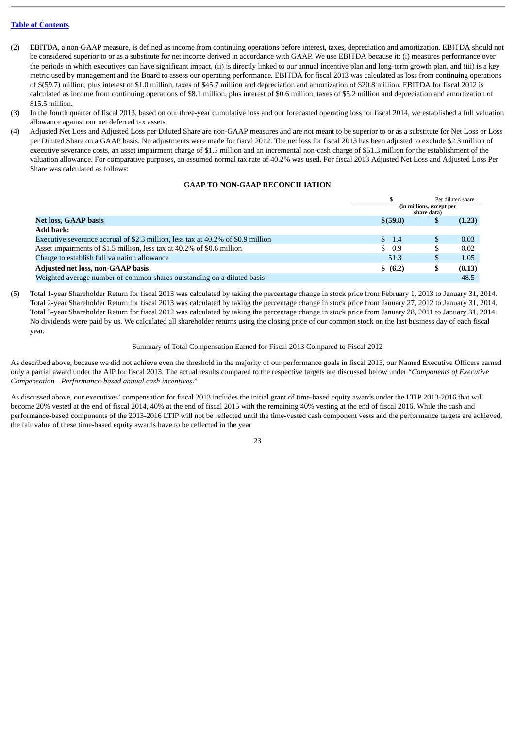[Table of Contents](#)

(2) EBITDA, a non-GAAP measure, is defined as income from continuing operations before interest, taxes, depreciation and amortization. EBITDA should not be considered superior to or as a substitute for net income derived in accordance with GAAP. We use EBITDA because it: (i) measures performance over the periods in which executives can have significant impact, (ii) is directly linked to our annual incentive plan and long-term growth plan, and (iii) is a key metric used by management and the Board to assess our operating performance. EBITDA for fiscal 2013 was calculated as loss from continuing operations of $(59.7) million, plus interest of $1.0 million, taxes of $45.7 million and depreciation and amortization of $20.8 million. EBITDA for fiscal 2012 is calculated as income from continuing operations of $8.1 million, plus interest of $0.6 million, taxes of $5.2 million and depreciation and amortization of $15.5 million.

(3) In the fourth quarter of fiscal 2013, based on our three-year cumulative loss and our forecasted operating loss for fiscal 2014, we established a full valuation allowance against our net deferred tax assets.

(4) Adjusted Net Loss and Adjusted Loss per Diluted Share are non-GAAP measures and are not meant to be superior to or as a substitute for Net Loss or Loss per Diluted Share on a GAAP basis. No adjustments were made for fiscal 2012. The net loss for fiscal 2013 has been adjusted to exclude $2.3 million of executive severance costs, an asset impairment charge of $1.5 million and an incremental non-cash charge of $51.3 million for the establishment of the valuation allowance. For comparative purposes, an assumed normal tax rate of 40.2% was used. For fiscal 2013 Adjusted Net Loss and Adjusted Loss Per Share was calculated as follows:

**GAAP TO NON-GAAP RECONCILIATION**

| | $ | Per diluted share |
|---|---|---|
| | (in millions, except per share data) | |
| **Net loss, GAAP basis** | **$(59.8)** | **$ (1.23)** |
| **Add back:** | | |
| Executive severance accrual of $2.3 million, less tax at 40.2% of $0.9 million | $ 1.4 | $ 0.03 |
| Asset impairments of $1.5 million, less tax at 40.2% of $0.6 million | $ 0.9 | $ 0.02 |
| Charge to establish full valuation allowance | 51.3 | $ 1.05 |
| **Adjusted net loss, non-GAAP basis** | **$ (6.2)** | **$ (0.13)** |
| Weighted average number of common shares outstanding on a diluted basis | | 48.5 |

(5) Total 1-year Shareholder Return for fiscal 2013 was calculated by taking the percentage change in stock price from February 1, 2013 to January 31, 2014. Total 2-year Shareholder Return for fiscal 2013 was calculated by taking the percentage change in stock price from January 27, 2012 to January 31, 2014. Total 3-year Shareholder Return for fiscal 2012 was calculated by taking the percentage change in stock price from January 28, 2011 to January 31, 2014. No dividends were paid by us. We calculated all shareholder returns using the closing price of our common stock on the last business day of each fiscal year.

Summary of Total Compensation Earned for Fiscal 2013 Compared to Fiscal 2012

As described above, because we did not achieve even the threshold in the majority of our performance goals in fiscal 2013, our Named Executive Officers earned only a partial award under the AIP for fiscal 2013. The actual results compared to the respective targets are discussed below under "*Components of Executive Compensation—Performance-based annual cash incentives*."

As discussed above, our executives' compensation for fiscal 2013 includes the initial grant of time-based equity awards under the LTIP 2013-2016 that will become 20% vested at the end of fiscal 2014, 40% at the end of fiscal 2015 with the remaining 40% vesting at the end of fiscal 2016. While the cash and performance-based components of the 2013-2016 LTIP will not be reflected until the time-vested cash component vests and the performance targets are achieved, the fair value of these time-based equity awards have to be reflected in the year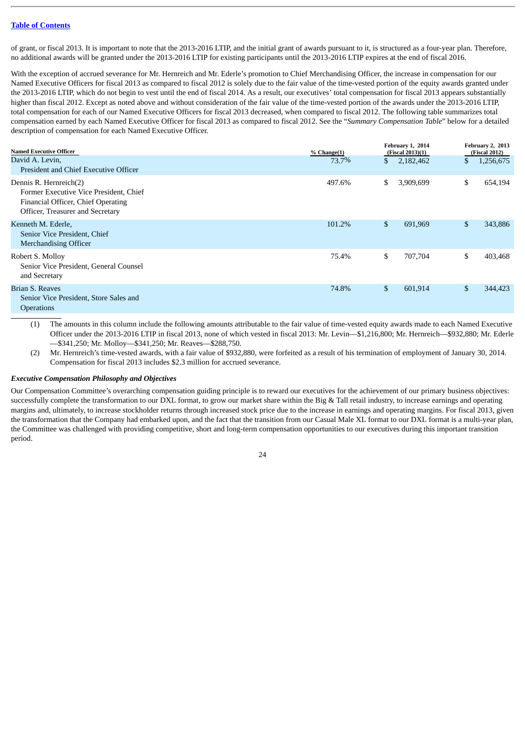of grant, or fiscal 2013. It is important to note that the 2013-2016 LTIP, and the initial grant of awards pursuant to it, is structured as a four-year plan. Therefore, no additional awards will be granted under the 2013-2016 LTIP for existing participants until the 2013-2016 LTIP expires at the end of fiscal 2016.

With the exception of accrued severance for Mr. Hernreich and Mr. Ederle's promotion to Chief Merchandising Officer, the increase in compensation for our Named Executive Officers for fiscal 2013 as compared to fiscal 2012 is solely due to the fair value of the time-vested portion of the equity awards granted under the 2013-2016 LTIP, which do not begin to vest until the end of fiscal 2014. As a result, our executives' total compensation for fiscal 2013 appears substantially higher than fiscal 2012. Except as noted above and without consideration of the fair value of the time-vested portion of the awards under the 2013-2016 LTIP, total compensation for each of our Named Executive Officers for fiscal 2013 decreased, when compared to fiscal 2012. The following table summarizes total compensation earned by each Named Executive Officer for fiscal 2013 as compared to fiscal 2012. See the "*Summary Compensation Table*" below for a detailed description of compensation for each Named Executive Officer.

| Named Executive Officer | % Change(1) | February 1, 2014 (Fiscal 2013)(1) | February 2, 2013 (Fiscal 2012) |
|---|---|---|---|
| David A. Levin, President and Chief Executive Officer | 73.7% | $ 2,182,462 | $ 1,256,675 |
| Dennis R. Hernreich(2) Former Executive Vice President, Chief Financial Officer, Chief Operating Officer, Treasurer and Secretary | 497.6% | $ 3,909,699 | $ 654,194 |
| Kenneth M. Ederle, Senior Vice President, Chief Merchandising Officer | 101.2% | $ 691,969 | $ 343,886 |
| Robert S. Molloy Senior Vice President, General Counsel and Secretary | 75.4% | $ 707,704 | $ 403,468 |
| Brian S. Reaves Senior Vice President, Store Sales and Operations | 74.8% | $ 601,914 | $ 344,423 |

(1) The amounts in this column include the following amounts attributable to the fair value of time-vested equity awards made to each Named Executive Officer under the 2013-2016 LTIP in fiscal 2013, none of which vested in fiscal 2013: Mr. Levin—$1,216,800; Mr. Hernreich—$932,880; Mr. Ederle—$341,250; Mr. Molloy—$341,250; Mr. Reaves—$288,750.

(2) Mr. Hernreich's time-vested awards, with a fair value of $932,880, were forfeited as a result of his termination of employment of January 30, 2014. Compensation for fiscal 2013 includes $2.3 million for accrued severance.

***Executive Compensation Philosophy and Objectives***

Our Compensation Committee's overarching compensation guiding principle is to reward our executives for the achievement of our primary business objectives: successfully complete the transformation to our DXL format, to grow our market share within the Big & Tall retail industry, to increase earnings and operating margins and, ultimately, to increase stockholder returns through increased stock price due to the increase in earnings and operating margins. For fiscal 2013, given the transformation that the Company had embarked upon, and the fact that the transition from our Casual Male XL format to our DXL format is a multi-year plan, the Committee was challenged with providing competitive, short and long-term compensation opportunities to our executives during this important transition period.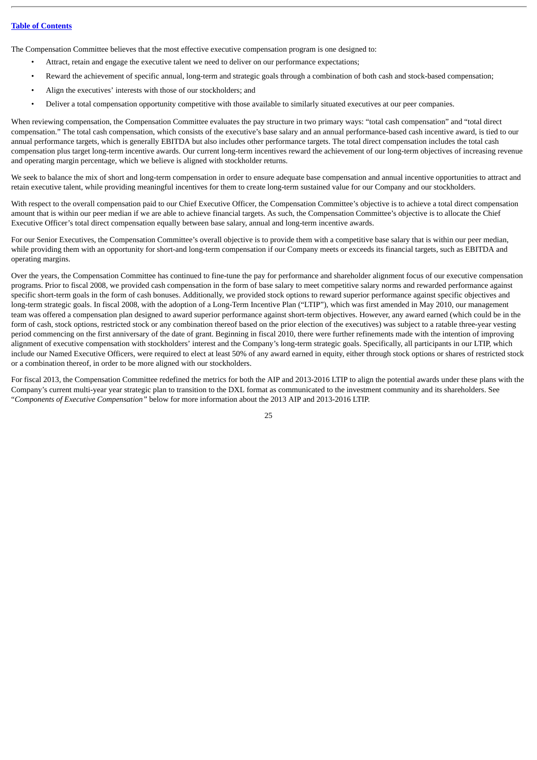The Compensation Committee believes that the most effective executive compensation program is one designed to:

- Attract, retain and engage the executive talent we need to deliver on our performance expectations;
- Reward the achievement of specific annual, long-term and strategic goals through a combination of both cash and stock-based compensation;
- Align the executives' interests with those of our stockholders; and
- Deliver a total compensation opportunity competitive with those available to similarly situated executives at our peer companies.

When reviewing compensation, the Compensation Committee evaluates the pay structure in two primary ways: "total cash compensation" and "total direct compensation." The total cash compensation, which consists of the executive's base salary and an annual performance-based cash incentive award, is tied to our annual performance targets, which is generally EBITDA but also includes other performance targets. The total direct compensation includes the total cash compensation plus target long-term incentive awards. Our current long-term incentives reward the achievement of our long-term objectives of increasing revenue and operating margin percentage, which we believe is aligned with stockholder returns.

We seek to balance the mix of short and long-term compensation in order to ensure adequate base compensation and annual incentive opportunities to attract and retain executive talent, while providing meaningful incentives for them to create long-term sustained value for our Company and our stockholders.

With respect to the overall compensation paid to our Chief Executive Officer, the Compensation Committee's objective is to achieve a total direct compensation amount that is within our peer median if we are able to achieve financial targets. As such, the Compensation Committee's objective is to allocate the Chief Executive Officer's total direct compensation equally between base salary, annual and long-term incentive awards.

For our Senior Executives, the Compensation Committee's overall objective is to provide them with a competitive base salary that is within our peer median, while providing them with an opportunity for short-and long-term compensation if our Company meets or exceeds its financial targets, such as EBITDA and operating margins.

Over the years, the Compensation Committee has continued to fine-tune the pay for performance and shareholder alignment focus of our executive compensation programs. Prior to fiscal 2008, we provided cash compensation in the form of base salary to meet competitive salary norms and rewarded performance against specific short-term goals in the form of cash bonuses. Additionally, we provided stock options to reward superior performance against specific objectives and long-term strategic goals. In fiscal 2008, with the adoption of a Long-Term Incentive Plan ("LTIP"), which was first amended in May 2010, our management team was offered a compensation plan designed to award superior performance against short-term objectives. However, any award earned (which could be in the form of cash, stock options, restricted stock or any combination thereof based on the prior election of the executives) was subject to a ratable three-year vesting period commencing on the first anniversary of the date of grant. Beginning in fiscal 2010, there were further refinements made with the intention of improving alignment of executive compensation with stockholders' interest and the Company's long-term strategic goals. Specifically, all participants in our LTIP, which include our Named Executive Officers, were required to elect at least 50% of any award earned in equity, either through stock options or shares of restricted stock or a combination thereof, in order to be more aligned with our stockholders.

For fiscal 2013, the Compensation Committee redefined the metrics for both the AIP and 2013-2016 LTIP to align the potential awards under these plans with the Company's current multi-year year strategic plan to transition to the DXL format as communicated to the investment community and its shareholders. See "*Components of Executive Compensation"* below for more information about the 2013 AIP and 2013-2016 LTIP.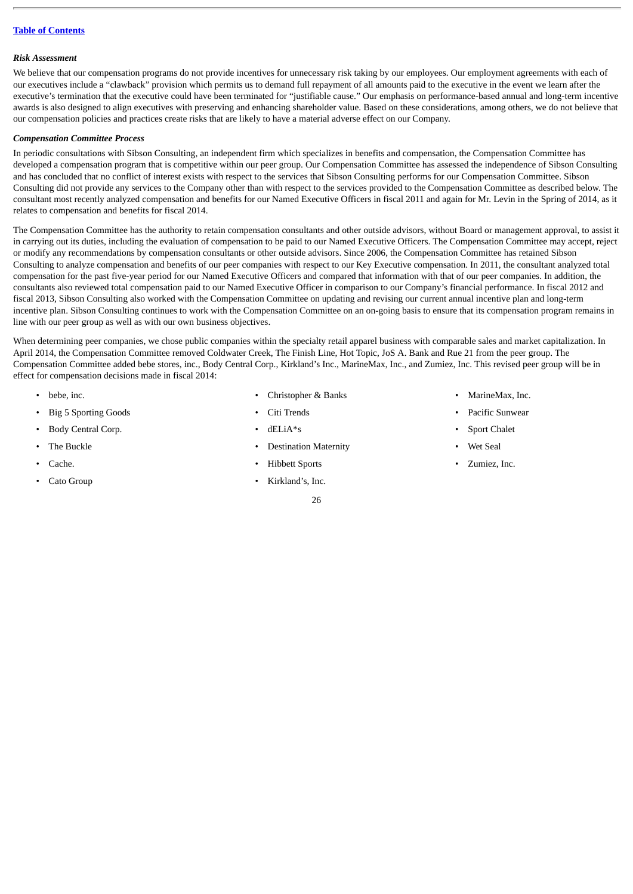[Table of Contents](#)

***Risk Assessment***

We believe that our compensation programs do not provide incentives for unnecessary risk taking by our employees. Our employment agreements with each of our executives include a "clawback" provision which permits us to demand full repayment of all amounts paid to the executive in the event we learn after the executive's termination that the executive could have been terminated for "justifiable cause." Our emphasis on performance-based annual and long-term incentive awards is also designed to align executives with preserving and enhancing shareholder value. Based on these considerations, among others, we do not believe that our compensation policies and practices create risks that are likely to have a material adverse effect on our Company.

***Compensation Committee Process***

In periodic consultations with Sibson Consulting, an independent firm which specializes in benefits and compensation, the Compensation Committee has developed a compensation program that is competitive within our peer group. Our Compensation Committee has assessed the independence of Sibson Consulting and has concluded that no conflict of interest exists with respect to the services that Sibson Consulting performs for our Compensation Committee. Sibson Consulting did not provide any services to the Company other than with respect to the services provided to the Compensation Committee as described below. The consultant most recently analyzed compensation and benefits for our Named Executive Officers in fiscal 2011 and again for Mr. Levin in the Spring of 2014, as it relates to compensation and benefits for fiscal 2014.

The Compensation Committee has the authority to retain compensation consultants and other outside advisors, without Board or management approval, to assist it in carrying out its duties, including the evaluation of compensation to be paid to our Named Executive Officers. The Compensation Committee may accept, reject or modify any recommendations by compensation consultants or other outside advisors. Since 2006, the Compensation Committee has retained Sibson Consulting to analyze compensation and benefits of our peer companies with respect to our Key Executive compensation. In 2011, the consultant analyzed total compensation for the past five-year period for our Named Executive Officers and compared that information with that of our peer companies. In addition, the consultants also reviewed total compensation paid to our Named Executive Officer in comparison to our Company's financial performance. In fiscal 2012 and fiscal 2013, Sibson Consulting also worked with the Compensation Committee on updating and revising our current annual incentive plan and long-term incentive plan. Sibson Consulting continues to work with the Compensation Committee on an on-going basis to ensure that its compensation program remains in line with our peer group as well as with our own business objectives.

When determining peer companies, we chose public companies within the specialty retail apparel business with comparable sales and market capitalization. In April 2014, the Compensation Committee removed Coldwater Creek, The Finish Line, Hot Topic, JoS A. Bank and Rue 21 from the peer group. The Compensation Committee added bebe stores, inc., Body Central Corp., Kirkland's Inc., MarineMax, Inc., and Zumiez, Inc. This revised peer group will be in effect for compensation decisions made in fiscal 2014:

- bebe, inc.
- Big 5 Sporting Goods
- Body Central Corp.
- The Buckle
- Cache.
- Cato Group
- Christopher & Banks
- Citi Trends
- dELiA*s
- Destination Maternity
- Hibbett Sports
- Kirkland's, Inc.
- MarineMax, Inc.
- Pacific Sunwear
- Sport Chalet
- Wet Seal
- Zumiez, Inc.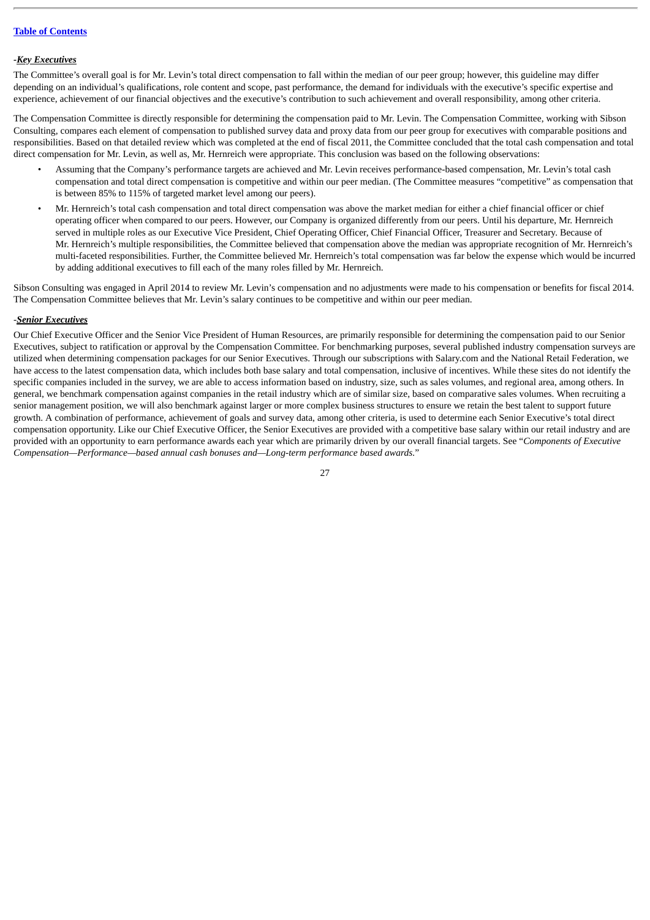-***Key Executives***

The Committee's overall goal is for Mr. Levin's total direct compensation to fall within the median of our peer group; however, this guideline may differ depending on an individual's qualifications, role content and scope, past performance, the demand for individuals with the executive's specific expertise and experience, achievement of our financial objectives and the executive's contribution to such achievement and overall responsibility, among other criteria.

The Compensation Committee is directly responsible for determining the compensation paid to Mr. Levin. The Compensation Committee, working with Sibson Consulting, compares each element of compensation to published survey data and proxy data from our peer group for executives with comparable positions and responsibilities. Based on that detailed review which was completed at the end of fiscal 2011, the Committee concluded that the total cash compensation and total direct compensation for Mr. Levin, as well as, Mr. Hernreich were appropriate. This conclusion was based on the following observations:

- Assuming that the Company's performance targets are achieved and Mr. Levin receives performance-based compensation, Mr. Levin's total cash compensation and total direct compensation is competitive and within our peer median. (The Committee measures "competitive" as compensation that is between 85% to 115% of targeted market level among our peers).
- Mr. Hernreich's total cash compensation and total direct compensation was above the market median for either a chief financial officer or chief operating officer when compared to our peers. However, our Company is organized differently from our peers. Until his departure, Mr. Hernreich served in multiple roles as our Executive Vice President, Chief Operating Officer, Chief Financial Officer, Treasurer and Secretary. Because of Mr. Hernreich's multiple responsibilities, the Committee believed that compensation above the median was appropriate recognition of Mr. Hernreich's multi-faceted responsibilities. Further, the Committee believed Mr. Hernreich's total compensation was far below the expense which would be incurred by adding additional executives to fill each of the many roles filled by Mr. Hernreich.

Sibson Consulting was engaged in April 2014 to review Mr. Levin's compensation and no adjustments were made to his compensation or benefits for fiscal 2014. The Compensation Committee believes that Mr. Levin's salary continues to be competitive and within our peer median.

-***Senior Executives***

Our Chief Executive Officer and the Senior Vice President of Human Resources, are primarily responsible for determining the compensation paid to our Senior Executives, subject to ratification or approval by the Compensation Committee. For benchmarking purposes, several published industry compensation surveys are utilized when determining compensation packages for our Senior Executives. Through our subscriptions with Salary.com and the National Retail Federation, we have access to the latest compensation data, which includes both base salary and total compensation, inclusive of incentives. While these sites do not identify the specific companies included in the survey, we are able to access information based on industry, size, such as sales volumes, and regional area, among others. In general, we benchmark compensation against companies in the retail industry which are of similar size, based on comparative sales volumes. When recruiting a senior management position, we will also benchmark against larger or more complex business structures to ensure we retain the best talent to support future growth. A combination of performance, achievement of goals and survey data, among other criteria, is used to determine each Senior Executive's total direct compensation opportunity. Like our Chief Executive Officer, the Senior Executives are provided with a competitive base salary within our retail industry and are provided with an opportunity to earn performance awards each year which are primarily driven by our overall financial targets. See "*Components of Executive Compensation—Performance—based annual cash bonuses and—Long-term performance based awards.*"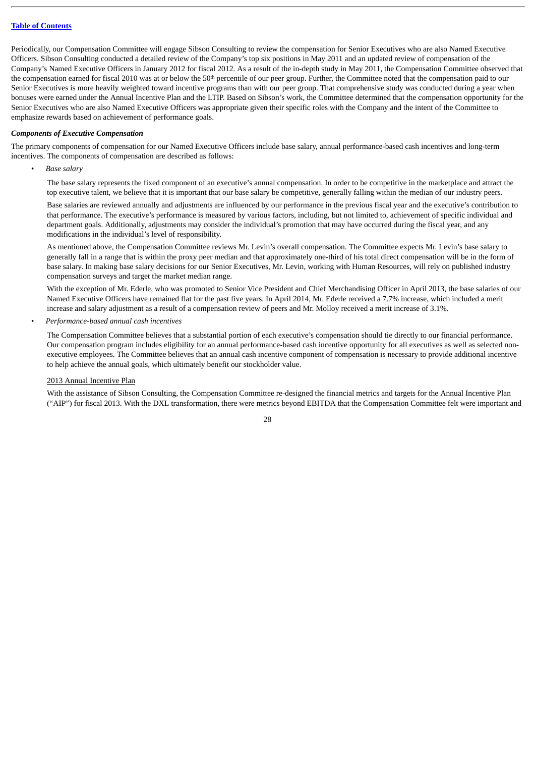Periodically, our Compensation Committee will engage Sibson Consulting to review the compensation for Senior Executives who are also Named Executive Officers. Sibson Consulting conducted a detailed review of the Company's top six positions in May 2011 and an updated review of compensation of the Company's Named Executive Officers in January 2012 for fiscal 2012. As a result of the in-depth study in May 2011, the Compensation Committee observed that the compensation earned for fiscal 2010 was at or below the 50th percentile of our peer group. Further, the Committee noted that the compensation paid to our Senior Executives is more heavily weighted toward incentive programs than with our peer group. That comprehensive study was conducted during a year when bonuses were earned under the Annual Incentive Plan and the LTIP. Based on Sibson's work, the Committee determined that the compensation opportunity for the Senior Executives who are also Named Executive Officers was appropriate given their specific roles with the Company and the intent of the Committee to emphasize rewards based on achievement of performance goals.

***Components of Executive Compensation***

The primary components of compensation for our Named Executive Officers include base salary, annual performance-based cash incentives and long-term incentives. The components of compensation are described as follows:

- *Base salary*

  The base salary represents the fixed component of an executive's annual compensation. In order to be competitive in the marketplace and attract the top executive talent, we believe that it is important that our base salary be competitive, generally falling within the median of our industry peers.

  Base salaries are reviewed annually and adjustments are influenced by our performance in the previous fiscal year and the executive's contribution to that performance. The executive's performance is measured by various factors, including, but not limited to, achievement of specific individual and department goals. Additionally, adjustments may consider the individual's promotion that may have occurred during the fiscal year, and any modifications in the individual's level of responsibility.

  As mentioned above, the Compensation Committee reviews Mr. Levin's overall compensation. The Committee expects Mr. Levin's base salary to generally fall in a range that is within the proxy peer median and that approximately one-third of his total direct compensation will be in the form of base salary. In making base salary decisions for our Senior Executives, Mr. Levin, working with Human Resources, will rely on published industry compensation surveys and target the market median range.

  With the exception of Mr. Ederle, who was promoted to Senior Vice President and Chief Merchandising Officer in April 2013, the base salaries of our Named Executive Officers have remained flat for the past five years. In April 2014, Mr. Ederle received a 7.7% increase, which included a merit increase and salary adjustment as a result of a compensation review of peers and Mr. Molloy received a merit increase of 3.1%.

- *Performance-based annual cash incentives*

  The Compensation Committee believes that a substantial portion of each executive's compensation should tie directly to our financial performance. Our compensation program includes eligibility for an annual performance-based cash incentive opportunity for all executives as well as selected non-executive employees. The Committee believes that an annual cash incentive component of compensation is necessary to provide additional incentive to help achieve the annual goals, which ultimately benefit our stockholder value.

  <u>2013 Annual Incentive Plan</u>

  With the assistance of Sibson Consulting, the Compensation Committee re-designed the financial metrics and targets for the Annual Incentive Plan ("AIP") for fiscal 2013. With the DXL transformation, there were metrics beyond EBITDA that the Compensation Committee felt were important and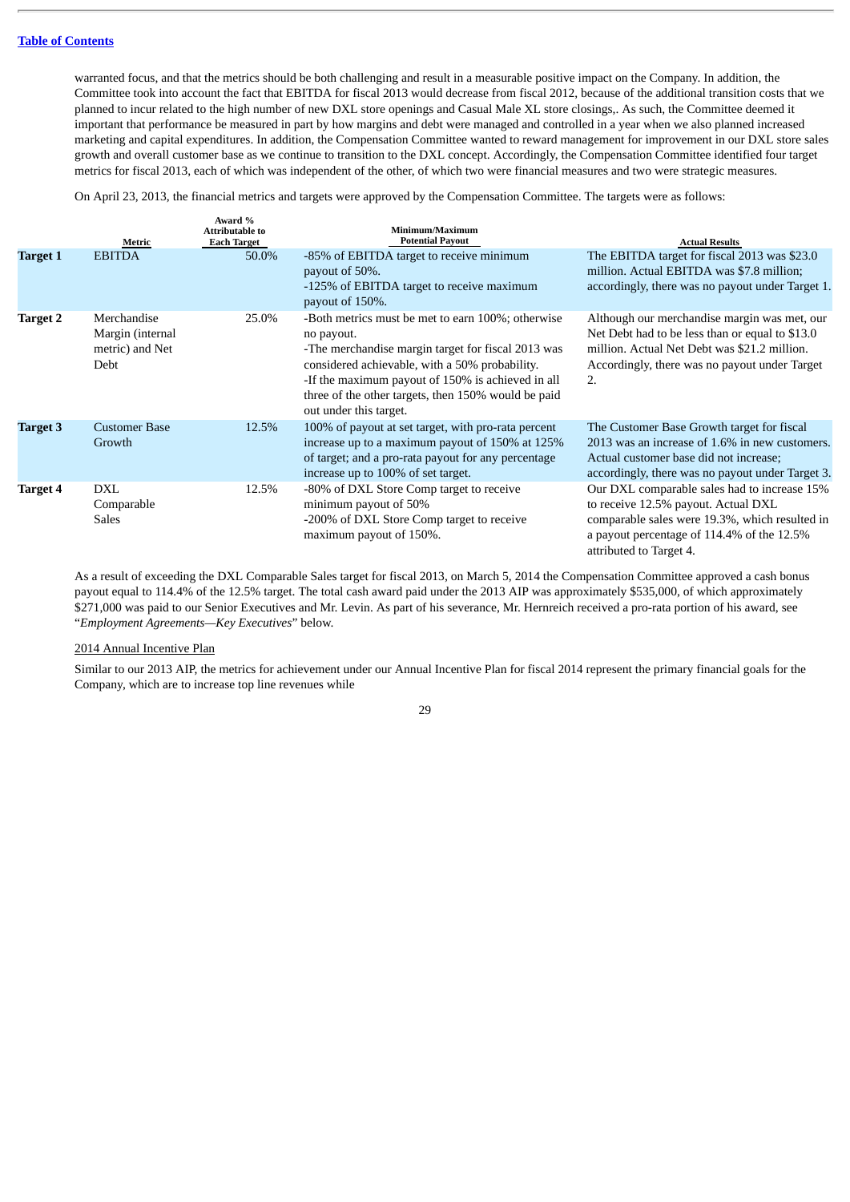warranted focus, and that the metrics should be both challenging and result in a measurable positive impact on the Company. In addition, the Committee took into account the fact that EBITDA for fiscal 2013 would decrease from fiscal 2012, because of the additional transition costs that we planned to incur related to the high number of new DXL store openings and Casual Male XL store closings,. As such, the Committee deemed it important that performance be measured in part by how margins and debt were managed and controlled in a year when we also planned increased marketing and capital expenditures. In addition, the Compensation Committee wanted to reward management for improvement in our DXL store sales growth and overall customer base as we continue to transition to the DXL concept. Accordingly, the Compensation Committee identified four target metrics for fiscal 2013, each of which was independent of the other, of which two were financial measures and two were strategic measures.

On April 23, 2013, the financial metrics and targets were approved by the Compensation Committee. The targets were as follows:

| | Metric | Award % Attributable to Each Target | Minimum/Maximum Potential Payout | Actual Results |
|---|---|---|---|---|
| **Target 1** | EBITDA | 50.0% | -85% of EBITDA target to receive minimum payout of 50%.<br>-125% of EBITDA target to receive maximum payout of 150%. | The EBITDA target for fiscal 2013 was $23.0 million. Actual EBITDA was $7.8 million; accordingly, there was no payout under Target 1. |
| **Target 2** | Merchandise Margin (internal metric) and Net Debt | 25.0% | -Both metrics must be met to earn 100%; otherwise no payout.<br>-The merchandise margin target for fiscal 2013 was considered achievable, with a 50% probability.<br>-If the maximum payout of 150% is achieved in all three of the other targets, then 150% would be paid out under this target. | Although our merchandise margin was met, our Net Debt had to be less than or equal to $13.0 million. Actual Net Debt was $21.2 million. Accordingly, there was no payout under Target 2. |
| **Target 3** | Customer Base Growth | 12.5% | 100% of payout at set target, with pro-rata percent increase up to a maximum payout of 150% at 125% of target; and a pro-rata payout for any percentage increase up to 100% of set target. | The Customer Base Growth target for fiscal 2013 was an increase of 1.6% in new customers. Actual customer base did not increase; accordingly, there was no payout under Target 3. |
| **Target 4** | DXL Comparable Sales | 12.5% | -80% of DXL Store Comp target to receive minimum payout of 50%<br>-200% of DXL Store Comp target to receive maximum payout of 150%. | Our DXL comparable sales had to increase 15% to receive 12.5% payout. Actual DXL comparable sales were 19.3%, which resulted in a payout percentage of 114.4% of the 12.5% attributed to Target 4. |

As a result of exceeding the DXL Comparable Sales target for fiscal 2013, on March 5, 2014 the Compensation Committee approved a cash bonus payout equal to 114.4% of the 12.5% target. The total cash award paid under the 2013 AIP was approximately $535,000, of which approximately $271,000 was paid to our Senior Executives and Mr. Levin. As part of his severance, Mr. Hernreich received a pro-rata portion of his award, see "*Employment Agreements—Key Executives*" below.

2014 Annual Incentive Plan

Similar to our 2013 AIP, the metrics for achievement under our Annual Incentive Plan for fiscal 2014 represent the primary financial goals for the Company, which are to increase top line revenues while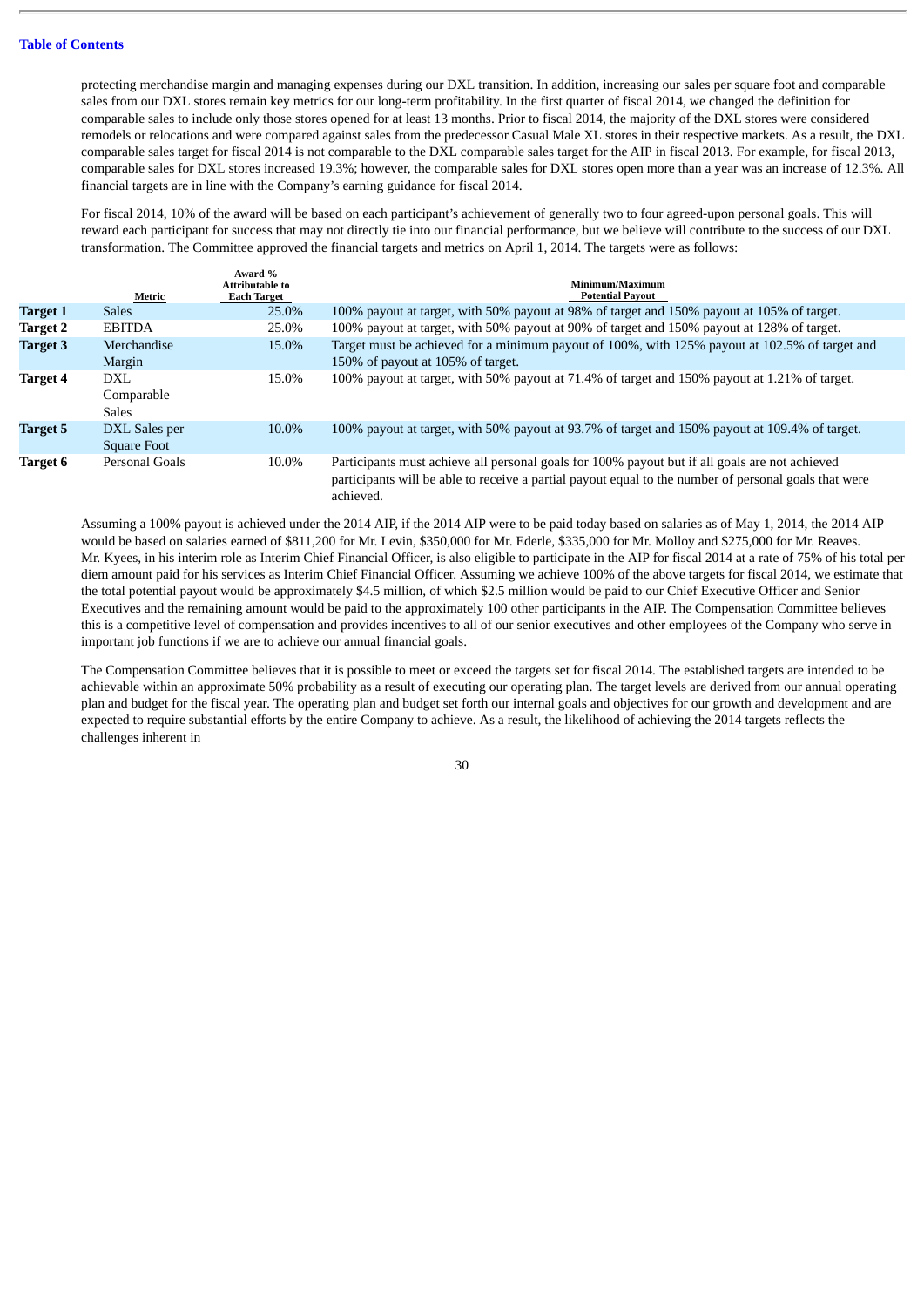protecting merchandise margin and managing expenses during our DXL transition. In addition, increasing our sales per square foot and comparable sales from our DXL stores remain key metrics for our long-term profitability. In the first quarter of fiscal 2014, we changed the definition for comparable sales to include only those stores opened for at least 13 months. Prior to fiscal 2014, the majority of the DXL stores were considered remodels or relocations and were compared against sales from the predecessor Casual Male XL stores in their respective markets. As a result, the DXL comparable sales target for fiscal 2014 is not comparable to the DXL comparable sales target for the AIP in fiscal 2013. For example, for fiscal 2013, comparable sales for DXL stores increased 19.3%; however, the comparable sales for DXL stores open more than a year was an increase of 12.3%. All financial targets are in line with the Company's earning guidance for fiscal 2014.

For fiscal 2014, 10% of the award will be based on each participant's achievement of generally two to four agreed-upon personal goals. This will reward each participant for success that may not directly tie into our financial performance, but we believe will contribute to the success of our DXL transformation. The Committee approved the financial targets and metrics on April 1, 2014. The targets were as follows:

| | Metric | Award % Attributable to Each Target | Minimum/Maximum Potential Payout |
|---|---|---|---|
| **Target 1** | Sales | 25.0% | 100% payout at target, with 50% payout at 98% of target and 150% payout at 105% of target. |
| **Target 2** | EBITDA | 25.0% | 100% payout at target, with 50% payout at 90% of target and 150% payout at 128% of target. |
| **Target 3** | Merchandise Margin | 15.0% | Target must be achieved for a minimum payout of 100%, with 125% payout at 102.5% of target and 150% of payout at 105% of target. |
| **Target 4** | DXL Comparable Sales | 15.0% | 100% payout at target, with 50% payout at 71.4% of target and 150% payout at 1.21% of target. |
| **Target 5** | DXL Sales per Square Foot | 10.0% | 100% payout at target, with 50% payout at 93.7% of target and 150% payout at 109.4% of target. |
| **Target 6** | Personal Goals | 10.0% | Participants must achieve all personal goals for 100% payout but if all goals are not achieved participants will be able to receive a partial payout equal to the number of personal goals that were achieved. |

Assuming a 100% payout is achieved under the 2014 AIP, if the 2014 AIP were to be paid today based on salaries as of May 1, 2014, the 2014 AIP would be based on salaries earned of $811,200 for Mr. Levin, $350,000 for Mr. Ederle, $335,000 for Mr. Molloy and $275,000 for Mr. Reaves. Mr. Kyees, in his interim role as Interim Chief Financial Officer, is also eligible to participate in the AIP for fiscal 2014 at a rate of 75% of his total per diem amount paid for his services as Interim Chief Financial Officer. Assuming we achieve 100% of the above targets for fiscal 2014, we estimate that the total potential payout would be approximately $4.5 million, of which $2.5 million would be paid to our Chief Executive Officer and Senior Executives and the remaining amount would be paid to the approximately 100 other participants in the AIP. The Compensation Committee believes this is a competitive level of compensation and provides incentives to all of our senior executives and other employees of the Company who serve in important job functions if we are to achieve our annual financial goals.

The Compensation Committee believes that it is possible to meet or exceed the targets set for fiscal 2014. The established targets are intended to be achievable within an approximate 50% probability as a result of executing our operating plan. The target levels are derived from our annual operating plan and budget for the fiscal year. The operating plan and budget set forth our internal goals and objectives for our growth and development and are expected to require substantial efforts by the entire Company to achieve. As a result, the likelihood of achieving the 2014 targets reflects the challenges inherent in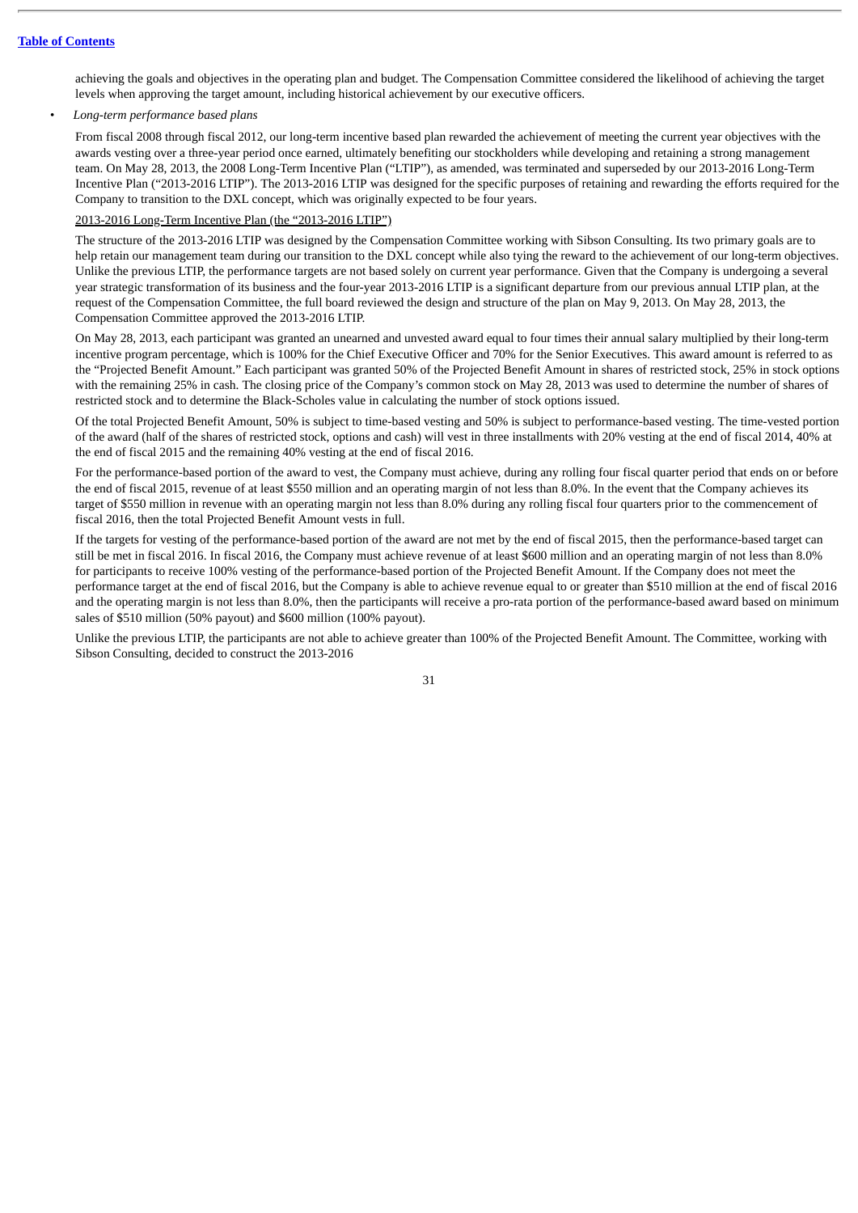achieving the goals and objectives in the operating plan and budget. The Compensation Committee considered the likelihood of achieving the target levels when approving the target amount, including historical achievement by our executive officers.

- *Long-term performance based plans*

From fiscal 2008 through fiscal 2012, our long-term incentive based plan rewarded the achievement of meeting the current year objectives with the awards vesting over a three-year period once earned, ultimately benefiting our stockholders while developing and retaining a strong management team. On May 28, 2013, the 2008 Long-Term Incentive Plan ("LTIP"), as amended, was terminated and superseded by our 2013-2016 Long-Term Incentive Plan ("2013-2016 LTIP"). The 2013-2016 LTIP was designed for the specific purposes of retaining and rewarding the efforts required for the Company to transition to the DXL concept, which was originally expected to be four years.

2013-2016 Long-Term Incentive Plan (the "2013-2016 LTIP")

The structure of the 2013-2016 LTIP was designed by the Compensation Committee working with Sibson Consulting. Its two primary goals are to help retain our management team during our transition to the DXL concept while also tying the reward to the achievement of our long-term objectives. Unlike the previous LTIP, the performance targets are not based solely on current year performance. Given that the Company is undergoing a several year strategic transformation of its business and the four-year 2013-2016 LTIP is a significant departure from our previous annual LTIP plan, at the request of the Compensation Committee, the full board reviewed the design and structure of the plan on May 9, 2013. On May 28, 2013, the Compensation Committee approved the 2013-2016 LTIP.

On May 28, 2013, each participant was granted an unearned and unvested award equal to four times their annual salary multiplied by their long-term incentive program percentage, which is 100% for the Chief Executive Officer and 70% for the Senior Executives. This award amount is referred to as the "Projected Benefit Amount." Each participant was granted 50% of the Projected Benefit Amount in shares of restricted stock, 25% in stock options with the remaining 25% in cash. The closing price of the Company's common stock on May 28, 2013 was used to determine the number of shares of restricted stock and to determine the Black-Scholes value in calculating the number of stock options issued.

Of the total Projected Benefit Amount, 50% is subject to time-based vesting and 50% is subject to performance-based vesting. The time-vested portion of the award (half of the shares of restricted stock, options and cash) will vest in three installments with 20% vesting at the end of fiscal 2014, 40% at the end of fiscal 2015 and the remaining 40% vesting at the end of fiscal 2016.

For the performance-based portion of the award to vest, the Company must achieve, during any rolling four fiscal quarter period that ends on or before the end of fiscal 2015, revenue of at least $550 million and an operating margin of not less than 8.0%. In the event that the Company achieves its target of $550 million in revenue with an operating margin not less than 8.0% during any rolling fiscal four quarters prior to the commencement of fiscal 2016, then the total Projected Benefit Amount vests in full.

If the targets for vesting of the performance-based portion of the award are not met by the end of fiscal 2015, then the performance-based target can still be met in fiscal 2016. In fiscal 2016, the Company must achieve revenue of at least $600 million and an operating margin of not less than 8.0% for participants to receive 100% vesting of the performance-based portion of the Projected Benefit Amount. If the Company does not meet the performance target at the end of fiscal 2016, but the Company is able to achieve revenue equal to or greater than $510 million at the end of fiscal 2016 and the operating margin is not less than 8.0%, then the participants will receive a pro-rata portion of the performance-based award based on minimum sales of $510 million (50% payout) and $600 million (100% payout).

Unlike the previous LTIP, the participants are not able to achieve greater than 100% of the Projected Benefit Amount. The Committee, working with Sibson Consulting, decided to construct the 2013-2016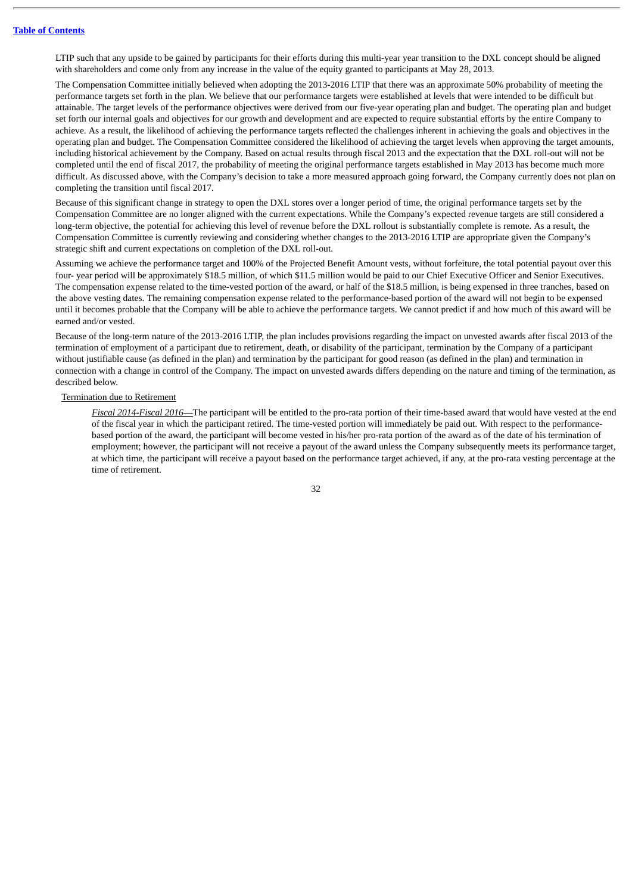LTIP such that any upside to be gained by participants for their efforts during this multi-year year transition to the DXL concept should be aligned with shareholders and come only from any increase in the value of the equity granted to participants at May 28, 2013.

The Compensation Committee initially believed when adopting the 2013-2016 LTIP that there was an approximate 50% probability of meeting the performance targets set forth in the plan. We believe that our performance targets were established at levels that were intended to be difficult but attainable. The target levels of the performance objectives were derived from our five-year operating plan and budget. The operating plan and budget set forth our internal goals and objectives for our growth and development and are expected to require substantial efforts by the entire Company to achieve. As a result, the likelihood of achieving the performance targets reflected the challenges inherent in achieving the goals and objectives in the operating plan and budget. The Compensation Committee considered the likelihood of achieving the target levels when approving the target amounts, including historical achievement by the Company. Based on actual results through fiscal 2013 and the expectation that the DXL roll-out will not be completed until the end of fiscal 2017, the probability of meeting the original performance targets established in May 2013 has become much more difficult. As discussed above, with the Company's decision to take a more measured approach going forward, the Company currently does not plan on completing the transition until fiscal 2017.

Because of this significant change in strategy to open the DXL stores over a longer period of time, the original performance targets set by the Compensation Committee are no longer aligned with the current expectations. While the Company's expected revenue targets are still considered a long-term objective, the potential for achieving this level of revenue before the DXL rollout is substantially complete is remote. As a result, the Compensation Committee is currently reviewing and considering whether changes to the 2013-2016 LTIP are appropriate given the Company's strategic shift and current expectations on completion of the DXL roll-out.

Assuming we achieve the performance target and 100% of the Projected Benefit Amount vests, without forfeiture, the total potential payout over this four- year period will be approximately $18.5 million, of which $11.5 million would be paid to our Chief Executive Officer and Senior Executives. The compensation expense related to the time-vested portion of the award, or half of the $18.5 million, is being expensed in three tranches, based on the above vesting dates. The remaining compensation expense related to the performance-based portion of the award will not begin to be expensed until it becomes probable that the Company will be able to achieve the performance targets. We cannot predict if and how much of this award will be earned and/or vested.

Because of the long-term nature of the 2013-2016 LTIP, the plan includes provisions regarding the impact on unvested awards after fiscal 2013 of the termination of employment of a participant due to retirement, death, or disability of the participant, termination by the Company of a participant without justifiable cause (as defined in the plan) and termination by the participant for good reason (as defined in the plan) and termination in connection with a change in control of the Company. The impact on unvested awards differs depending on the nature and timing of the termination, as described below.

Termination due to Retirement

*Fiscal 2014-Fiscal 2016*—The participant will be entitled to the pro-rata portion of their time-based award that would have vested at the end of the fiscal year in which the participant retired. The time-vested portion will immediately be paid out. With respect to the performance-based portion of the award, the participant will become vested in his/her pro-rata portion of the award as of the date of his termination of employment; however, the participant will not receive a payout of the award unless the Company subsequently meets its performance target, at which time, the participant will receive a payout based on the performance target achieved, if any, at the pro-rata vesting percentage at the time of retirement.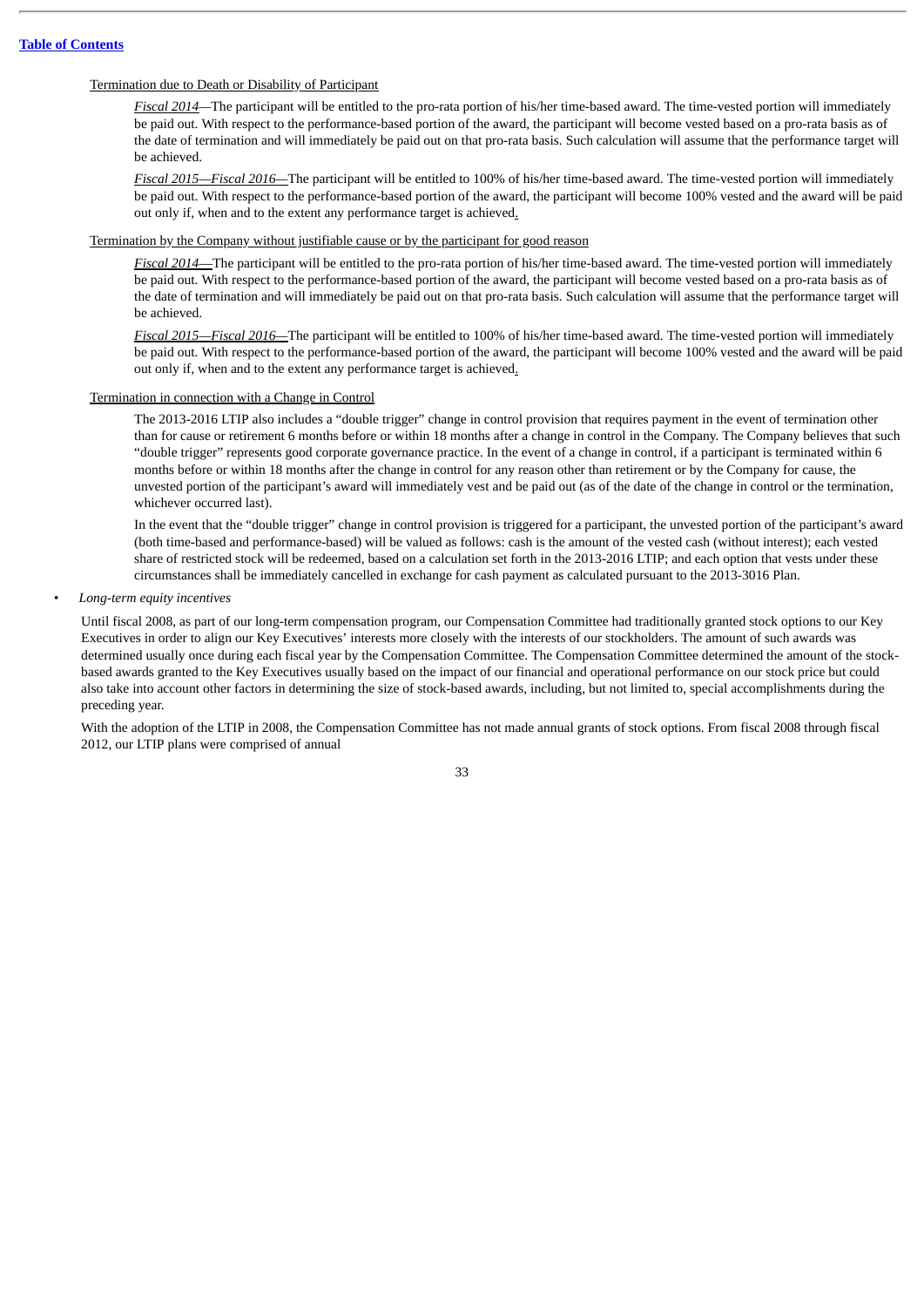Termination due to Death or Disability of Participant

*Fiscal 2014*—The participant will be entitled to the pro-rata portion of his/her time-based award. The time-vested portion will immediately be paid out. With respect to the performance-based portion of the award, the participant will become vested based on a pro-rata basis as of the date of termination and will immediately be paid out on that pro-rata basis. Such calculation will assume that the performance target will be achieved.

*Fiscal 2015—Fiscal 2016*—The participant will be entitled to 100% of his/her time-based award. The time-vested portion will immediately be paid out. With respect to the performance-based portion of the award, the participant will become 100% vested and the award will be paid out only if, when and to the extent any performance target is achieved.

Termination by the Company without justifiable cause or by the participant for good reason

*Fiscal 2014*—The participant will be entitled to the pro-rata portion of his/her time-based award. The time-vested portion will immediately be paid out. With respect to the performance-based portion of the award, the participant will become vested based on a pro-rata basis as of the date of termination and will immediately be paid out on that pro-rata basis. Such calculation will assume that the performance target will be achieved.

*Fiscal 2015—Fiscal 2016*—The participant will be entitled to 100% of his/her time-based award. The time-vested portion will immediately be paid out. With respect to the performance-based portion of the award, the participant will become 100% vested and the award will be paid out only if, when and to the extent any performance target is achieved.

Termination in connection with a Change in Control

The 2013-2016 LTIP also includes a "double trigger" change in control provision that requires payment in the event of termination other than for cause or retirement 6 months before or within 18 months after a change in control in the Company. The Company believes that such "double trigger" represents good corporate governance practice. In the event of a change in control, if a participant is terminated within 6 months before or within 18 months after the change in control for any reason other than retirement or by the Company for cause, the unvested portion of the participant's award will immediately vest and be paid out (as of the date of the change in control or the termination, whichever occurred last).

In the event that the "double trigger" change in control provision is triggered for a participant, the unvested portion of the participant's award (both time-based and performance-based) will be valued as follows: cash is the amount of the vested cash (without interest); each vested share of restricted stock will be redeemed, based on a calculation set forth in the 2013-2016 LTIP; and each option that vests under these circumstances shall be immediately cancelled in exchange for cash payment as calculated pursuant to the 2013-3016 Plan.

- *Long-term equity incentives*

Until fiscal 2008, as part of our long-term compensation program, our Compensation Committee had traditionally granted stock options to our Key Executives in order to align our Key Executives' interests more closely with the interests of our stockholders. The amount of such awards was determined usually once during each fiscal year by the Compensation Committee. The Compensation Committee determined the amount of the stock-based awards granted to the Key Executives usually based on the impact of our financial and operational performance on our stock price but could also take into account other factors in determining the size of stock-based awards, including, but not limited to, special accomplishments during the preceding year.

With the adoption of the LTIP in 2008, the Compensation Committee has not made annual grants of stock options. From fiscal 2008 through fiscal 2012, our LTIP plans were comprised of annual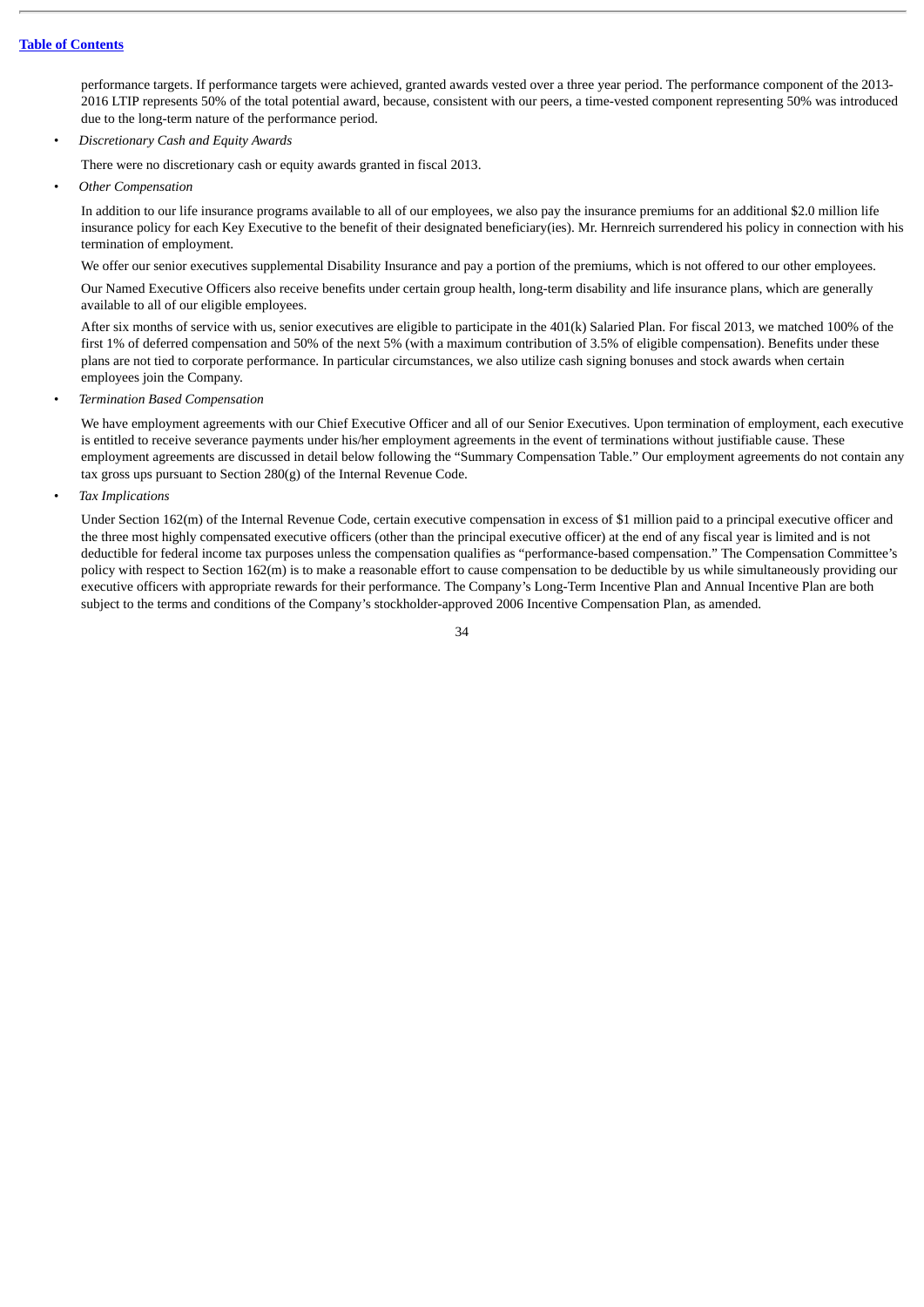performance targets. If performance targets were achieved, granted awards vested over a three year period. The performance component of the 2013-2016 LTIP represents 50% of the total potential award, because, consistent with our peers, a time-vested component representing 50% was introduced due to the long-term nature of the performance period.

- *Discretionary Cash and Equity Awards*

  There were no discretionary cash or equity awards granted in fiscal 2013.

- *Other Compensation*

  In addition to our life insurance programs available to all of our employees, we also pay the insurance premiums for an additional $2.0 million life insurance policy for each Key Executive to the benefit of their designated beneficiary(ies). Mr. Hernreich surrendered his policy in connection with his termination of employment.

  We offer our senior executives supplemental Disability Insurance and pay a portion of the premiums, which is not offered to our other employees.

  Our Named Executive Officers also receive benefits under certain group health, long-term disability and life insurance plans, which are generally available to all of our eligible employees.

  After six months of service with us, senior executives are eligible to participate in the 401(k) Salaried Plan. For fiscal 2013, we matched 100% of the first 1% of deferred compensation and 50% of the next 5% (with a maximum contribution of 3.5% of eligible compensation). Benefits under these plans are not tied to corporate performance. In particular circumstances, we also utilize cash signing bonuses and stock awards when certain employees join the Company.

- *Termination Based Compensation*

  We have employment agreements with our Chief Executive Officer and all of our Senior Executives. Upon termination of employment, each executive is entitled to receive severance payments under his/her employment agreements in the event of terminations without justifiable cause. These employment agreements are discussed in detail below following the "Summary Compensation Table." Our employment agreements do not contain any tax gross ups pursuant to Section 280(g) of the Internal Revenue Code.

- *Tax Implications*

  Under Section 162(m) of the Internal Revenue Code, certain executive compensation in excess of $1 million paid to a principal executive officer and the three most highly compensated executive officers (other than the principal executive officer) at the end of any fiscal year is limited and is not deductible for federal income tax purposes unless the compensation qualifies as "performance-based compensation." The Compensation Committee's policy with respect to Section 162(m) is to make a reasonable effort to cause compensation to be deductible by us while simultaneously providing our executive officers with appropriate rewards for their performance. The Company's Long-Term Incentive Plan and Annual Incentive Plan are both subject to the terms and conditions of the Company's stockholder-approved 2006 Incentive Compensation Plan, as amended.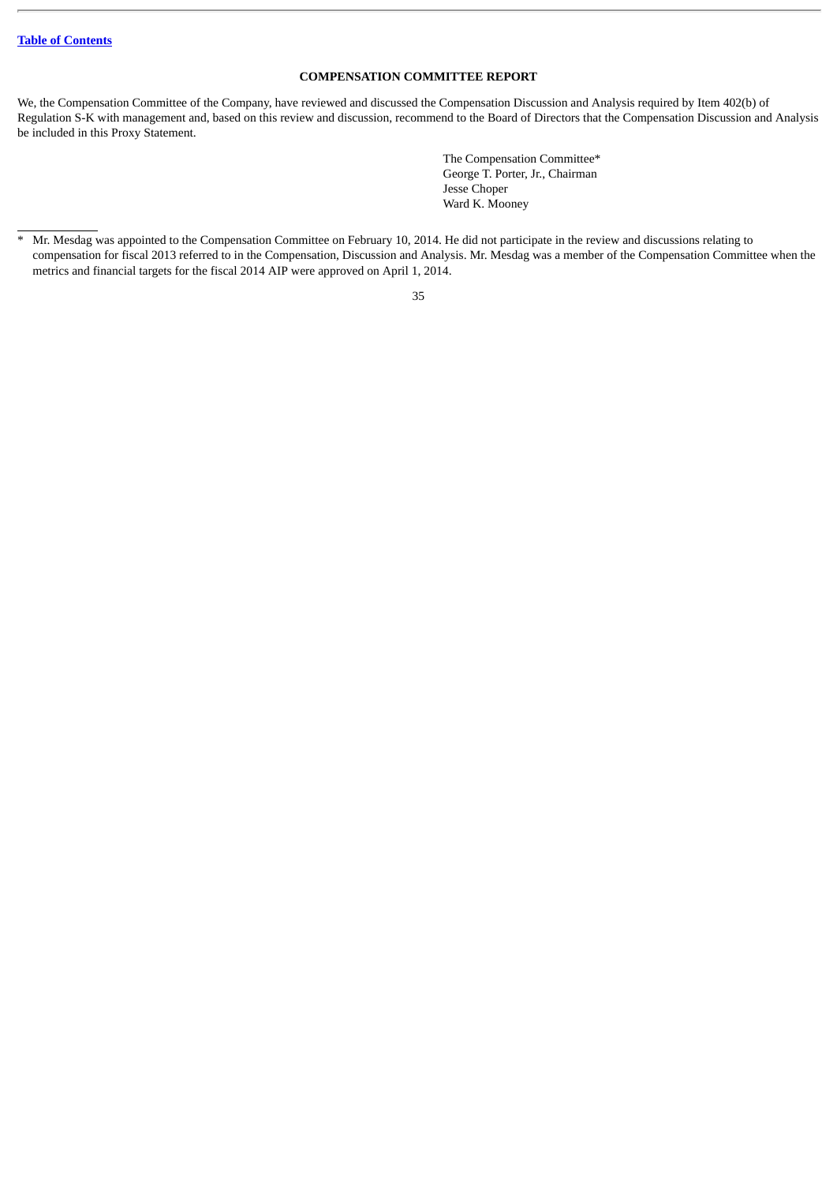[Table of Contents](#)

## COMPENSATION COMMITTEE REPORT

We, the Compensation Committee of the Company, have reviewed and discussed the Compensation Discussion and Analysis required by Item 402(b) of Regulation S-K with management and, based on this review and discussion, recommend to the Board of Directors that the Compensation Discussion and Analysis be included in this Proxy Statement.

The Compensation Committee*
George T. Porter, Jr., Chairman
Jesse Choper
Ward K. Mooney

---

* Mr. Mesdag was appointed to the Compensation Committee on February 10, 2014. He did not participate in the review and discussions relating to compensation for fiscal 2013 referred to in the Compensation, Discussion and Analysis. Mr. Mesdag was a member of the Compensation Committee when the metrics and financial targets for the fiscal 2014 AIP were approved on April 1, 2014.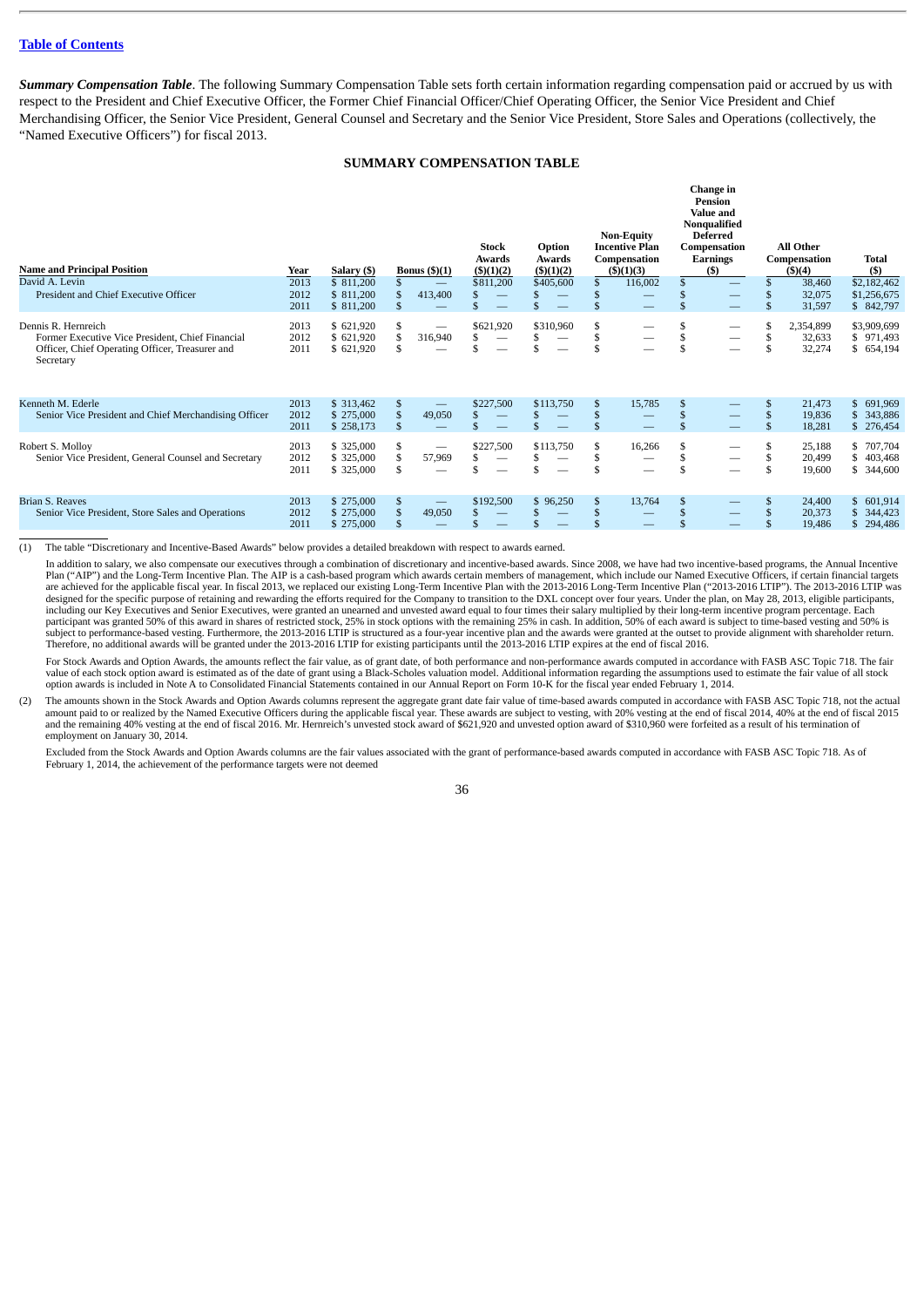[Table of Contents](#)

***Summary Compensation Table***. The following Summary Compensation Table sets forth certain information regarding compensation paid or accrued by us with respect to the President and Chief Executive Officer, the Former Chief Financial Officer/Chief Operating Officer, the Senior Vice President and Chief Merchandising Officer, the Senior Vice President, General Counsel and Secretary and the Senior Vice President, Store Sales and Operations (collectively, the "Named Executive Officers") for fiscal 2013.

**SUMMARY COMPENSATION TABLE**

| Name and Principal Position | Year | Salary ($) | Bonus ($)(1) | Stock Awards ($)(1)(2) | Option Awards ($)(1)(2) | Non-Equity Incentive Plan Compensation ($)(1)(3) | Change in Pension Value and Nonqualified Deferred Compensation Earnings ($) | All Other Compensation ($)(4) | Total ($) |
|---|---|---|---|---|---|---|---|---|---|
| David A. Levin | 2013 | $ 811,200 | $ — | $811,200 | $405,600 | $ 116,002 | $ — | $ 38,460 | $2,182,462 |
| President and Chief Executive Officer | 2012 | $ 811,200 | $ 413,400 | $ — | $ — | $ — | $ — | $ 32,075 | $1,256,675 |
| | 2011 | $ 811,200 | $ — | $ — | $ — | $ — | $ — | $ 31,597 | $ 842,797 |
| Dennis R. Hernreich | 2013 | $ 621,920 | $ — | $621,920 | $310,960 | $ — | $ — | $ 2,354,899 | $3,909,699 |
| Former Executive Vice President, Chief Financial Officer, Chief Operating Officer, Treasurer and Secretary | 2012 | $ 621,920 | $ 316,940 | $ — | $ — | $ — | $ — | $ 32,633 | $ 971,493 |
| | 2011 | $ 621,920 | $ — | $ — | $ — | $ — | $ — | $ 32,274 | $ 654,194 |
| Kenneth M. Ederle | 2013 | $ 313,462 | $ — | $227,500 | $113,750 | $ 15,785 | $ — | $ 21,473 | $ 691,969 |
| Senior Vice President and Chief Merchandising Officer | 2012 | $ 275,000 | $ 49,050 | $ — | $ — | $ — | $ — | $ 19,836 | $ 343,886 |
| | 2011 | $ 258,173 | $ — | $ — | $ — | $ — | $ — | $ 18,281 | $ 276,454 |
| Robert S. Molloy | 2013 | $ 325,000 | $ — | $227,500 | $113,750 | $ 16,266 | $ — | $ 25,188 | $ 707,704 |
| Senior Vice President, General Counsel and Secretary | 2012 | $ 325,000 | $ 57,969 | $ — | $ — | $ — | $ — | $ 20,499 | $ 403,468 |
| | 2011 | $ 325,000 | $ — | $ — | $ — | $ — | $ — | $ 19,600 | $ 344,600 |
| Brian S. Reaves | 2013 | $ 275,000 | $ — | $192,500 | $ 96,250 | $ 13,764 | $ — | $ 24,400 | $ 601,914 |
| Senior Vice President, Store Sales and Operations | 2012 | $ 275,000 | $ 49,050 | $ — | $ — | $ — | $ — | $ 20,373 | $ 344,423 |
| | 2011 | $ 275,000 | $ — | $ — | $ — | $ — | $ — | $ 19,486 | $ 294,486 |

(1) The table "Discretionary and Incentive-Based Awards" below provides a detailed breakdown with respect to awards earned.

In addition to salary, we also compensate our executives through a combination of discretionary and incentive-based awards. Since 2008, we have had two incentive-based programs, the Annual Incentive Plan ("AIP") and the Long-Term Incentive Plan. The AIP is a cash-based program which awards certain members of management, which include our Named Executive Officers, if certain financial targets are achieved for the applicable fiscal year. In fiscal 2013, we replaced our existing Long-Term Incentive Plan with the 2013-2016 Long-Term Incentive Plan ("2013-2016 LTIP"). The 2013-2016 LTIP was designed for the specific purpose of retaining and rewarding the efforts required for the Company to transition to the DXL concept over four years. Under the plan, on May 28, 2013, eligible participants, including our Key Executives and Senior Executives, were granted an unearned and unvested award equal to four times their salary multiplied by their long-term incentive program percentage. Each participant was granted 50% of this award in shares of restricted stock, 25% in stock options with the remaining 25% in cash. In addition, 50% of each award is subject to time-based vesting and 50% is subject to performance-based vesting. Furthermore, the 2013-2016 LTIP is structured as a four-year incentive plan and the awards were granted at the outset to provide alignment with shareholder return. Therefore, no additional awards will be granted under the 2013-2016 LTIP for existing participants until the 2013-2016 LTIP expires at the end of fiscal 2016.

For Stock Awards and Option Awards, the amounts reflect the fair value, as of grant date, of both performance and non-performance awards computed in accordance with FASB ASC Topic 718. The fair value of each stock option award is estimated as of the date of grant using a Black-Scholes valuation model. Additional information regarding the assumptions used to estimate the fair value of all stock option awards is included in Note A to Consolidated Financial Statements contained in our Annual Report on Form 10-K for the fiscal year ended February 1, 2014.

(2) The amounts shown in the Stock Awards and Option Awards columns represent the aggregate grant date fair value of time-based awards computed in accordance with FASB ASC Topic 718, not the actual amount paid to or realized by the Named Executive Officers during the applicable fiscal year. These awards are subject to vesting, with 20% vesting at the end of fiscal 2014, 40% at the end of fiscal 2015 and the remaining 40% vesting at the end of fiscal 2016. Mr. Hernreich's unvested stock award of $621,920 and unvested option award of $310,960 were forfeited as a result of his termination of employment on January 30, 2014.

Excluded from the Stock Awards and Option Awards columns are the fair values associated with the grant of performance-based awards computed in accordance with FASB ASC Topic 718. As of February 1, 2014, the achievement of the performance targets were not deemed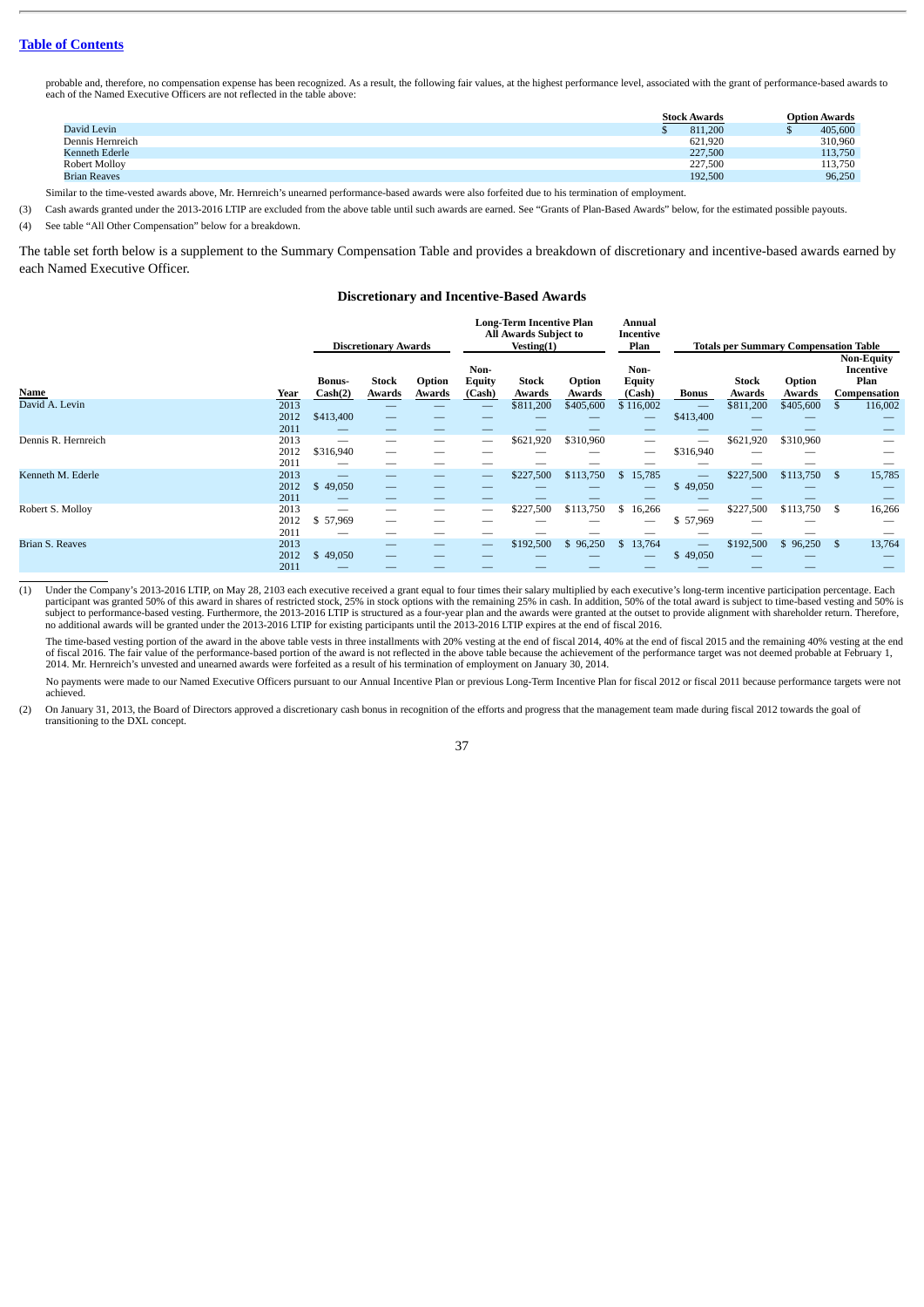probable and, therefore, no compensation expense has been recognized. As a result, the following fair values, at the highest performance level, associated with the grant of performance-based awards to each of the Named Executive Officers are not reflected in the table above:

| | Stock Awards | Option Awards |
|---|---|---|
| David Levin | $ 811,200 | $ 405,600 |
| Dennis Hernreich | 621,920 | 310,960 |
| Kenneth Ederle | 227,500 | 113,750 |
| Robert Molloy | 227,500 | 113,750 |
| Brian Reaves | 192,500 | 96,250 |

Similar to the time-vested awards above, Mr. Hernreich's unearned performance-based awards were also forfeited due to his termination of employment.

(3) Cash awards granted under the 2013-2016 LTIP are excluded from the above table until such awards are earned. See "Grants of Plan-Based Awards" below, for the estimated possible payouts.

(4) See table "All Other Compensation" below for a breakdown.

The table set forth below is a supplement to the Summary Compensation Table and provides a breakdown of discretionary and incentive-based awards earned by each Named Executive Officer.

## Discretionary and Incentive-Based Awards

| | | Discretionary Awards | | | Long-Term Incentive Plan All Awards Subject to Vesting(1) | | | Annual Incentive Plan | Totals per Summary Compensation Table | | | |
|---|---|---|---|---|---|---|---|---|---|---|---|---|
| Name | Year | Bonus-Cash(2) | Stock Awards | Option Awards | Non-Equity (Cash) | Stock Awards | Option Awards | Non-Equity (Cash) | Bonus | Stock Awards | Option Awards | Non-Equity Incentive Plan Compensation |
| David A. Levin | 2013 | — | — | — | — | $811,200 | $405,600 | $ 116,002 | — | $811,200 | $405,600 | $ 116,002 |
| | 2012 | $413,400 | — | — | — | — | — | — | $413,400 | — | — | — |
| | 2011 | — | — | — | — | — | — | — | — | — | — | — |
| Dennis R. Hernreich | 2013 | — | — | — | — | $621,920 | $310,960 | — | — | $621,920 | $310,960 | — |
| | 2012 | $316,940 | — | — | — | — | — | — | $316,940 | — | — | — |
| | 2011 | — | — | — | — | — | — | — | — | — | — | — |
| Kenneth M. Ederle | 2013 | — | — | — | — | $227,500 | $113,750 | $ 15,785 | — | $227,500 | $113,750 | $ 15,785 |
| | 2012 | $ 49,050 | — | — | — | — | — | — | $ 49,050 | — | — | — |
| | 2011 | — | — | — | — | — | — | — | — | — | — | — |
| Robert S. Molloy | 2013 | — | — | — | — | $227,500 | $113,750 | $ 16,266 | — | $227,500 | $113,750 | $ 16,266 |
| | 2012 | $ 57,969 | — | — | — | — | — | — | $ 57,969 | — | — | — |
| | 2011 | — | — | — | — | — | — | — | — | — | — | — |
| Brian S. Reaves | 2013 | — | — | — | — | $192,500 | $ 96,250 | $ 13,764 | — | $192,500 | $ 96,250 | $ 13,764 |
| | 2012 | $ 49,050 | — | — | — | — | — | — | $ 49,050 | — | — | — |
| | 2011 | — | — | — | — | — | — | — | — | — | — | — |

(1) Under the Company's 2013-2016 LTIP, on May 28, 2103 each executive received a grant equal to four times their salary multiplied by each executive's long-term incentive participation percentage. Each participant was granted 50% of this award in shares of restricted stock, 25% in stock options with the remaining 25% in cash. In addition, 50% of the total award is subject to time-based vesting and 50% is subject to performance-based vesting. Furthermore, the 2013-2016 LTIP is structured as a four-year plan and the awards were granted at the outset to provide alignment with shareholder return. Therefore, no additional awards will be granted under the 2013-2016 LTIP for existing participants until the 2013-2016 LTIP expires at the end of fiscal 2016.

The time-based vesting portion of the award in the above table vests in three installments with 20% vesting at the end of fiscal 2014, 40% at the end of fiscal 2015 and the remaining 40% vesting at the end of fiscal 2016. The fair value of the performance-based portion of the award is not reflected in the above table because the achievement of the performance target was not deemed probable at February 1, 2014. Mr. Hernreich's unvested and unearned awards were forfeited as a result of his termination of employment on January 30, 2014.

No payments were made to our Named Executive Officers pursuant to our Annual Incentive Plan or previous Long-Term Incentive Plan for fiscal 2012 or fiscal 2011 because performance targets were not achieved.

(2) On January 31, 2013, the Board of Directors approved a discretionary cash bonus in recognition of the efforts and progress that the management team made during fiscal 2012 towards the goal of transitioning to the DXL concept.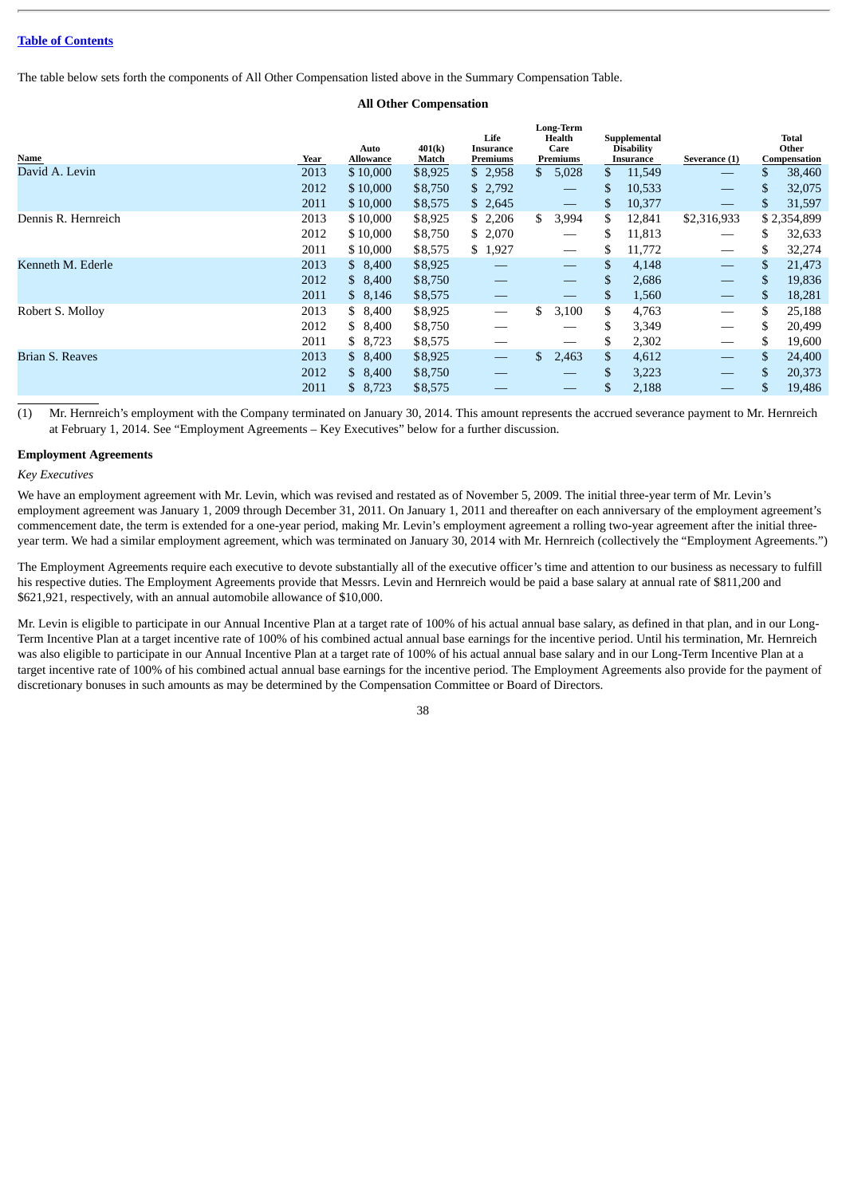The table below sets forth the components of All Other Compensation listed above in the Summary Compensation Table.

**All Other Compensation**

| Name | Year | Auto Allowance | 401(k) Match | Life Insurance Premiums | Long-Term Health Care Premiums | Supplemental Disability Insurance | Severance (1) | Total Other Compensation |
|---|---|---|---|---|---|---|---|---|
| David A. Levin | 2013 | $ 10,000 | $8,925 | $ 2,958 | $ 5,028 | $ 11,549 | — | $ 38,460 |
| | 2012 | $ 10,000 | $8,750 | $ 2,792 | — | $ 10,533 | — | $ 32,075 |
| | 2011 | $ 10,000 | $8,575 | $ 2,645 | — | $ 10,377 | — | $ 31,597 |
| Dennis R. Hernreich | 2013 | $ 10,000 | $8,925 | $ 2,206 | $ 3,994 | $ 12,841 | $2,316,933 | $ 2,354,899 |
| | 2012 | $ 10,000 | $8,750 | $ 2,070 | — | $ 11,813 | — | $ 32,633 |
| | 2011 | $ 10,000 | $8,575 | $ 1,927 | — | $ 11,772 | — | $ 32,274 |
| Kenneth M. Ederle | 2013 | $ 8,400 | $8,925 | — | — | $ 4,148 | — | $ 21,473 |
| | 2012 | $ 8,400 | $8,750 | — | — | $ 2,686 | — | $ 19,836 |
| | 2011 | $ 8,146 | $8,575 | — | — | $ 1,560 | — | $ 18,281 |
| Robert S. Molloy | 2013 | $ 8,400 | $8,925 | — | $ 3,100 | $ 4,763 | — | $ 25,188 |
| | 2012 | $ 8,400 | $8,750 | — | — | $ 3,349 | — | $ 20,499 |
| | 2011 | $ 8,723 | $8,575 | — | — | $ 2,302 | — | $ 19,600 |
| Brian S. Reaves | 2013 | $ 8,400 | $8,925 | — | $ 2,463 | $ 4,612 | — | $ 24,400 |
| | 2012 | $ 8,400 | $8,750 | — | — | $ 3,223 | — | $ 20,373 |
| | 2011 | $ 8,723 | $8,575 | — | — | $ 2,188 | — | $ 19,486 |

(1) Mr. Hernreich's employment with the Company terminated on January 30, 2014. This amount represents the accrued severance payment to Mr. Hernreich at February 1, 2014. See "Employment Agreements – Key Executives" below for a further discussion.

## Employment Agreements

*Key Executives*

We have an employment agreement with Mr. Levin, which was revised and restated as of November 5, 2009. The initial three-year term of Mr. Levin's employment agreement was January 1, 2009 through December 31, 2011. On January 1, 2011 and thereafter on each anniversary of the employment agreement's commencement date, the term is extended for a one-year period, making Mr. Levin's employment agreement a rolling two-year agreement after the initial three-year term. We had a similar employment agreement, which was terminated on January 30, 2014 with Mr. Hernreich (collectively the "Employment Agreements.")

The Employment Agreements require each executive to devote substantially all of the executive officer's time and attention to our business as necessary to fulfill his respective duties. The Employment Agreements provide that Messrs. Levin and Hernreich would be paid a base salary at annual rate of $811,200 and $621,921, respectively, with an annual automobile allowance of $10,000.

Mr. Levin is eligible to participate in our Annual Incentive Plan at a target rate of 100% of his actual annual base salary, as defined in that plan, and in our Long-Term Incentive Plan at a target incentive rate of 100% of his combined actual annual base earnings for the incentive period. Until his termination, Mr. Hernreich was also eligible to participate in our Annual Incentive Plan at a target rate of 100% of his actual annual base salary and in our Long-Term Incentive Plan at a target incentive rate of 100% of his combined actual annual base earnings for the incentive period. The Employment Agreements also provide for the payment of discretionary bonuses in such amounts as may be determined by the Compensation Committee or Board of Directors.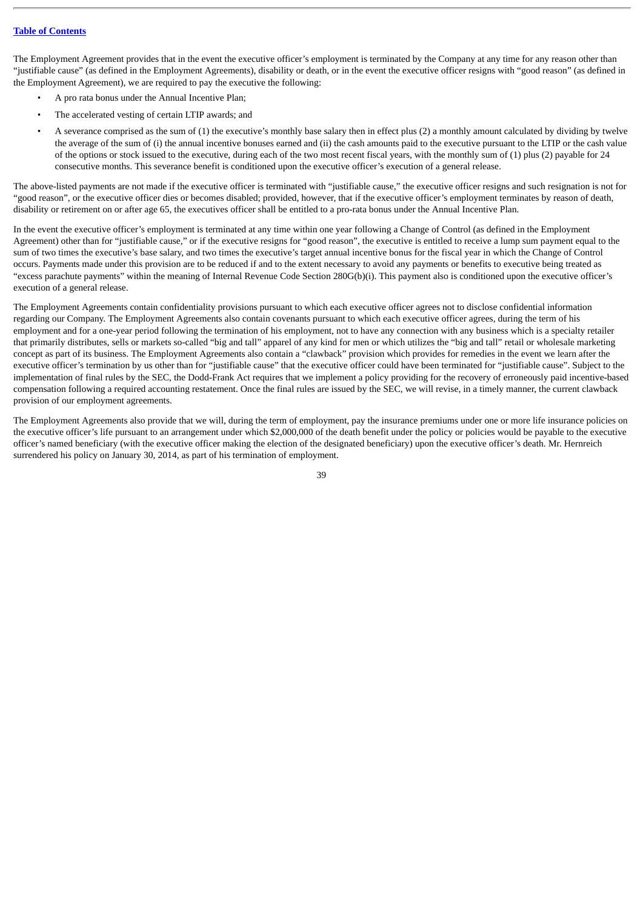The Employment Agreement provides that in the event the executive officer's employment is terminated by the Company at any time for any reason other than "justifiable cause" (as defined in the Employment Agreements), disability or death, or in the event the executive officer resigns with "good reason" (as defined in the Employment Agreement), we are required to pay the executive the following:

- A pro rata bonus under the Annual Incentive Plan;
- The accelerated vesting of certain LTIP awards; and
- A severance comprised as the sum of (1) the executive's monthly base salary then in effect plus (2) a monthly amount calculated by dividing by twelve the average of the sum of (i) the annual incentive bonuses earned and (ii) the cash amounts paid to the executive pursuant to the LTIP or the cash value of the options or stock issued to the executive, during each of the two most recent fiscal years, with the monthly sum of (1) plus (2) payable for 24 consecutive months. This severance benefit is conditioned upon the executive officer's execution of a general release.

The above-listed payments are not made if the executive officer is terminated with "justifiable cause," the executive officer resigns and such resignation is not for "good reason", or the executive officer dies or becomes disabled; provided, however, that if the executive officer's employment terminates by reason of death, disability or retirement on or after age 65, the executives officer shall be entitled to a pro-rata bonus under the Annual Incentive Plan.

In the event the executive officer's employment is terminated at any time within one year following a Change of Control (as defined in the Employment Agreement) other than for "justifiable cause," or if the executive resigns for "good reason", the executive is entitled to receive a lump sum payment equal to the sum of two times the executive's base salary, and two times the executive's target annual incentive bonus for the fiscal year in which the Change of Control occurs. Payments made under this provision are to be reduced if and to the extent necessary to avoid any payments or benefits to executive being treated as "excess parachute payments" within the meaning of Internal Revenue Code Section 280G(b)(i). This payment also is conditioned upon the executive officer's execution of a general release.

The Employment Agreements contain confidentiality provisions pursuant to which each executive officer agrees not to disclose confidential information regarding our Company. The Employment Agreements also contain covenants pursuant to which each executive officer agrees, during the term of his employment and for a one-year period following the termination of his employment, not to have any connection with any business which is a specialty retailer that primarily distributes, sells or markets so-called "big and tall" apparel of any kind for men or which utilizes the "big and tall" retail or wholesale marketing concept as part of its business. The Employment Agreements also contain a "clawback" provision which provides for remedies in the event we learn after the executive officer's termination by us other than for "justifiable cause" that the executive officer could have been terminated for "justifiable cause". Subject to the implementation of final rules by the SEC, the Dodd-Frank Act requires that we implement a policy providing for the recovery of erroneously paid incentive-based compensation following a required accounting restatement. Once the final rules are issued by the SEC, we will revise, in a timely manner, the current clawback provision of our employment agreements.

The Employment Agreements also provide that we will, during the term of employment, pay the insurance premiums under one or more life insurance policies on the executive officer's life pursuant to an arrangement under which $2,000,000 of the death benefit under the policy or policies would be payable to the executive officer's named beneficiary (with the executive officer making the election of the designated beneficiary) upon the executive officer's death. Mr. Hernreich surrendered his policy on January 30, 2014, as part of his termination of employment.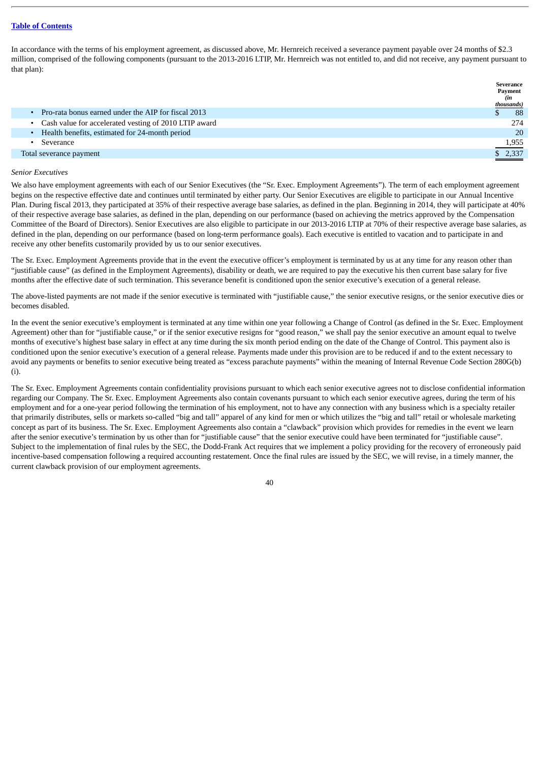In accordance with the terms of his employment agreement, as discussed above, Mr. Hernreich received a severance payment payable over 24 months of $2.3 million, comprised of the following components (pursuant to the 2013-2016 LTIP, Mr. Hernreich was not entitled to, and did not receive, any payment pursuant to that plan):

| | Severance Payment *(in thousands)* |
|---|---|
| • Pro-rata bonus earned under the AIP for fiscal 2013 | $ 88 |
| • Cash value for accelerated vesting of 2010 LTIP award | 274 |
| • Health benefits, estimated for 24-month period | 20 |
| • Severance | 1,955 |
| Total severance payment | $ 2,337 |

*Senior Executives*

We also have employment agreements with each of our Senior Executives (the "Sr. Exec. Employment Agreements"). The term of each employment agreement begins on the respective effective date and continues until terminated by either party. Our Senior Executives are eligible to participate in our Annual Incentive Plan. During fiscal 2013, they participated at 35% of their respective average base salaries, as defined in the plan. Beginning in 2014, they will participate at 40% of their respective average base salaries, as defined in the plan, depending on our performance (based on achieving the metrics approved by the Compensation Committee of the Board of Directors). Senior Executives are also eligible to participate in our 2013-2016 LTIP at 70% of their respective average base salaries, as defined in the plan, depending on our performance (based on long-term performance goals). Each executive is entitled to vacation and to participate in and receive any other benefits customarily provided by us to our senior executives.

The Sr. Exec. Employment Agreements provide that in the event the executive officer's employment is terminated by us at any time for any reason other than "justifiable cause" (as defined in the Employment Agreements), disability or death, we are required to pay the executive his then current base salary for five months after the effective date of such termination. This severance benefit is conditioned upon the senior executive's execution of a general release.

The above-listed payments are not made if the senior executive is terminated with "justifiable cause," the senior executive resigns, or the senior executive dies or becomes disabled.

In the event the senior executive's employment is terminated at any time within one year following a Change of Control (as defined in the Sr. Exec. Employment Agreement) other than for "justifiable cause," or if the senior executive resigns for "good reason," we shall pay the senior executive an amount equal to twelve months of executive's highest base salary in effect at any time during the six month period ending on the date of the Change of Control. This payment also is conditioned upon the senior executive's execution of a general release. Payments made under this provision are to be reduced if and to the extent necessary to avoid any payments or benefits to senior executive being treated as "excess parachute payments" within the meaning of Internal Revenue Code Section 280G(b)(i).

The Sr. Exec. Employment Agreements contain confidentiality provisions pursuant to which each senior executive agrees not to disclose confidential information regarding our Company. The Sr. Exec. Employment Agreements also contain covenants pursuant to which each senior executive agrees, during the term of his employment and for a one-year period following the termination of his employment, not to have any connection with any business which is a specialty retailer that primarily distributes, sells or markets so-called "big and tall" apparel of any kind for men or which utilizes the "big and tall" retail or wholesale marketing concept as part of its business. The Sr. Exec. Employment Agreements also contain a "clawback" provision which provides for remedies in the event we learn after the senior executive's termination by us other than for "justifiable cause" that the senior executive could have been terminated for "justifiable cause". Subject to the implementation of final rules by the SEC, the Dodd-Frank Act requires that we implement a policy providing for the recovery of erroneously paid incentive-based compensation following a required accounting restatement. Once the final rules are issued by the SEC, we will revise, in a timely manner, the current clawback provision of our employment agreements.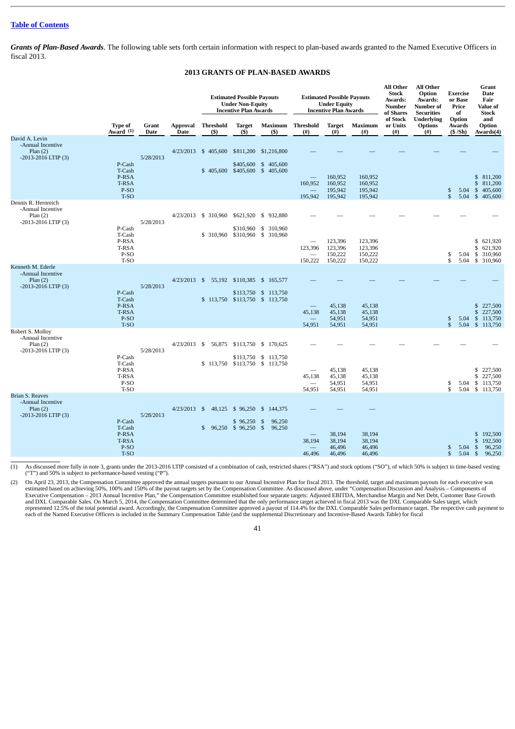[Table of Contents](#)

***Grants of Plan-Based Awards***. The following table sets forth certain information with respect to plan-based awards granted to the Named Executive Officers in fiscal 2013.

### 2013 GRANTS OF PLAN-BASED AWARDS

| | Type of Award (1) | Grant Date | Approval Date | Estimated Possible Payouts Under Non-Equity Incentive Plan Awards Threshold ($) | Target ($) | Maximum ($) | Estimated Possible Payouts Under Equity Incentive Plan Awards Threshold (#) | Target (#) | Maximum (#) | All Other Stock Awards: Number of Shares of Stock or Units (#) | All Other Option Awards: Number of Securities Underlying Options (#) | Exercise or Base Price of Option Awards ($ /Sh) | Grant Date Fair Value of Stock and Option Awards(4) |
|---|---|---|---|---|---|---|---|---|---|---|---|---|---|
| **David A. Levin** | | | | | | | | | | | | | |
| -Annual Incentive Plan (2) | | | 4/23/2013 | $ 405,600 | $811,200 | $1,216,800 | — | — | — | — | — | — | — |
| -2013-2016 LTIP (3) | | 5/28/2013 | | | | | | | | | | | |
| | P-Cash | | | | $405,600 | $ 405,600 | | | | | | | |
| | T-Cash | | | $ 405,600 | $405,600 | $ 405,600 | | | | | | | |
| | P-RSA | | | | | | — | 160,952 | 160,952 | | | | $ 811,200 |
| | T-RSA | | | | | | 160,952 | 160,952 | 160,952 | | | | $ 811,200 |
| | P-SO | | | | | | — | 195,942 | 195,942 | | | $ 5.04 | $ 405,600 |
| | T-SO | | | | | | 195,942 | 195,942 | 195,942 | | | $ 5.04 | $ 405,600 |
| **Dennis R. Hernreich** | | | | | | | | | | | | | |
| -Annual Incentive Plan (2) | | | 4/23/2013 | $ 310,960 | $621,920 | $ 932,880 | — | — | — | — | — | — | — |
| -2013-2016 LTIP (3) | | 5/28/2013 | | | | | | | | | | | |
| | P-Cash | | | | $310,960 | $ 310,960 | | | | | | | |
| | T-Cash | | | $ 310,960 | $310,960 | $ 310,960 | | | | | | | |
| | P-RSA | | | | | | — | 123,396 | 123,396 | | | | $ 621,920 |
| | T-RSA | | | | | | 123,396 | 123,396 | 123,396 | | | | $ 621,920 |
| | P-SO | | | | | | — | 150,222 | 150,222 | | | $ 5.04 | $ 310,960 |
| | T-SO | | | | | | 150,222 | 150,222 | 150,222 | | | $ 5.04 | $ 310,960 |
| **Kenneth M. Ederle** | | | | | | | | | | | | | |
| -Annual Incentive Plan (2) | | | 4/23/2013 | $ 55,192 | $110,385 | $ 165,577 | — | — | — | — | — | — | — |
| -2013-2016 LTIP (3) | | 5/28/2013 | | | | | | | | | | | |
| | P-Cash | | | | $113,750 | $ 113,750 | | | | | | | |
| | T-Cash | | | $ 113,750 | $113,750 | $ 113,750 | | | | | | | |
| | P-RSA | | | | | | — | 45,138 | 45,138 | | | | $ 227,500 |
| | T-RSA | | | | | | 45,138 | 45,138 | 45,138 | | | | $ 227,500 |
| | P-SO | | | | | | — | 54,951 | 54,951 | | | $ 5.04 | $ 113,750 |
| | T-SO | | | | | | 54,951 | 54,951 | 54,951 | | | $ 5.04 | $ 113,750 |
| **Robert S. Molloy** | | | | | | | | | | | | | |
| -Annual Incentive Plan (2) | | | 4/23/2013 | $ 56,875 | $113,750 | $ 170,625 | — | — | — | — | — | — | — |
| -2013-2016 LTIP (3) | | 5/28/2013 | | | | | | | | | | | |
| | P-Cash | | | | $113,750 | $ 113,750 | | | | | | | |
| | T-Cash | | | $ 113,750 | $113,750 | $ 113,750 | | | | | | | |
| | P-RSA | | | | | | — | 45,138 | 45,138 | | | | $ 227,500 |
| | T-RSA | | | | | | 45,138 | 45,138 | 45,138 | | | | $ 227,500 |
| | P-SO | | | | | | — | 54,951 | 54,951 | | | $ 5.04 | $ 113,750 |
| | T-SO | | | | | | 54,951 | 54,951 | 54,951 | | | $ 5.04 | $ 113,750 |
| **Brian S. Reaves** | | | | | | | | | | | | | |
| -Annual Incentive Plan (2) | | | 4/23/2013 | $ 48,125 | $ 96,250 | $ 144,375 | — | — | — | | | | |
| -2013-2016 LTIP (3) | | 5/28/2013 | | | | | | | | | | | |
| | P-Cash | | | | $ 96,250 | $ 96,250 | | | | | | | |
| | T-Cash | | | $ 96,250 | $ 96,250 | $ 96,250 | | | | | | | |
| | P-RSA | | | | | | — | 38,194 | 38,194 | | | | $ 192,500 |
| | T-RSA | | | | | | 38,194 | 38,194 | 38,194 | | | | $ 192,500 |
| | P-SO | | | | | | — | 46,496 | 46,496 | | | $ 5.04 | $ 96,250 |
| | T-SO | | | | | | 46,496 | 46,496 | 46,496 | | | $ 5.04 | $ 96,250 |

(1) As discussed more fully in note 3, grants under the 2013-2016 LTIP consisted of a combination of cash, restricted shares ("RSA") and stock options ("SO"), of which 50% is subject to time-based vesting ("T") and 50% is subject to performance-based vesting ("P").

(2) On April 23, 2013, the Compensation Committee approved the annual targets pursuant to our Annual Incentive Plan for fiscal 2013. The threshold, target and maximum payouts for each executive was estimated based on achieving 50%, 100% and 150% of the payout targets set by the Compensation Committee. As discussed above, under "Compensation Discussion and Analysis – Components of Executive Compensation – 2013 Annual Incentive Plan," the Compensation Committee established four separate targets: Adjusted EBITDA, Merchandise Margin and Net Debt, Customer Base Growth and DXL Comparable Sales. On March 5, 2014, the Compensation Committee determined that the only performance target achieved in fiscal 2013 was the DXL Comparable Sales target, which represented 12.5% of the total potential award. Accordingly, the Compensation Committee approved a payout of 114.4% for the DXL Comparable Sales performance target. The respective cash payment to each of the Named Executive Officers is included in the Summary Compensation Table (and the supplemental Discretionary and Incentive-Based Awards Table) for fiscal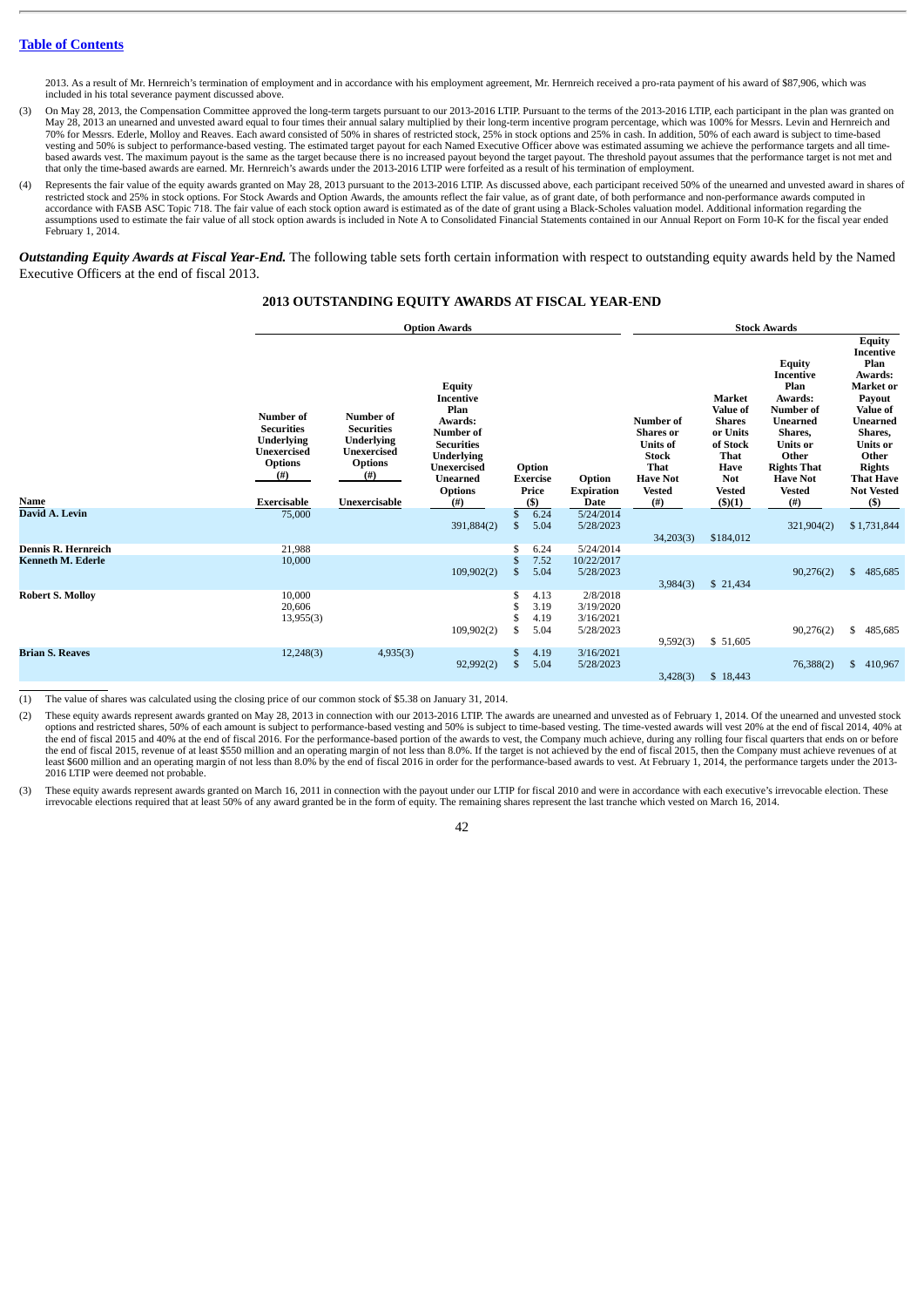[Table of Contents](#)

2013. As a result of Mr. Hernreich's termination of employment and in accordance with his employment agreement, Mr. Hernreich received a pro-rata payment of his award of $87,906, which was included in his total severance payment discussed above.

(3) On May 28, 2013, the Compensation Committee approved the long-term targets pursuant to our 2013-2016 LTIP. Pursuant to the terms of the 2013-2016 LTIP, each participant in the plan was granted on May 28, 2013 an unearned and unvested award equal to four times their annual salary multiplied by their long-term incentive program percentage, which was 100% for Messrs. Levin and Hernreich and 70% for Messrs. Ederle, Molloy and Reaves. Each award consisted of 50% in shares of restricted stock, 25% in stock options and 25% in cash. In addition, 50% of each award is subject to time-based vesting and 50% is subject to performance-based vesting. The estimated target payout for each Named Executive Officer above was estimated assuming we achieve the performance targets and all time-based awards vest. The maximum payout is the same as the target because there is no increased payout beyond the target payout. The threshold payout assumes that the performance target is not met and that only the time-based awards are earned. Mr. Hernreich's awards under the 2013-2016 LTIP were forfeited as a result of his termination of employment.

(4) Represents the fair value of the equity awards granted on May 28, 2013 pursuant to the 2013-2016 LTIP. As discussed above, each participant received 50% of the unearned and unvested award in shares of restricted stock and 25% in stock options. For Stock Awards and Option Awards, the amounts reflect the fair value, as of grant date, of both performance and non-performance awards computed in accordance with FASB ASC Topic 718. The fair value of each stock option award is estimated as of the date of grant using a Black-Scholes valuation model. Additional information regarding the assumptions used to estimate the fair value of all stock option awards is included in Note A to Consolidated Financial Statements contained in our Annual Report on Form 10-K for the fiscal year ended February 1, 2014.

***Outstanding Equity Awards at Fiscal Year-End.*** The following table sets forth certain information with respect to outstanding equity awards held by the Named Executive Officers at the end of fiscal 2013.

**2013 OUTSTANDING EQUITY AWARDS AT FISCAL YEAR-END**

| | Option Awards | | | | | Stock Awards | | | |
|---|---|---|---|---|---|---|---|---|---|
| Name | Number of Securities Underlying Unexercised Options (#) Exercisable | Number of Securities Underlying Unexercised Options (#) Unexercisable | Equity Incentive Plan Awards: Number of Securities Underlying Unexercised Unearned Options (#) | Option Exercise Price ($) | Option Expiration Date | Number of Shares or Units of Stock That Have Not Vested (#) | Market Value of Shares or Units of Stock That Have Not Vested ($)(1) | Equity Incentive Plan Awards: Number of Unearned Shares, Units or Other Rights That Have Not Vested (#) | Equity Incentive Plan Awards: Market or Payout Value of Unearned Shares, Units or Other Rights That Have Not Vested ($) |
| **David A. Levin** | 75,000 | | | $ 6.24 | 5/24/2014 | | | | |
| | | | 391,884(2) | $ 5.04 | 5/28/2023 | | | 321,904(2) | $ 1,731,844 |
| | | | | | | 34,203(3) | $184,012 | | |
| **Dennis R. Hernreich** | 21,988 | | | $ 6.24 | 5/24/2014 | | | | |
| **Kenneth M. Ederle** | 10,000 | | | $ 7.52 | 10/22/2017 | | | | |
| | | | 109,902(2) | $ 5.04 | 5/28/2023 | | | 90,276(2) | $ 485,685 |
| | | | | | | 3,984(3) | $ 21,434 | | |
| **Robert S. Molloy** | 10,000 | | | $ 4.13 | 2/8/2018 | | | | |
| | 20,606 | | | $ 3.19 | 3/19/2020 | | | | |
| | 13,955(3) | | | $ 4.19 | 3/16/2021 | | | | |
| | | | 109,902(2) | $ 5.04 | 5/28/2023 | | | 90,276(2) | $ 485,685 |
| | | | | | | 9,592(3) | $ 51,605 | | |
| **Brian S. Reaves** | 12,248(3) | 4,935(3) | | $ 4.19 | 3/16/2021 | | | | |
| | | | 92,992(2) | $ 5.04 | 5/28/2023 | | | 76,388(2) | $ 410,967 |
| | | | | | | 3,428(3) | $ 18,443 | | |

(1) The value of shares was calculated using the closing price of our common stock of $5.38 on January 31, 2014.

(2) These equity awards represent awards granted on May 28, 2013 in connection with our 2013-2016 LTIP. The awards are unearned and unvested as of February 1, 2014. Of the unearned and unvested stock options and restricted shares, 50% of each amount is subject to performance-based vesting and 50% is subject to time-based vesting. The time-vested awards will vest 20% at the end of fiscal 2014, 40% at the end of fiscal 2015 and 40% at the end of fiscal 2016. For the performance-based portion of the awards to vest, the Company much achieve, during any rolling four fiscal quarters that ends on or before the end of fiscal 2015, revenue of at least $550 million and an operating margin of not less than 8.0%. If the target is not achieved by the end of fiscal 2015, then the Company must achieve revenues of at least $600 million and an operating margin of not less than 8.0% by the end of fiscal 2016 in order for the performance-based awards to vest. At February 1, 2014, the performance targets under the 2013-2016 LTIP were deemed not probable.

(3) These equity awards represent awards granted on March 16, 2011 in connection with the payout under our LTIP for fiscal 2010 and were in accordance with each executive's irrevocable election. These irrevocable elections required that at least 50% of any award granted be in the form of equity. The remaining shares represent the last tranche which vested on March 16, 2014.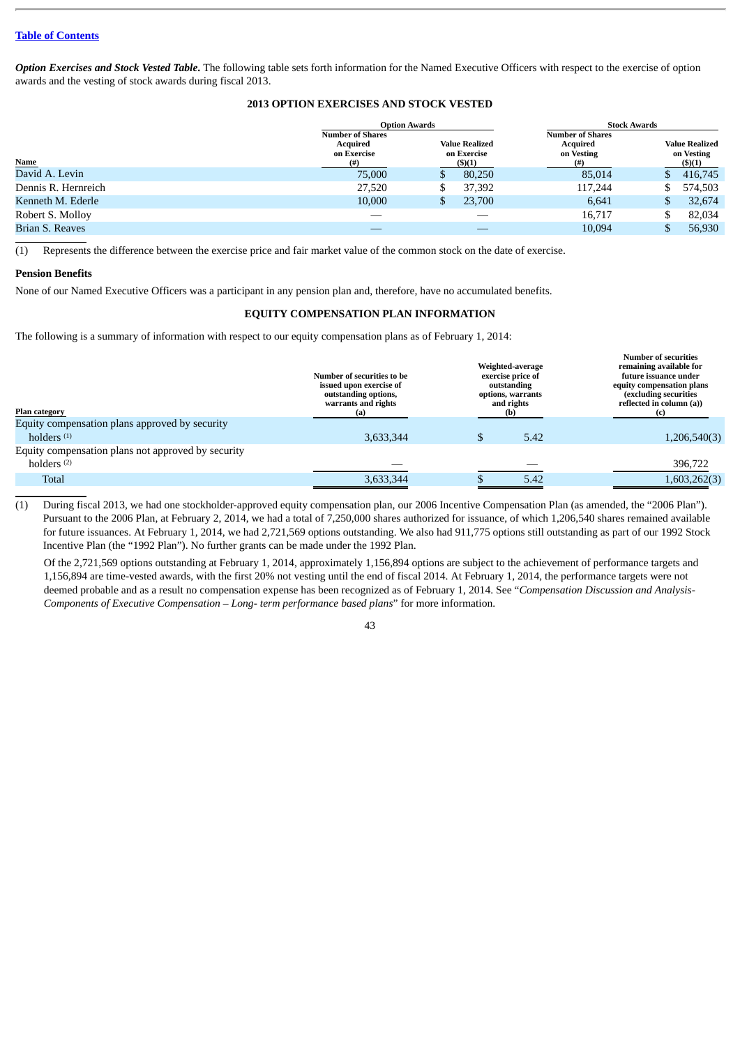[Table of Contents](#)

***Option Exercises and Stock Vested Table.*** The following table sets forth information for the Named Executive Officers with respect to the exercise of option awards and the vesting of stock awards during fiscal 2013.

**2013 OPTION EXERCISES AND STOCK VESTED**

| | Option Awards | | Stock Awards | |
|---|---|---|---|---|
| Name | Number of Shares Acquired on Exercise (#) | Value Realized on Exercise ($)(1) | Number of Shares Acquired on Vesting (#) | Value Realized on Vesting ($)(1) |
| David A. Levin | 75,000 | $ 80,250 | 85,014 | $ 416,745 |
| Dennis R. Hernreich | 27,520 | $ 37,392 | 117,244 | $ 574,503 |
| Kenneth M. Ederle | 10,000 | $ 23,700 | 6,641 | $ 32,674 |
| Robert S. Molloy | — | — | 16,717 | $ 82,034 |
| Brian S. Reaves | — | — | 10,094 | $ 56,930 |

(1) Represents the difference between the exercise price and fair market value of the common stock on the date of exercise.

**Pension Benefits**

None of our Named Executive Officers was a participant in any pension plan and, therefore, have no accumulated benefits.

**EQUITY COMPENSATION PLAN INFORMATION**

The following is a summary of information with respect to our equity compensation plans as of February 1, 2014:

| Plan category | Number of securities to be issued upon exercise of outstanding options, warrants and rights (a) | Weighted-average exercise price of outstanding options, warrants and rights (b) | Number of securities remaining available for future issuance under equity compensation plans (excluding securities reflected in column (a)) (c) |
|---|---|---|---|
| Equity compensation plans approved by security holders (1) | 3,633,344 | $ 5.42 | 1,206,540(3) |
| Equity compensation plans not approved by security holders (2) | — | — | 396,722 |
| Total | 3,633,344 | $ 5.42 | 1,603,262(3) |

(1) During fiscal 2013, we had one stockholder-approved equity compensation plan, our 2006 Incentive Compensation Plan (as amended, the "2006 Plan"). Pursuant to the 2006 Plan, at February 2, 2014, we had a total of 7,250,000 shares authorized for issuance, of which 1,206,540 shares remained available for future issuances. At February 1, 2014, we had 2,721,569 options outstanding. We also had 911,775 options still outstanding as part of our 1992 Stock Incentive Plan (the "1992 Plan"). No further grants can be made under the 1992 Plan.

Of the 2,721,569 options outstanding at February 1, 2014, approximately 1,156,894 options are subject to the achievement of performance targets and 1,156,894 are time-vested awards, with the first 20% not vesting until the end of fiscal 2014. At February 1, 2014, the performance targets were not deemed probable and as a result no compensation expense has been recognized as of February 1, 2014. See "*Compensation Discussion and Analysis-Components of Executive Compensation – Long- term performance based plans*" for more information.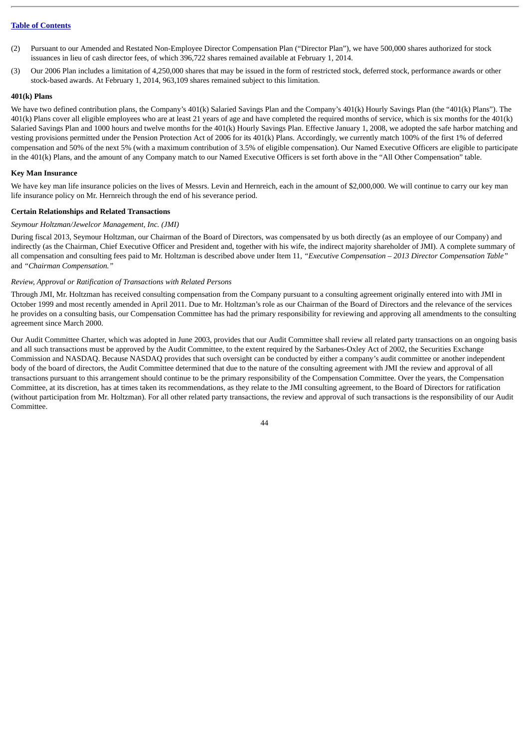(2) Pursuant to our Amended and Restated Non-Employee Director Compensation Plan ("Director Plan"), we have 500,000 shares authorized for stock issuances in lieu of cash director fees, of which 396,722 shares remained available at February 1, 2014.

(3) Our 2006 Plan includes a limitation of 4,250,000 shares that may be issued in the form of restricted stock, deferred stock, performance awards or other stock-based awards. At February 1, 2014, 963,109 shares remained subject to this limitation.

**401(k) Plans**

We have two defined contribution plans, the Company's 401(k) Salaried Savings Plan and the Company's 401(k) Hourly Savings Plan (the "401(k) Plans"). The 401(k) Plans cover all eligible employees who are at least 21 years of age and have completed the required months of service, which is six months for the 401(k) Salaried Savings Plan and 1000 hours and twelve months for the 401(k) Hourly Savings Plan. Effective January 1, 2008, we adopted the safe harbor matching and vesting provisions permitted under the Pension Protection Act of 2006 for its 401(k) Plans. Accordingly, we currently match 100% of the first 1% of deferred compensation and 50% of the next 5% (with a maximum contribution of 3.5% of eligible compensation). Our Named Executive Officers are eligible to participate in the 401(k) Plans, and the amount of any Company match to our Named Executive Officers is set forth above in the "All Other Compensation" table.

**Key Man Insurance**

We have key man life insurance policies on the lives of Messrs. Levin and Hernreich, each in the amount of $2,000,000. We will continue to carry our key man life insurance policy on Mr. Hernreich through the end of his severance period.

**Certain Relationships and Related Transactions**

*Seymour Holtzman/Jewelcor Management, Inc. (JMI)*

During fiscal 2013, Seymour Holtzman, our Chairman of the Board of Directors, was compensated by us both directly (as an employee of our Company) and indirectly (as the Chairman, Chief Executive Officer and President and, together with his wife, the indirect majority shareholder of JMI). A complete summary of all compensation and consulting fees paid to Mr. Holtzman is described above under Item 11, *"Executive Compensation – 2013 Director Compensation Table"* and *"Chairman Compensation."*

*Review, Approval or Ratification of Transactions with Related Persons*

Through JMI, Mr. Holtzman has received consulting compensation from the Company pursuant to a consulting agreement originally entered into with JMI in October 1999 and most recently amended in April 2011. Due to Mr. Holtzman's role as our Chairman of the Board of Directors and the relevance of the services he provides on a consulting basis, our Compensation Committee has had the primary responsibility for reviewing and approving all amendments to the consulting agreement since March 2000.

Our Audit Committee Charter, which was adopted in June 2003, provides that our Audit Committee shall review all related party transactions on an ongoing basis and all such transactions must be approved by the Audit Committee, to the extent required by the Sarbanes-Oxley Act of 2002, the Securities Exchange Commission and NASDAQ. Because NASDAQ provides that such oversight can be conducted by either a company's audit committee or another independent body of the board of directors, the Audit Committee determined that due to the nature of the consulting agreement with JMI the review and approval of all transactions pursuant to this arrangement should continue to be the primary responsibility of the Compensation Committee. Over the years, the Compensation Committee, at its discretion, has at times taken its recommendations, as they relate to the JMI consulting agreement, to the Board of Directors for ratification (without participation from Mr. Holtzman). For all other related party transactions, the review and approval of such transactions is the responsibility of our Audit Committee.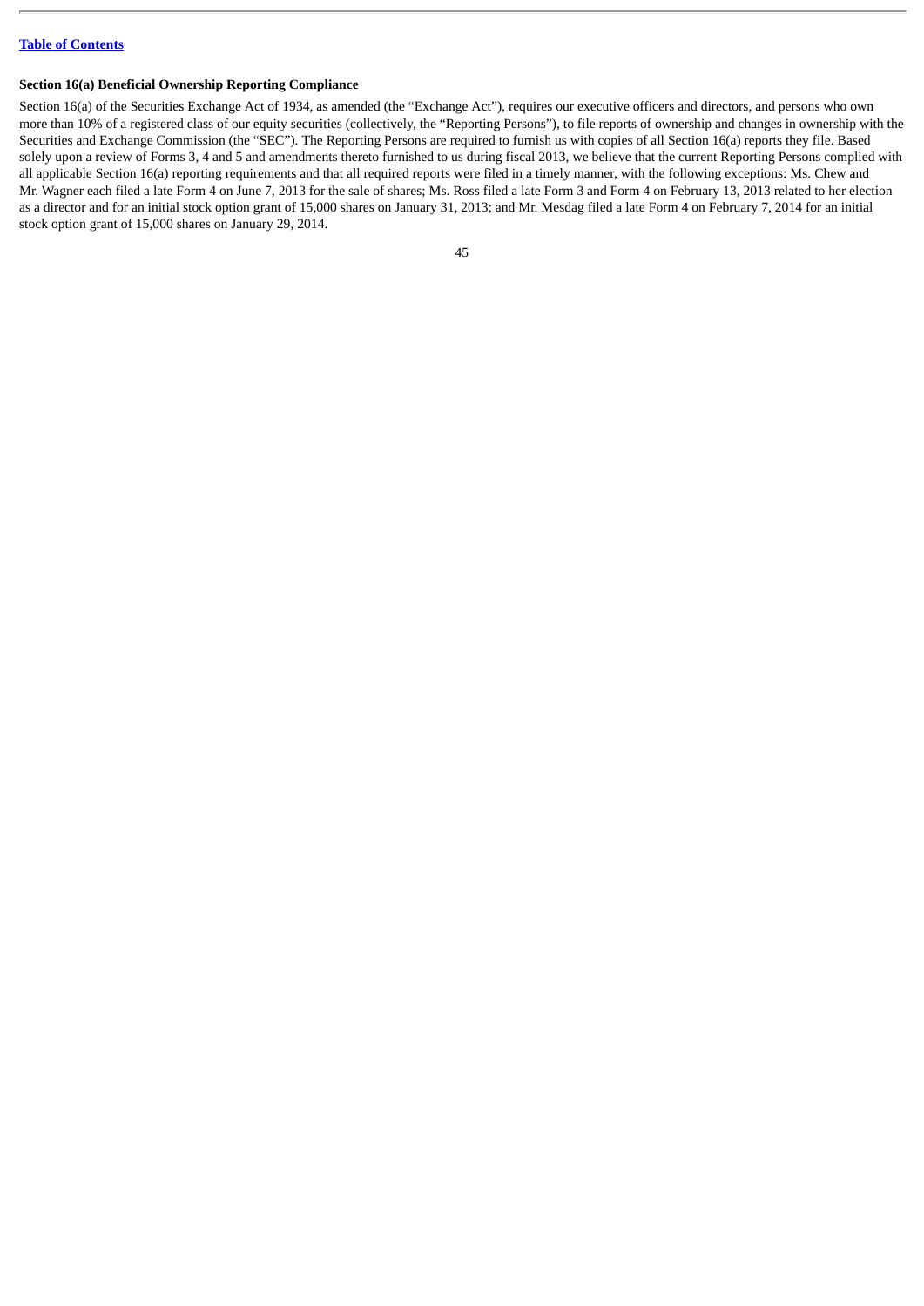**Section 16(a) Beneficial Ownership Reporting Compliance**

Section 16(a) of the Securities Exchange Act of 1934, as amended (the "Exchange Act"), requires our executive officers and directors, and persons who own more than 10% of a registered class of our equity securities (collectively, the "Reporting Persons"), to file reports of ownership and changes in ownership with the Securities and Exchange Commission (the "SEC"). The Reporting Persons are required to furnish us with copies of all Section 16(a) reports they file. Based solely upon a review of Forms 3, 4 and 5 and amendments thereto furnished to us during fiscal 2013, we believe that the current Reporting Persons complied with all applicable Section 16(a) reporting requirements and that all required reports were filed in a timely manner, with the following exceptions: Ms. Chew and Mr. Wagner each filed a late Form 4 on June 7, 2013 for the sale of shares; Ms. Ross filed a late Form 3 and Form 4 on February 13, 2013 related to her election as a director and for an initial stock option grant of 15,000 shares on January 31, 2013; and Mr. Mesdag filed a late Form 4 on February 7, 2014 for an initial stock option grant of 15,000 shares on January 29, 2014.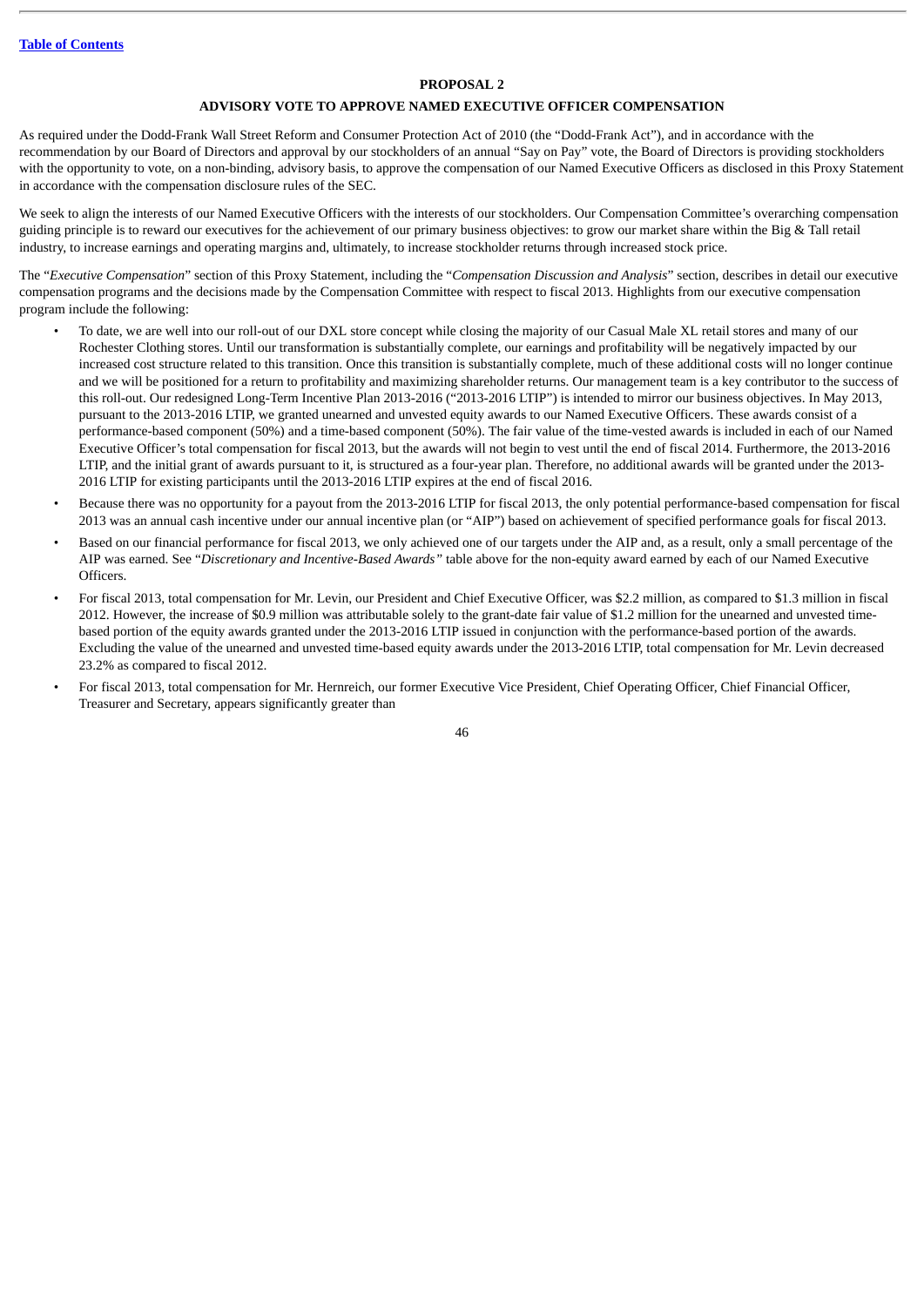[Table of Contents](#)

## PROPOSAL 2

### ADVISORY VOTE TO APPROVE NAMED EXECUTIVE OFFICER COMPENSATION

As required under the Dodd-Frank Wall Street Reform and Consumer Protection Act of 2010 (the "Dodd-Frank Act"), and in accordance with the recommendation by our Board of Directors and approval by our stockholders of an annual "Say on Pay" vote, the Board of Directors is providing stockholders with the opportunity to vote, on a non-binding, advisory basis, to approve the compensation of our Named Executive Officers as disclosed in this Proxy Statement in accordance with the compensation disclosure rules of the SEC.

We seek to align the interests of our Named Executive Officers with the interests of our stockholders. Our Compensation Committee's overarching compensation guiding principle is to reward our executives for the achievement of our primary business objectives: to grow our market share within the Big & Tall retail industry, to increase earnings and operating margins and, ultimately, to increase stockholder returns through increased stock price.

The "*Executive Compensation*" section of this Proxy Statement, including the "*Compensation Discussion and Analysis*" section, describes in detail our executive compensation programs and the decisions made by the Compensation Committee with respect to fiscal 2013. Highlights from our executive compensation program include the following:

- To date, we are well into our roll-out of our DXL store concept while closing the majority of our Casual Male XL retail stores and many of our Rochester Clothing stores. Until our transformation is substantially complete, our earnings and profitability will be negatively impacted by our increased cost structure related to this transition. Once this transition is substantially complete, much of these additional costs will no longer continue and we will be positioned for a return to profitability and maximizing shareholder returns. Our management team is a key contributor to the success of this roll-out. Our redesigned Long-Term Incentive Plan 2013-2016 ("2013-2016 LTIP") is intended to mirror our business objectives. In May 2013, pursuant to the 2013-2016 LTIP, we granted unearned and unvested equity awards to our Named Executive Officers. These awards consist of a performance-based component (50%) and a time-based component (50%). The fair value of the time-vested awards is included in each of our Named Executive Officer's total compensation for fiscal 2013, but the awards will not begin to vest until the end of fiscal 2014. Furthermore, the 2013-2016 LTIP, and the initial grant of awards pursuant to it, is structured as a four-year plan. Therefore, no additional awards will be granted under the 2013-2016 LTIP for existing participants until the 2013-2016 LTIP expires at the end of fiscal 2016.
- Because there was no opportunity for a payout from the 2013-2016 LTIP for fiscal 2013, the only potential performance-based compensation for fiscal 2013 was an annual cash incentive under our annual incentive plan (or "AIP") based on achievement of specified performance goals for fiscal 2013.
- Based on our financial performance for fiscal 2013, we only achieved one of our targets under the AIP and, as a result, only a small percentage of the AIP was earned. See "*Discretionary and Incentive-Based Awards"* table above for the non-equity award earned by each of our Named Executive Officers.
- For fiscal 2013, total compensation for Mr. Levin, our President and Chief Executive Officer, was $2.2 million, as compared to $1.3 million in fiscal 2012. However, the increase of $0.9 million was attributable solely to the grant-date fair value of $1.2 million for the unearned and unvested time-based portion of the equity awards granted under the 2013-2016 LTIP issued in conjunction with the performance-based portion of the awards. Excluding the value of the unearned and unvested time-based equity awards under the 2013-2016 LTIP, total compensation for Mr. Levin decreased 23.2% as compared to fiscal 2012.
- For fiscal 2013, total compensation for Mr. Hernreich, our former Executive Vice President, Chief Operating Officer, Chief Financial Officer, Treasurer and Secretary, appears significantly greater than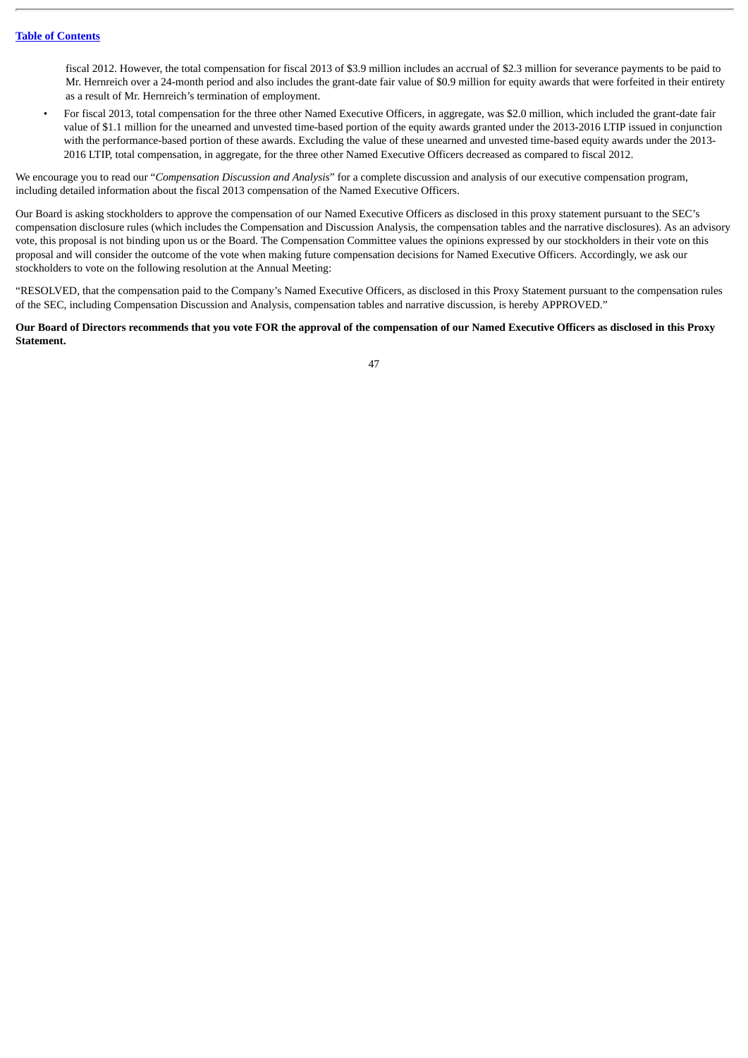fiscal 2012. However, the total compensation for fiscal 2013 of $3.9 million includes an accrual of $2.3 million for severance payments to be paid to Mr. Hernreich over a 24-month period and also includes the grant-date fair value of $0.9 million for equity awards that were forfeited in their entirety as a result of Mr. Hernreich's termination of employment.

- For fiscal 2013, total compensation for the three other Named Executive Officers, in aggregate, was $2.0 million, which included the grant-date fair value of $1.1 million for the unearned and unvested time-based portion of the equity awards granted under the 2013-2016 LTIP issued in conjunction with the performance-based portion of these awards. Excluding the value of these unearned and unvested time-based equity awards under the 2013-2016 LTIP, total compensation, in aggregate, for the three other Named Executive Officers decreased as compared to fiscal 2012.

We encourage you to read our "*Compensation Discussion and Analysis*" for a complete discussion and analysis of our executive compensation program, including detailed information about the fiscal 2013 compensation of the Named Executive Officers.

Our Board is asking stockholders to approve the compensation of our Named Executive Officers as disclosed in this proxy statement pursuant to the SEC's compensation disclosure rules (which includes the Compensation and Discussion Analysis, the compensation tables and the narrative disclosures). As an advisory vote, this proposal is not binding upon us or the Board. The Compensation Committee values the opinions expressed by our stockholders in their vote on this proposal and will consider the outcome of the vote when making future compensation decisions for Named Executive Officers. Accordingly, we ask our stockholders to vote on the following resolution at the Annual Meeting:

"RESOLVED, that the compensation paid to the Company's Named Executive Officers, as disclosed in this Proxy Statement pursuant to the compensation rules of the SEC, including Compensation Discussion and Analysis, compensation tables and narrative discussion, is hereby APPROVED."

**Our Board of Directors recommends that you vote FOR the approval of the compensation of our Named Executive Officers as disclosed in this Proxy Statement.**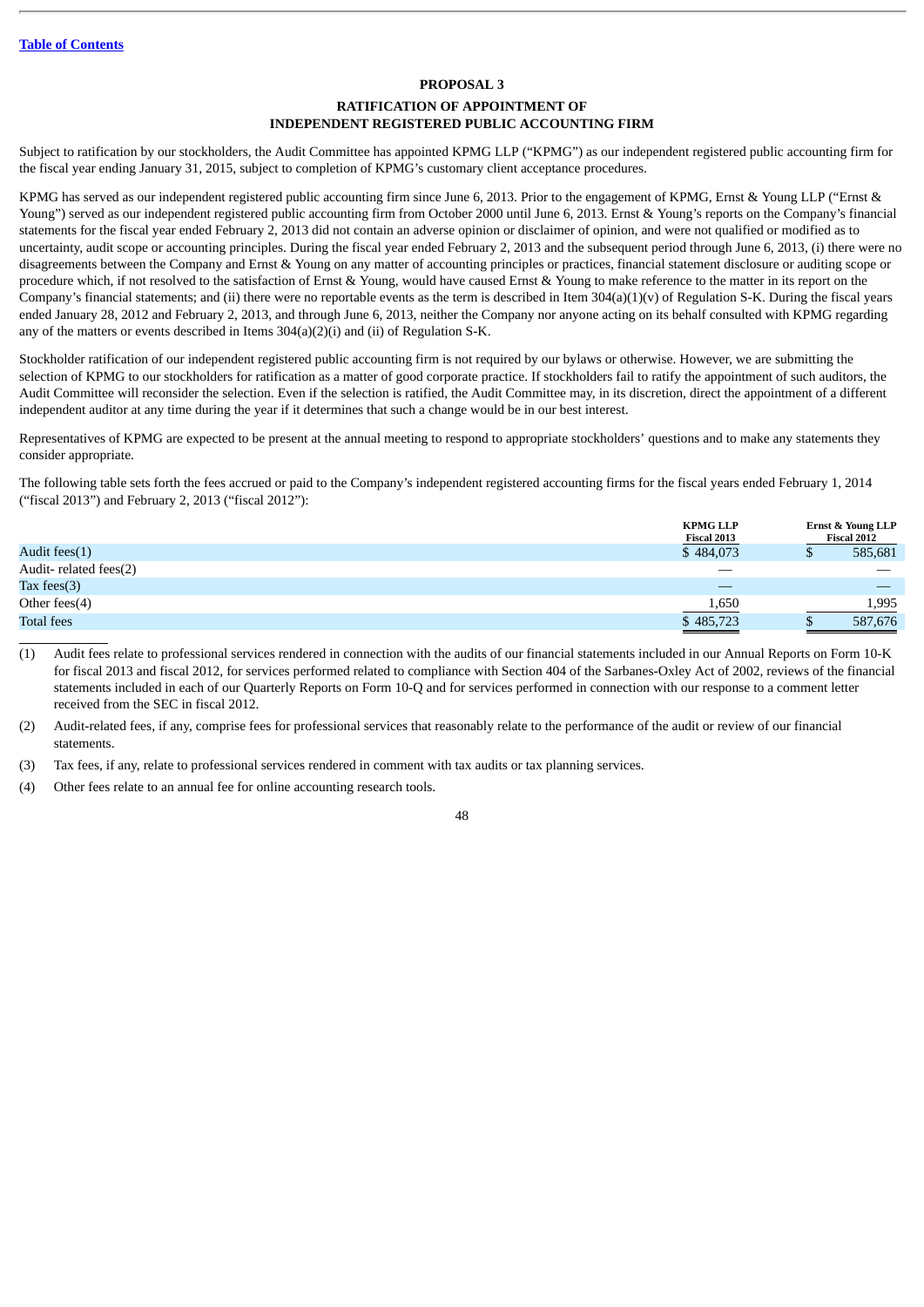[Table of Contents](#)

## PROPOSAL 3

## RATIFICATION OF APPOINTMENT OF INDEPENDENT REGISTERED PUBLIC ACCOUNTING FIRM

Subject to ratification by our stockholders, the Audit Committee has appointed KPMG LLP ("KPMG") as our independent registered public accounting firm for the fiscal year ending January 31, 2015, subject to completion of KPMG's customary client acceptance procedures.

KPMG has served as our independent registered public accounting firm since June 6, 2013. Prior to the engagement of KPMG, Ernst & Young LLP ("Ernst & Young") served as our independent registered public accounting firm from October 2000 until June 6, 2013. Ernst & Young's reports on the Company's financial statements for the fiscal year ended February 2, 2013 did not contain an adverse opinion or disclaimer of opinion, and were not qualified or modified as to uncertainty, audit scope or accounting principles. During the fiscal year ended February 2, 2013 and the subsequent period through June 6, 2013, (i) there were no disagreements between the Company and Ernst & Young on any matter of accounting principles or practices, financial statement disclosure or auditing scope or procedure which, if not resolved to the satisfaction of Ernst & Young, would have caused Ernst & Young to make reference to the matter in its report on the Company's financial statements; and (ii) there were no reportable events as the term is described in Item 304(a)(1)(v) of Regulation S-K. During the fiscal years ended January 28, 2012 and February 2, 2013, and through June 6, 2013, neither the Company nor anyone acting on its behalf consulted with KPMG regarding any of the matters or events described in Items 304(a)(2)(i) and (ii) of Regulation S-K.

Stockholder ratification of our independent registered public accounting firm is not required by our bylaws or otherwise. However, we are submitting the selection of KPMG to our stockholders for ratification as a matter of good corporate practice. If stockholders fail to ratify the appointment of such auditors, the Audit Committee will reconsider the selection. Even if the selection is ratified, the Audit Committee may, in its discretion, direct the appointment of a different independent auditor at any time during the year if it determines that such a change would be in our best interest.

Representatives of KPMG are expected to be present at the annual meeting to respond to appropriate stockholders' questions and to make any statements they consider appropriate.

The following table sets forth the fees accrued or paid to the Company's independent registered accounting firms for the fiscal years ended February 1, 2014 ("fiscal 2013") and February 2, 2013 ("fiscal 2012"):

| | KPMG LLP Fiscal 2013 | Ernst & Young LLP Fiscal 2012 |
|---|---|---|
| Audit fees(1) | $ 484,073 | $ 585,681 |
| Audit- related fees(2) | — | — |
| Tax fees(3) | — | — |
| Other fees(4) | 1,650 | 1,995 |
| Total fees | $ 485,723 | $ 587,676 |

(1) Audit fees relate to professional services rendered in connection with the audits of our financial statements included in our Annual Reports on Form 10-K for fiscal 2013 and fiscal 2012, for services performed related to compliance with Section 404 of the Sarbanes-Oxley Act of 2002, reviews of the financial statements included in each of our Quarterly Reports on Form 10-Q and for services performed in connection with our response to a comment letter received from the SEC in fiscal 2012.

(2) Audit-related fees, if any, comprise fees for professional services that reasonably relate to the performance of the audit or review of our financial statements.

(3) Tax fees, if any, relate to professional services rendered in comment with tax audits or tax planning services.

(4) Other fees relate to an annual fee for online accounting research tools.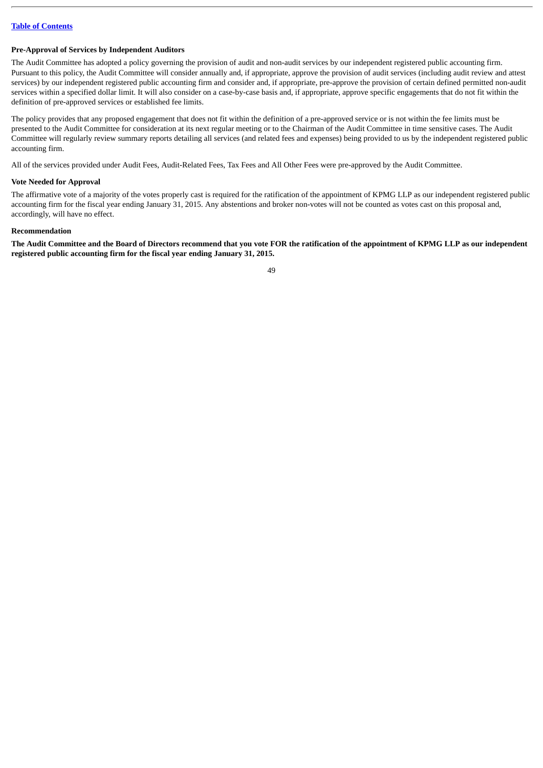### Pre-Approval of Services by Independent Auditors

The Audit Committee has adopted a policy governing the provision of audit and non-audit services by our independent registered public accounting firm. Pursuant to this policy, the Audit Committee will consider annually and, if appropriate, approve the provision of audit services (including audit review and attest services) by our independent registered public accounting firm and consider and, if appropriate, pre-approve the provision of certain defined permitted non-audit services within a specified dollar limit. It will also consider on a case-by-case basis and, if appropriate, approve specific engagements that do not fit within the definition of pre-approved services or established fee limits.

The policy provides that any proposed engagement that does not fit within the definition of a pre-approved service or is not within the fee limits must be presented to the Audit Committee for consideration at its next regular meeting or to the Chairman of the Audit Committee in time sensitive cases. The Audit Committee will regularly review summary reports detailing all services (and related fees and expenses) being provided to us by the independent registered public accounting firm.

All of the services provided under Audit Fees, Audit-Related Fees, Tax Fees and All Other Fees were pre-approved by the Audit Committee.

### Vote Needed for Approval

The affirmative vote of a majority of the votes properly cast is required for the ratification of the appointment of KPMG LLP as our independent registered public accounting firm for the fiscal year ending January 31, 2015. Any abstentions and broker non-votes will not be counted as votes cast on this proposal and, accordingly, will have no effect.

### Recommendation

**The Audit Committee and the Board of Directors recommend that you vote FOR the ratification of the appointment of KPMG LLP as our independent registered public accounting firm for the fiscal year ending January 31, 2015.**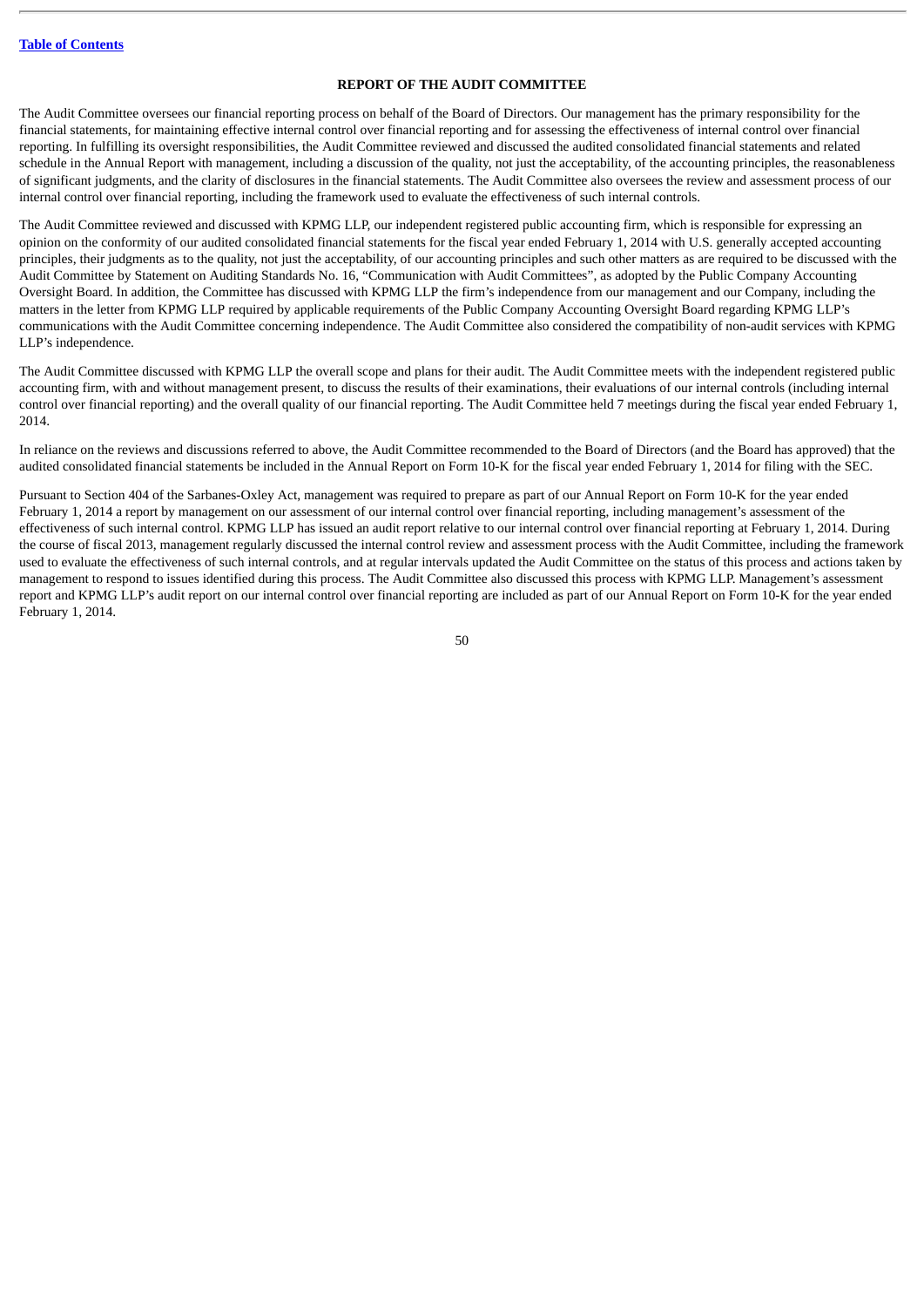[Table of Contents](#)

## REPORT OF THE AUDIT COMMITTEE

The Audit Committee oversees our financial reporting process on behalf of the Board of Directors. Our management has the primary responsibility for the financial statements, for maintaining effective internal control over financial reporting and for assessing the effectiveness of internal control over financial reporting. In fulfilling its oversight responsibilities, the Audit Committee reviewed and discussed the audited consolidated financial statements and related schedule in the Annual Report with management, including a discussion of the quality, not just the acceptability, of the accounting principles, the reasonableness of significant judgments, and the clarity of disclosures in the financial statements. The Audit Committee also oversees the review and assessment process of our internal control over financial reporting, including the framework used to evaluate the effectiveness of such internal controls.

The Audit Committee reviewed and discussed with KPMG LLP, our independent registered public accounting firm, which is responsible for expressing an opinion on the conformity of our audited consolidated financial statements for the fiscal year ended February 1, 2014 with U.S. generally accepted accounting principles, their judgments as to the quality, not just the acceptability, of our accounting principles and such other matters as are required to be discussed with the Audit Committee by Statement on Auditing Standards No. 16, "Communication with Audit Committees", as adopted by the Public Company Accounting Oversight Board. In addition, the Committee has discussed with KPMG LLP the firm's independence from our management and our Company, including the matters in the letter from KPMG LLP required by applicable requirements of the Public Company Accounting Oversight Board regarding KPMG LLP's communications with the Audit Committee concerning independence. The Audit Committee also considered the compatibility of non-audit services with KPMG LLP's independence.

The Audit Committee discussed with KPMG LLP the overall scope and plans for their audit. The Audit Committee meets with the independent registered public accounting firm, with and without management present, to discuss the results of their examinations, their evaluations of our internal controls (including internal control over financial reporting) and the overall quality of our financial reporting. The Audit Committee held 7 meetings during the fiscal year ended February 1, 2014.

In reliance on the reviews and discussions referred to above, the Audit Committee recommended to the Board of Directors (and the Board has approved) that the audited consolidated financial statements be included in the Annual Report on Form 10-K for the fiscal year ended February 1, 2014 for filing with the SEC.

Pursuant to Section 404 of the Sarbanes-Oxley Act, management was required to prepare as part of our Annual Report on Form 10-K for the year ended February 1, 2014 a report by management on our assessment of our internal control over financial reporting, including management's assessment of the effectiveness of such internal control. KPMG LLP has issued an audit report relative to our internal control over financial reporting at February 1, 2014. During the course of fiscal 2013, management regularly discussed the internal control review and assessment process with the Audit Committee, including the framework used to evaluate the effectiveness of such internal controls, and at regular intervals updated the Audit Committee on the status of this process and actions taken by management to respond to issues identified during this process. The Audit Committee also discussed this process with KPMG LLP. Management's assessment report and KPMG LLP's audit report on our internal control over financial reporting are included as part of our Annual Report on Form 10-K for the year ended February 1, 2014.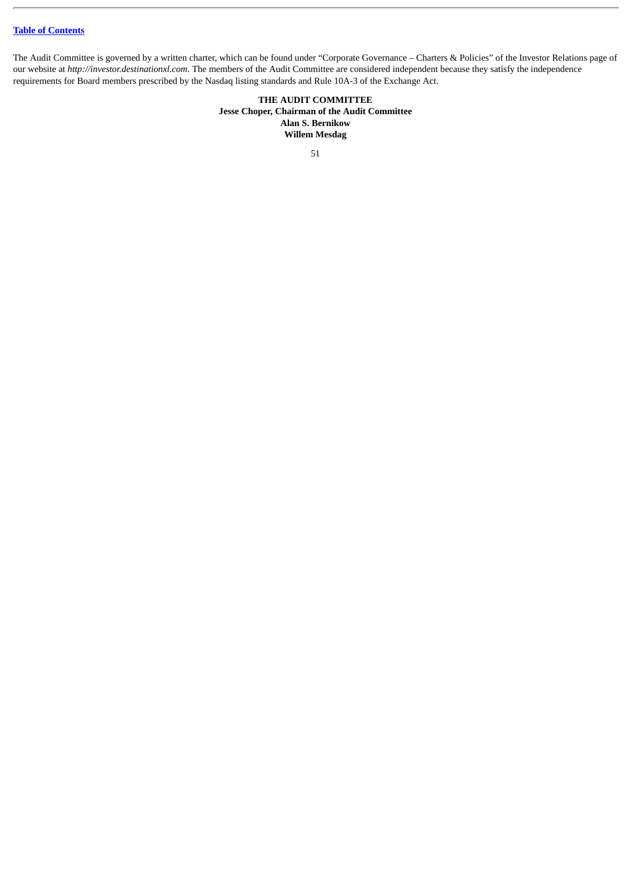The Audit Committee is governed by a written charter, which can be found under "Corporate Governance – Charters & Policies" of the Investor Relations page of our website at *http://investor.destinationxl.com*. The members of the Audit Committee are considered independent because they satisfy the independence requirements for Board members prescribed by the Nasdaq listing standards and Rule 10A-3 of the Exchange Act.

**THE AUDIT COMMITTEE**
**Jesse Choper, Chairman of the Audit Committee**
**Alan S. Bernikow**
**Willem Mesdag**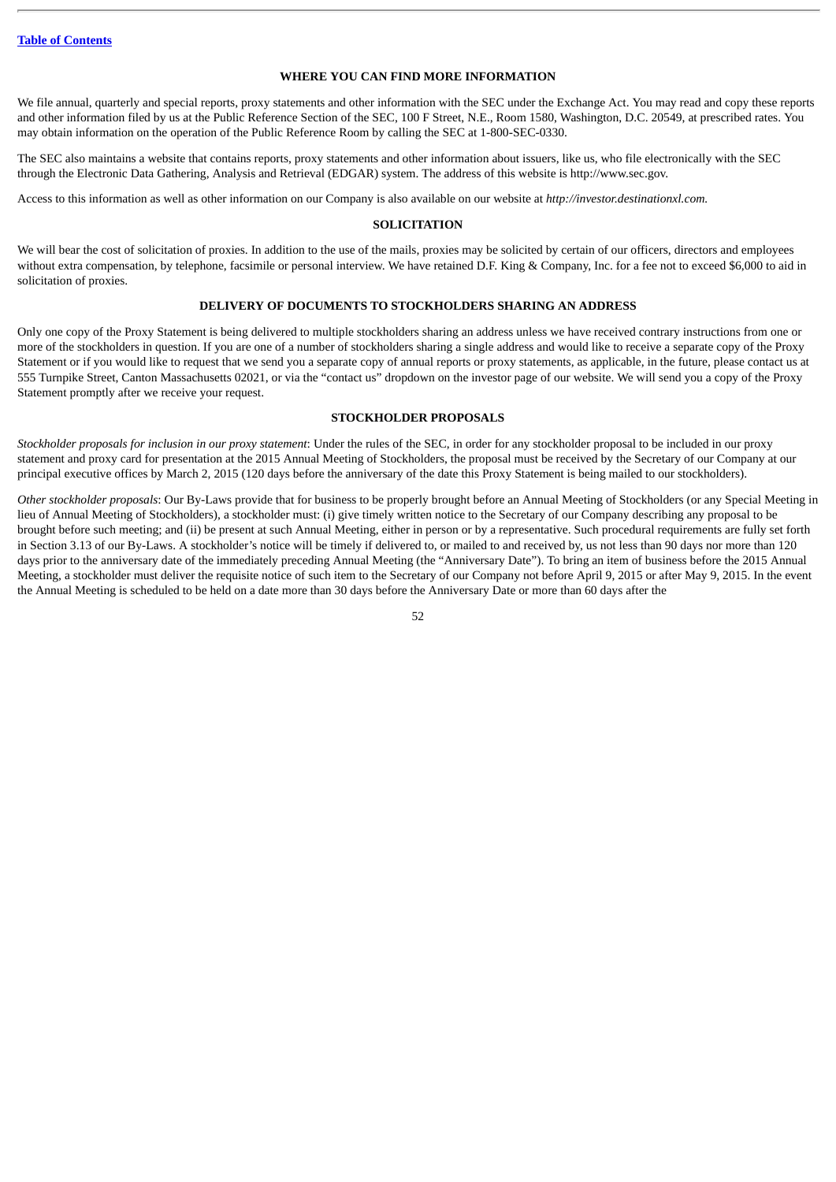## WHERE YOU CAN FIND MORE INFORMATION

We file annual, quarterly and special reports, proxy statements and other information with the SEC under the Exchange Act. You may read and copy these reports and other information filed by us at the Public Reference Section of the SEC, 100 F Street, N.E., Room 1580, Washington, D.C. 20549, at prescribed rates. You may obtain information on the operation of the Public Reference Room by calling the SEC at 1-800-SEC-0330.

The SEC also maintains a website that contains reports, proxy statements and other information about issuers, like us, who file electronically with the SEC through the Electronic Data Gathering, Analysis and Retrieval (EDGAR) system. The address of this website is http://www.sec.gov.

Access to this information as well as other information on our Company is also available on our website at *http://investor.destinationxl.com.*

## SOLICITATION

We will bear the cost of solicitation of proxies. In addition to the use of the mails, proxies may be solicited by certain of our officers, directors and employees without extra compensation, by telephone, facsimile or personal interview. We have retained D.F. King & Company, Inc. for a fee not to exceed $6,000 to aid in solicitation of proxies.

## DELIVERY OF DOCUMENTS TO STOCKHOLDERS SHARING AN ADDRESS

Only one copy of the Proxy Statement is being delivered to multiple stockholders sharing an address unless we have received contrary instructions from one or more of the stockholders in question. If you are one of a number of stockholders sharing a single address and would like to receive a separate copy of the Proxy Statement or if you would like to request that we send you a separate copy of annual reports or proxy statements, as applicable, in the future, please contact us at 555 Turnpike Street, Canton Massachusetts 02021, or via the "contact us" dropdown on the investor page of our website. We will send you a copy of the Proxy Statement promptly after we receive your request.

## STOCKHOLDER PROPOSALS

*Stockholder proposals for inclusion in our proxy statement*: Under the rules of the SEC, in order for any stockholder proposal to be included in our proxy statement and proxy card for presentation at the 2015 Annual Meeting of Stockholders, the proposal must be received by the Secretary of our Company at our principal executive offices by March 2, 2015 (120 days before the anniversary of the date this Proxy Statement is being mailed to our stockholders).

*Other stockholder proposals*: Our By-Laws provide that for business to be properly brought before an Annual Meeting of Stockholders (or any Special Meeting in lieu of Annual Meeting of Stockholders), a stockholder must: (i) give timely written notice to the Secretary of our Company describing any proposal to be brought before such meeting; and (ii) be present at such Annual Meeting, either in person or by a representative. Such procedural requirements are fully set forth in Section 3.13 of our By-Laws. A stockholder's notice will be timely if delivered to, or mailed to and received by, us not less than 90 days nor more than 120 days prior to the anniversary date of the immediately preceding Annual Meeting (the "Anniversary Date"). To bring an item of business before the 2015 Annual Meeting, a stockholder must deliver the requisite notice of such item to the Secretary of our Company not before April 9, 2015 or after May 9, 2015. In the event the Annual Meeting is scheduled to be held on a date more than 30 days before the Anniversary Date or more than 60 days after the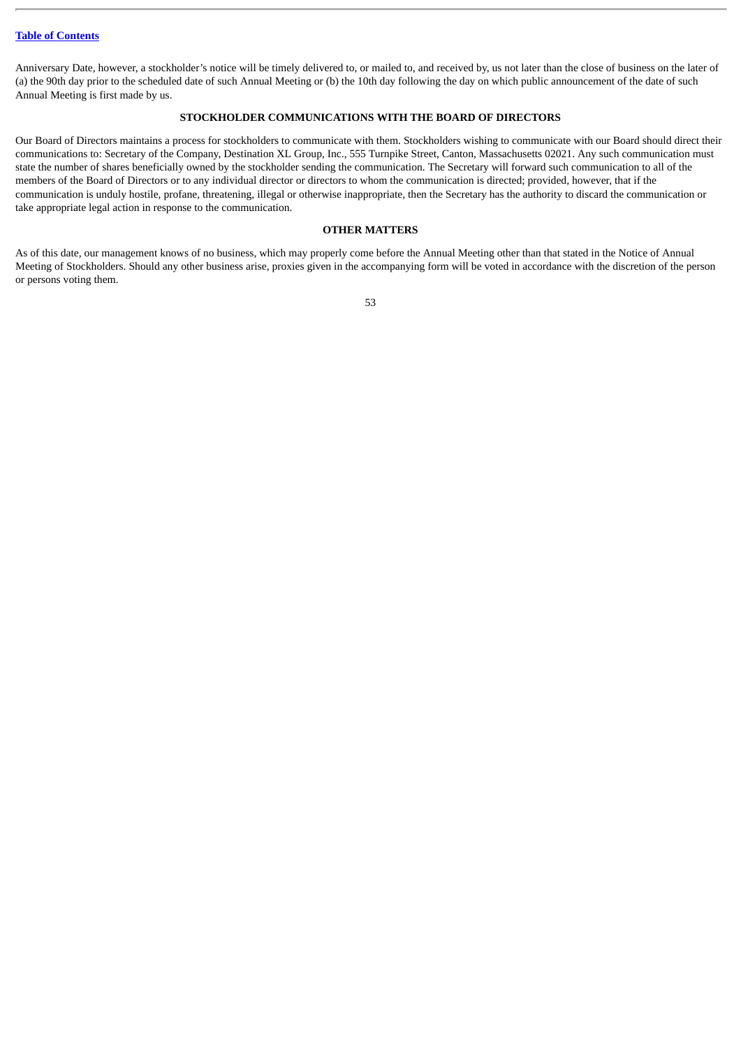Anniversary Date, however, a stockholder's notice will be timely delivered to, or mailed to, and received by, us not later than the close of business on the later of (a) the 90th day prior to the scheduled date of such Annual Meeting or (b) the 10th day following the day on which public announcement of the date of such Annual Meeting is first made by us.

## STOCKHOLDER COMMUNICATIONS WITH THE BOARD OF DIRECTORS

Our Board of Directors maintains a process for stockholders to communicate with them. Stockholders wishing to communicate with our Board should direct their communications to: Secretary of the Company, Destination XL Group, Inc., 555 Turnpike Street, Canton, Massachusetts 02021. Any such communication must state the number of shares beneficially owned by the stockholder sending the communication. The Secretary will forward such communication to all of the members of the Board of Directors or to any individual director or directors to whom the communication is directed; provided, however, that if the communication is unduly hostile, profane, threatening, illegal or otherwise inappropriate, then the Secretary has the authority to discard the communication or take appropriate legal action in response to the communication.

## OTHER MATTERS

As of this date, our management knows of no business, which may properly come before the Annual Meeting other than that stated in the Notice of Annual Meeting of Stockholders. Should any other business arise, proxies given in the accompanying form will be voted in accordance with the discretion of the person or persons voting them.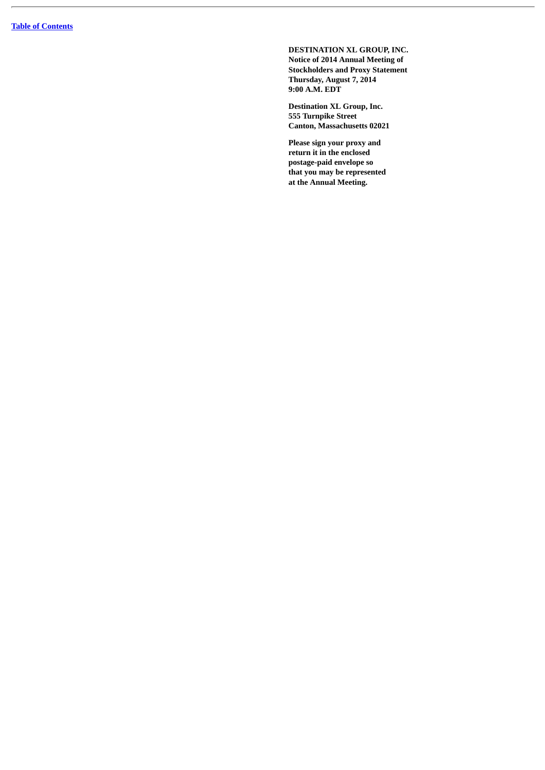**DESTINATION XL GROUP, INC.**
**Notice of 2014 Annual Meeting of Stockholders and Proxy Statement**
**Thursday, August 7, 2014**
**9:00 A.M. EDT**

**Destination XL Group, Inc.**
**555 Turnpike Street**
**Canton, Massachusetts 02021**

**Please sign your proxy and return it in the enclosed postage-paid envelope so that you may be represented at the Annual Meeting.**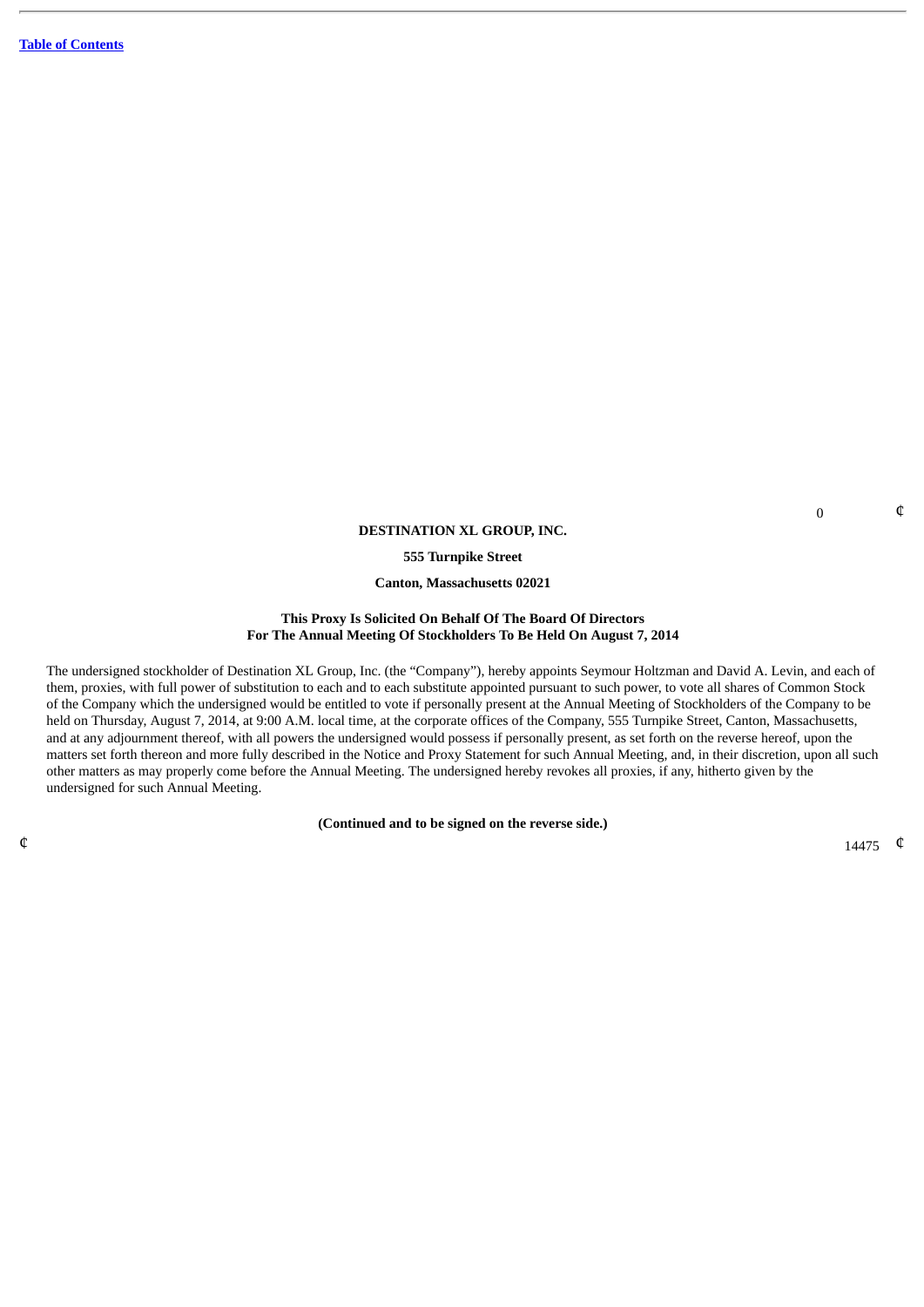**DESTINATION XL GROUP, INC.**

**555 Turnpike Street**

**Canton, Massachusetts 02021**

**This Proxy Is Solicited On Behalf Of The Board Of Directors**
**For The Annual Meeting Of Stockholders To Be Held On August 7, 2014**

The undersigned stockholder of Destination XL Group, Inc. (the "Company"), hereby appoints Seymour Holtzman and David A. Levin, and each of them, proxies, with full power of substitution to each and to each substitute appointed pursuant to such power, to vote all shares of Common Stock of the Company which the undersigned would be entitled to vote if personally present at the Annual Meeting of Stockholders of the Company to be held on Thursday, August 7, 2014, at 9:00 A.M. local time, at the corporate offices of the Company, 555 Turnpike Street, Canton, Massachusetts, and at any adjournment thereof, with all powers the undersigned would possess if personally present, as set forth on the reverse hereof, upon the matters set forth thereon and more fully described in the Notice and Proxy Statement for such Annual Meeting, and, in their discretion, upon all such other matters as may properly come before the Annual Meeting. The undersigned hereby revokes all proxies, if any, hitherto given by the undersigned for such Annual Meeting.

**(Continued and to be signed on the reverse side.)**

14475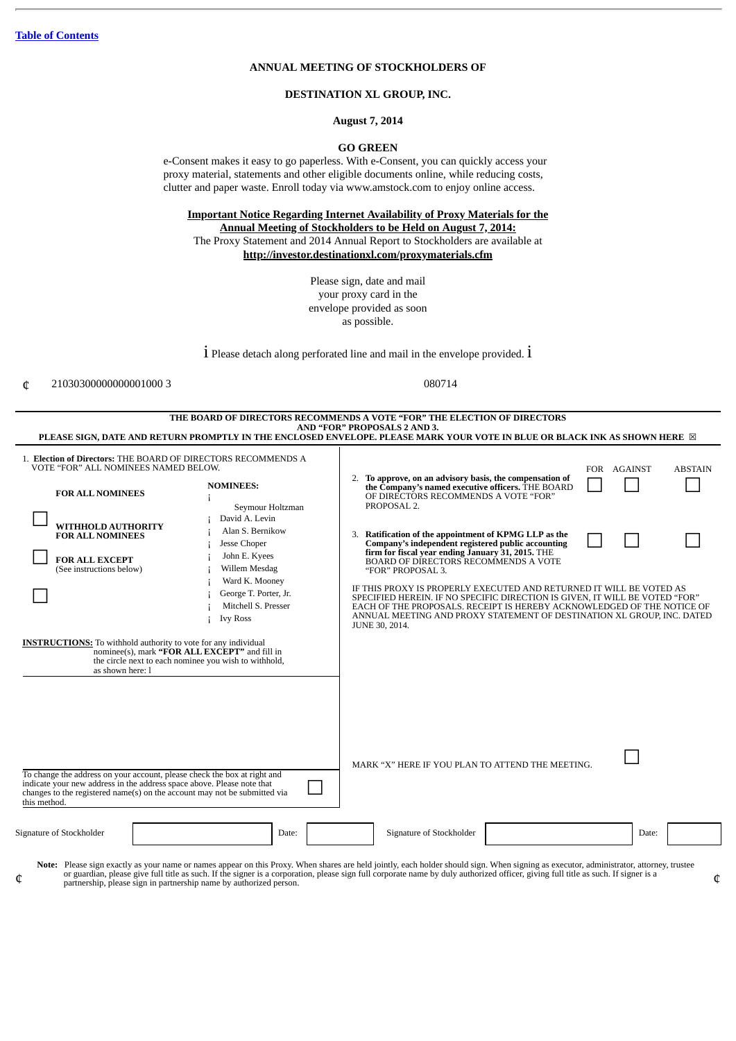[Table of Contents](#)

**ANNUAL MEETING OF STOCKHOLDERS OF**

**DESTINATION XL GROUP, INC.**

**August 7, 2014**

**GO GREEN**

e-Consent makes it easy to go paperless. With e-Consent, you can quickly access your proxy material, statements and other eligible documents online, while reducing costs, clutter and paper waste. Enroll today via www.amstock.com to enjoy online access.

**Important Notice Regarding Internet Availability of Proxy Materials for the Annual Meeting of Stockholders to be Held on August 7, 2014:**
The Proxy Statement and 2014 Annual Report to Stockholders are available at
**http://investor.destinationxl.com/proxymaterials.cfm**

Please sign, date and mail your proxy card in the envelope provided as soon as possible.

ì Please detach along perforated line and mail in the envelope provided. ì

¢ 21030300000000001000 3 080714

**THE BOARD OF DIRECTORS RECOMMENDS A VOTE "FOR" THE ELECTION OF DIRECTORS AND "FOR" PROPOSALS 2 AND 3.**
**PLEASE SIGN, DATE AND RETURN PROMPTLY IN THE ENCLOSED ENVELOPE. PLEASE MARK YOUR VOTE IN BLUE OR BLACK INK AS SHOWN HERE ☒**

1. **Election of Directors:** THE BOARD OF DIRECTORS RECOMMENDS A VOTE "FOR" ALL NOMINEES NAMED BELOW.

☐ **FOR ALL NOMINEES**

☐ **WITHHOLD AUTHORITY FOR ALL NOMINEES**

☐ **FOR ALL EXCEPT** (See instructions below)

**NOMINEES:**

- ¡ Seymour Holtzman
- ¡ David A. Levin
- ¡ Alan S. Bernikow
- ¡ Jesse Choper
- ¡ John E. Kyees
- ¡ Willem Mesdag
- ¡ Ward K. Mooney
- ¡ George T. Porter, Jr.
- ¡ Mitchell S. Presser
- ¡ Ivy Ross

**INSTRUCTIONS:** To withhold authority to vote for any individual nominee(s), mark **"FOR ALL EXCEPT"** and fill in the circle next to each nominee you wish to withhold, as shown here: l

| | FOR | AGAINST | ABSTAIN |
|---|---|---|---|
| 2. **To approve, on an advisory basis, the compensation of the Company's named executive officers.** THE BOARD OF DIRECTORS RECOMMENDS A VOTE "FOR" PROPOSAL 2. | ☐ | ☐ | ☐ |
| 3. **Ratification of the appointment of KPMG LLP as the Company's independent registered public accounting firm for fiscal year ending January 31, 2015.** THE BOARD OF DIRECTORS RECOMMENDS A VOTE "FOR" PROPOSAL 3. | ☐ | ☐ | ☐ |

IF THIS PROXY IS PROPERLY EXECUTED AND RETURNED IT WILL BE VOTED AS SPECIFIED HEREIN. IF NO SPECIFIC DIRECTION IS GIVEN, IT WILL BE VOTED "FOR" EACH OF THE PROPOSALS. RECEIPT IS HEREBY ACKNOWLEDGED OF THE NOTICE OF ANNUAL MEETING AND PROXY STATEMENT OF DESTINATION XL GROUP, INC. DATED JUNE 30, 2014.

To change the address on your account, please check the box at right and indicate your new address in the address space above. Please note that changes to the registered name(s) on the account may not be submitted via this method. ☐

MARK "X" HERE IF YOU PLAN TO ATTEND THE MEETING. ☐

Signature of Stockholder \_\_\_\_\_\_\_\_\_\_ Date: \_\_\_\_\_\_ Signature of Stockholder \_\_\_\_\_\_\_\_\_\_ Date: \_\_\_\_\_\_

**Note:** Please sign exactly as your name or names appear on this Proxy. When shares are held jointly, each holder should sign. When signing as executor, administrator, attorney, trustee or guardian, please give full title as such. If the signer is a corporation, please sign full corporate name by duly authorized officer, giving full title as such. If signer is a partnership, please sign in partnership name by authorized person.

¢ ¢